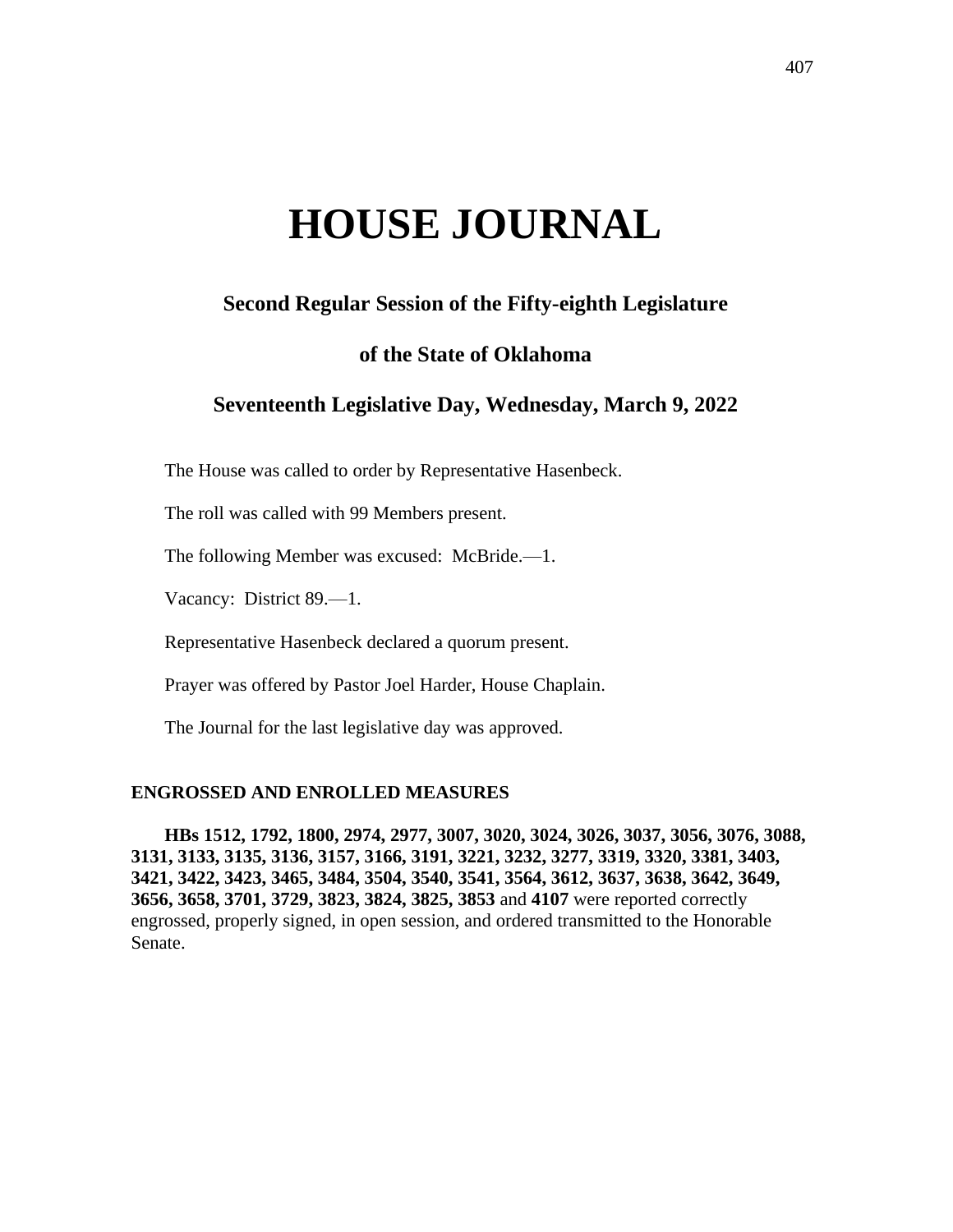# HOUSE JOURNAL

### Second Regular Session of the Fifty-eighth Legislature

### of the State of Oklahoma

### Seventeenth Legislative Day, Wednesday, March 9, 2022

The House was called to order by Representative Hasenbeck.

The roll was called with 99 Members present.

The following Member was excused: McBride.—1.

Vacancy: District 89.—1.

Representative Hasenbeck declared a quorum present.

Prayer was offered by Pastor Joel Harder, House Chaplain.

The Journal for the last legislative day was approved.

**ENGROSSED AND ENROLLED MEASURES**

**HBs 1512, 1792, 1800, 2974, 2977, 3007, 3020, 3024, 3026, 3037, 3056, 3076, 3088, 3131, 3133, 3135, 3136, 3157, 3166, 3191, 3221, 3232, 3277, 3319, 3320, 3381, 3403, 3421, 3422, 3423, 3465, 3484, 3504, 3540, 3541, 3564, 3612, 3637, 3638, 3642, 3649, 3656, 3658, 3701, 3729, 3823, 3824, 3825, 3853** and **4107** were reported correctly engrossed, properly signed, in open session, and ordered transmitted to the Honorable Senate.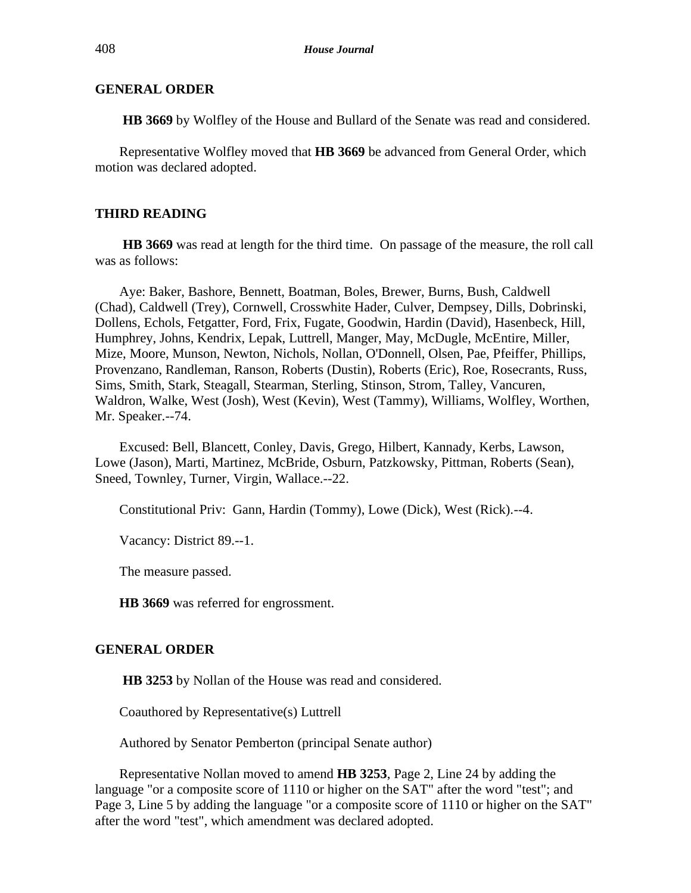## GENERAL ORDER

**HB 3669** by Wolfley of the House and Bullard of the Senate was read and considered.

Representative Wolfley moved that **HB 3669** be advanced from General Order, which motion was declared adopted.

## THIRD READING

**HB 3669** was read at length for the third time. On passage of the measure, the roll call was as follows:

Aye: Baker, Bashore, Bennett, Boatman, Boles, Brewer, Burns, Bush, Caldwell (Chad), Caldwell (Trey), Cornwell, Crosswhite Hader, Culver, Dempsey, Dills, Dobrinski, Dollens, Echols, Fetgatter, Ford, Frix, Fugate, Goodwin, Hardin (David), Hasenbeck, Hill, Humphrey, Johns, Kendrix, Lepak, Luttrell, Manger, May, McDugle, McEntire, Miller, Mize, Moore, Munson, Newton, Nichols, Nollan, O'Donnell, Olsen, Pae, Pfeiffer, Phillips, Provenzano, Randleman, Ranson, Roberts (Dustin), Roberts (Eric), Roe, Rosecrants, Russ, Sims, Smith, Stark, Steagall, Stearman, Sterling, Stinson, Strom, Talley, Vancuren, Waldron, Walke, West (Josh), West (Kevin), West (Tammy), Williams, Wolfley, Worthen, Mr. Speaker.--74.

Excused: Bell, Blancett, Conley, Davis, Grego, Hilbert, Kannady, Kerbs, Lawson, Lowe (Jason), Marti, Martinez, McBride, Osburn, Patzkowsky, Pittman, Roberts (Sean), Sneed, Townley, Turner, Virgin, Wallace.--22.

Constitutional Priv: Gann, Hardin (Tommy), Lowe (Dick), West (Rick).--4.

Vacancy: District 89.--1.

The measure passed.

**HB 3669** was referred for engrossment.

## GENERAL ORDER

**HB 3253** by Nollan of the House was read and considered.

Coauthored by Representative(s) Luttrell

Authored by Senator Pemberton (principal Senate author)

Representative Nollan moved to amend **HB 3253**, Page 2, Line 24 by adding the language "or a composite score of 1110 or higher on the SAT" after the word "test"; and Page 3, Line 5 by adding the language "or a composite score of 1110 or higher on the SAT" after the word "test", which amendment was declared adopted.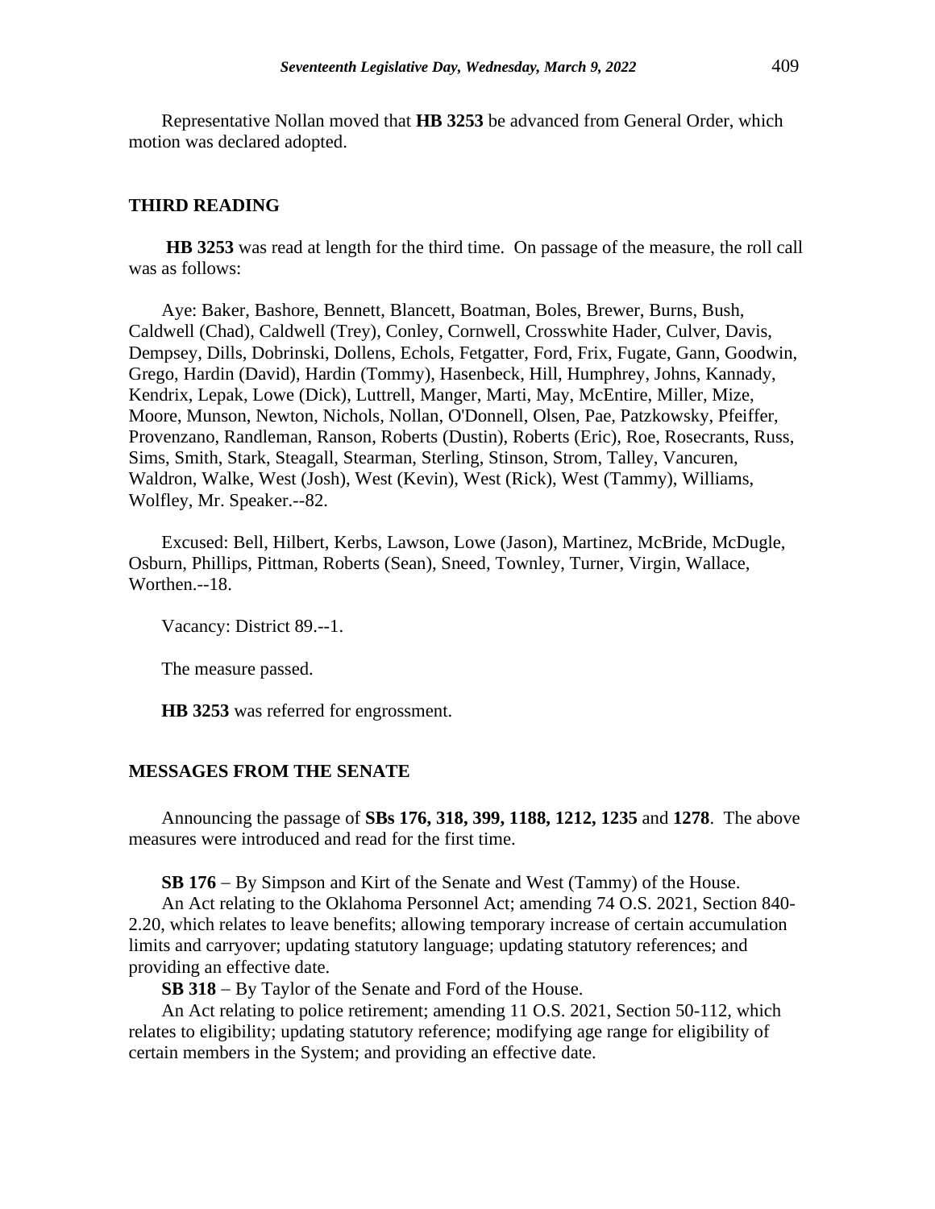Representative Nollan moved that **HB 3253** be advanced from General Order, which motion was declared adopted.

## THIRD READING

**HB 3253** was read at length for the third time. On passage of the measure, the roll call was as follows:

Aye: Baker, Bashore, Bennett, Blancett, Boatman, Boles, Brewer, Burns, Bush, Caldwell (Chad), Caldwell (Trey), Conley, Cornwell, Crosswhite Hader, Culver, Davis, Dempsey, Dills, Dobrinski, Dollens, Echols, Fetgatter, Ford, Frix, Fugate, Gann, Goodwin, Grego, Hardin (David), Hardin (Tommy), Hasenbeck, Hill, Humphrey, Johns, Kannady, Kendrix, Lepak, Lowe (Dick), Luttrell, Manger, Marti, May, McEntire, Miller, Mize, Moore, Munson, Newton, Nichols, Nollan, O'Donnell, Olsen, Pae, Patzkowsky, Pfeiffer, Provenzano, Randleman, Ranson, Roberts (Dustin), Roberts (Eric), Roe, Rosecrants, Russ, Sims, Smith, Stark, Steagall, Stearman, Sterling, Stinson, Strom, Talley, Vancuren, Waldron, Walke, West (Josh), West (Kevin), West (Rick), West (Tammy), Williams, Wolfley, Mr. Speaker.--82.

Excused: Bell, Hilbert, Kerbs, Lawson, Lowe (Jason), Martinez, McBride, McDugle, Osburn, Phillips, Pittman, Roberts (Sean), Sneed, Townley, Turner, Virgin, Wallace, Worthen.--18.

Vacancy: District 89.--1.

The measure passed.

**HB 3253** was referred for engrossment.

## MESSAGES FROM THE SENATE

Announcing the passage of **SBs 176, 318, 399, 1188, 1212, 1235** and **1278**. The above measures were introduced and read for the first time.

**SB 176** – By Simpson and Kirt of the Senate and West (Tammy) of the House.
An Act relating to the Oklahoma Personnel Act; amending 74 O.S. 2021, Section 840-2.20, which relates to leave benefits; allowing temporary increase of certain accumulation limits and carryover; updating statutory language; updating statutory references; and providing an effective date.

**SB 318** – By Taylor of the Senate and Ford of the House.
An Act relating to police retirement; amending 11 O.S. 2021, Section 50-112, which relates to eligibility; updating statutory reference; modifying age range for eligibility of certain members in the System; and providing an effective date.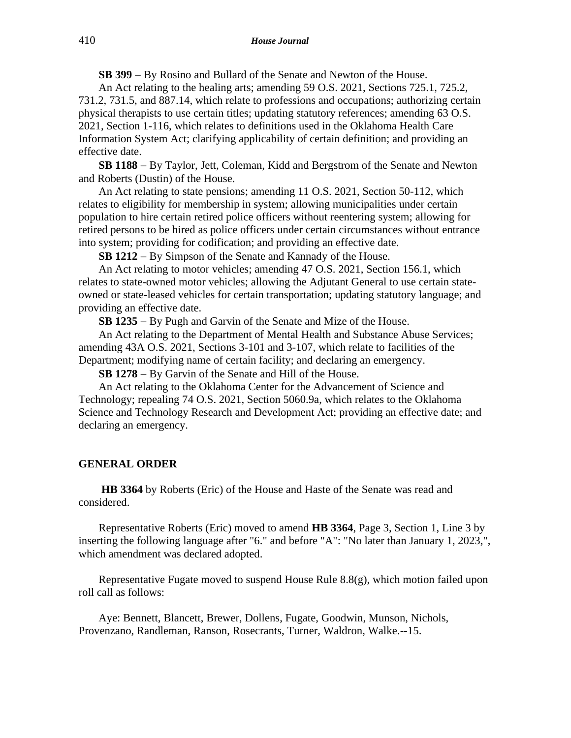**SB 399** − By Rosino and Bullard of the Senate and Newton of the House.

An Act relating to the healing arts; amending 59 O.S. 2021, Sections 725.1, 725.2, 731.2, 731.5, and 887.14, which relate to professions and occupations; authorizing certain physical therapists to use certain titles; updating statutory references; amending 63 O.S. 2021, Section 1-116, which relates to definitions used in the Oklahoma Health Care Information System Act; clarifying applicability of certain definition; and providing an effective date.

**SB 1188** − By Taylor, Jett, Coleman, Kidd and Bergstrom of the Senate and Newton and Roberts (Dustin) of the House.

An Act relating to state pensions; amending 11 O.S. 2021, Section 50-112, which relates to eligibility for membership in system; allowing municipalities under certain population to hire certain retired police officers without reentering system; allowing for retired persons to be hired as police officers under certain circumstances without entrance into system; providing for codification; and providing an effective date.

**SB 1212** − By Simpson of the Senate and Kannady of the House.

An Act relating to motor vehicles; amending 47 O.S. 2021, Section 156.1, which relates to state-owned motor vehicles; allowing the Adjutant General to use certain state-owned or state-leased vehicles for certain transportation; updating statutory language; and providing an effective date.

**SB 1235** − By Pugh and Garvin of the Senate and Mize of the House.

An Act relating to the Department of Mental Health and Substance Abuse Services; amending 43A O.S. 2021, Sections 3-101 and 3-107, which relate to facilities of the Department; modifying name of certain facility; and declaring an emergency.

**SB 1278** − By Garvin of the Senate and Hill of the House.

An Act relating to the Oklahoma Center for the Advancement of Science and Technology; repealing 74 O.S. 2021, Section 5060.9a, which relates to the Oklahoma Science and Technology Research and Development Act; providing an effective date; and declaring an emergency.

## GENERAL ORDER

**HB 3364** by Roberts (Eric) of the House and Haste of the Senate was read and considered.

Representative Roberts (Eric) moved to amend **HB 3364**, Page 3, Section 1, Line 3 by inserting the following language after "6." and before "A": "No later than January 1, 2023,", which amendment was declared adopted.

Representative Fugate moved to suspend House Rule 8.8(g), which motion failed upon roll call as follows:

Aye: Bennett, Blancett, Brewer, Dollens, Fugate, Goodwin, Munson, Nichols, Provenzano, Randleman, Ranson, Rosecrants, Turner, Waldron, Walke.--15.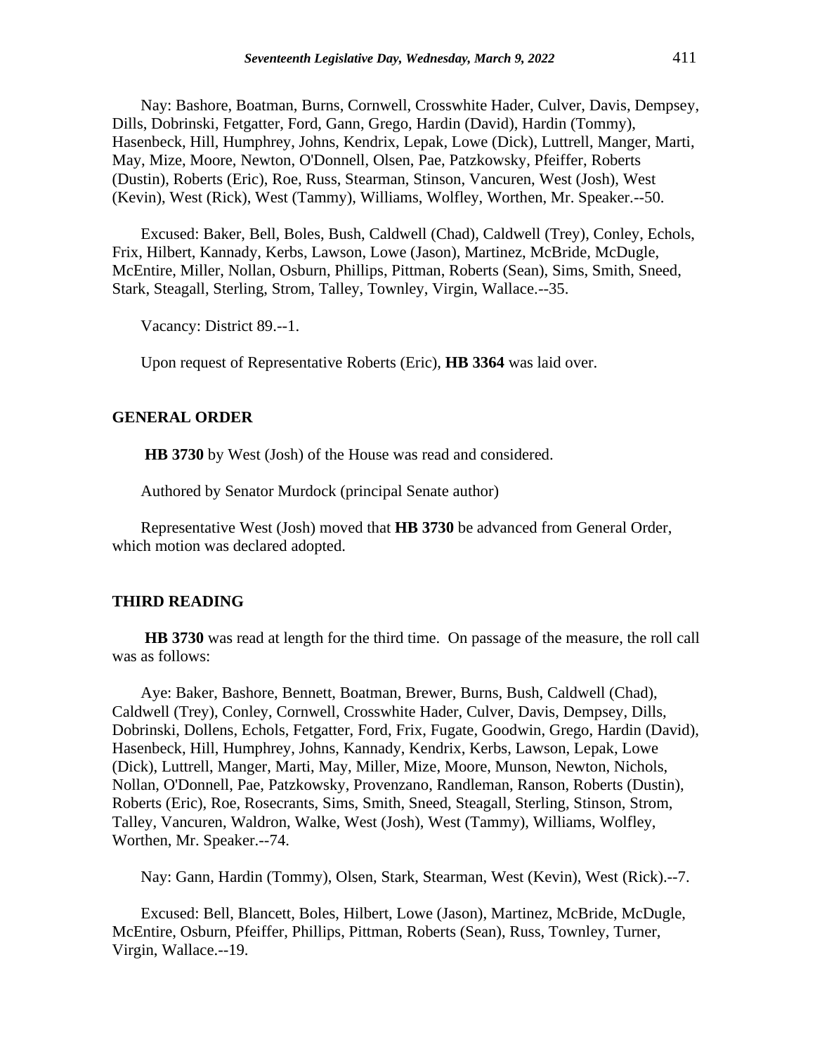Nay: Bashore, Boatman, Burns, Cornwell, Crosswhite Hader, Culver, Davis, Dempsey, Dills, Dobrinski, Fetgatter, Ford, Gann, Grego, Hardin (David), Hardin (Tommy), Hasenbeck, Hill, Humphrey, Johns, Kendrix, Lepak, Lowe (Dick), Luttrell, Manger, Marti, May, Mize, Moore, Newton, O'Donnell, Olsen, Pae, Patzkowsky, Pfeiffer, Roberts (Dustin), Roberts (Eric), Roe, Russ, Stearman, Stinson, Vancuren, West (Josh), West (Kevin), West (Rick), West (Tammy), Williams, Wolfley, Worthen, Mr. Speaker.--50.

Excused: Baker, Bell, Boles, Bush, Caldwell (Chad), Caldwell (Trey), Conley, Echols, Frix, Hilbert, Kannady, Kerbs, Lawson, Lowe (Jason), Martinez, McBride, McDugle, McEntire, Miller, Nollan, Osburn, Phillips, Pittman, Roberts (Sean), Sims, Smith, Sneed, Stark, Steagall, Sterling, Strom, Talley, Townley, Virgin, Wallace.--35.

Vacancy: District 89.--1.

Upon request of Representative Roberts (Eric), **HB 3364** was laid over.

## GENERAL ORDER

**HB 3730** by West (Josh) of the House was read and considered.

Authored by Senator Murdock (principal Senate author)

Representative West (Josh) moved that **HB 3730** be advanced from General Order, which motion was declared adopted.

## THIRD READING

**HB 3730** was read at length for the third time. On passage of the measure, the roll call was as follows:

Aye: Baker, Bashore, Bennett, Boatman, Brewer, Burns, Bush, Caldwell (Chad), Caldwell (Trey), Conley, Cornwell, Crosswhite Hader, Culver, Davis, Dempsey, Dills, Dobrinski, Dollens, Echols, Fetgatter, Ford, Frix, Fugate, Goodwin, Grego, Hardin (David), Hasenbeck, Hill, Humphrey, Johns, Kannady, Kendrix, Kerbs, Lawson, Lepak, Lowe (Dick), Luttrell, Manger, Marti, May, Miller, Mize, Moore, Munson, Newton, Nichols, Nollan, O'Donnell, Pae, Patzkowsky, Provenzano, Randleman, Ranson, Roberts (Dustin), Roberts (Eric), Roe, Rosecrants, Sims, Smith, Sneed, Steagall, Sterling, Stinson, Strom, Talley, Vancuren, Waldron, Walke, West (Josh), West (Tammy), Williams, Wolfley, Worthen, Mr. Speaker.--74.

Nay: Gann, Hardin (Tommy), Olsen, Stark, Stearman, West (Kevin), West (Rick).--7.

Excused: Bell, Blancett, Boles, Hilbert, Lowe (Jason), Martinez, McBride, McDugle, McEntire, Osburn, Pfeiffer, Phillips, Pittman, Roberts (Sean), Russ, Townley, Turner, Virgin, Wallace.--19.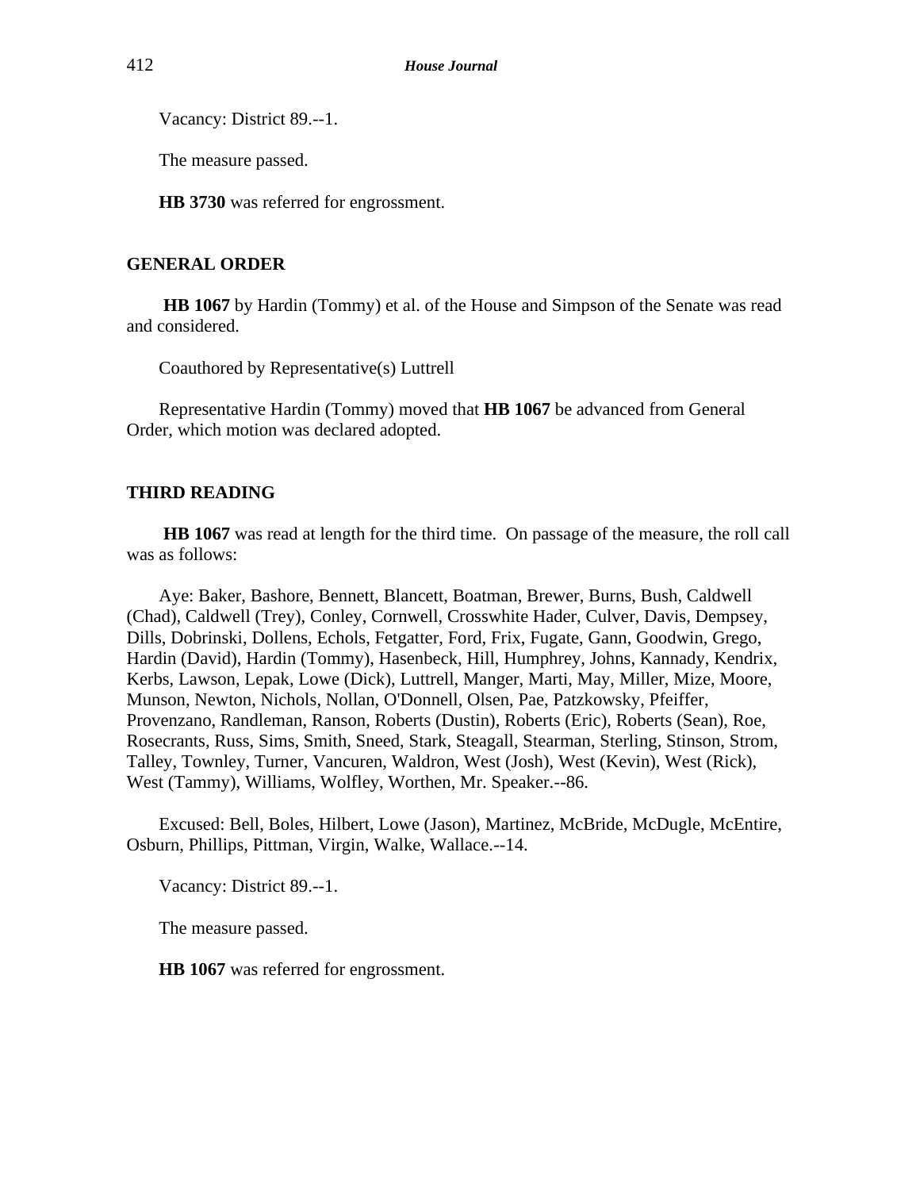Vacancy: District 89.--1.

The measure passed.

**HB 3730** was referred for engrossment.

## GENERAL ORDER

**HB 1067** by Hardin (Tommy) et al. of the House and Simpson of the Senate was read and considered.

Coauthored by Representative(s) Luttrell

Representative Hardin (Tommy) moved that **HB 1067** be advanced from General Order, which motion was declared adopted.

## THIRD READING

**HB 1067** was read at length for the third time. On passage of the measure, the roll call was as follows:

Aye: Baker, Bashore, Bennett, Blancett, Boatman, Brewer, Burns, Bush, Caldwell (Chad), Caldwell (Trey), Conley, Cornwell, Crosswhite Hader, Culver, Davis, Dempsey, Dills, Dobrinski, Dollens, Echols, Fetgatter, Ford, Frix, Fugate, Gann, Goodwin, Grego, Hardin (David), Hardin (Tommy), Hasenbeck, Hill, Humphrey, Johns, Kannady, Kendrix, Kerbs, Lawson, Lepak, Lowe (Dick), Luttrell, Manger, Marti, May, Miller, Mize, Moore, Munson, Newton, Nichols, Nollan, O'Donnell, Olsen, Pae, Patzkowsky, Pfeiffer, Provenzano, Randleman, Ranson, Roberts (Dustin), Roberts (Eric), Roberts (Sean), Roe, Rosecrants, Russ, Sims, Smith, Sneed, Stark, Steagall, Stearman, Sterling, Stinson, Strom, Talley, Townley, Turner, Vancuren, Waldron, West (Josh), West (Kevin), West (Rick), West (Tammy), Williams, Wolfley, Worthen, Mr. Speaker.--86.

Excused: Bell, Boles, Hilbert, Lowe (Jason), Martinez, McBride, McDugle, McEntire, Osburn, Phillips, Pittman, Virgin, Walke, Wallace.--14.

Vacancy: District 89.--1.

The measure passed.

**HB 1067** was referred for engrossment.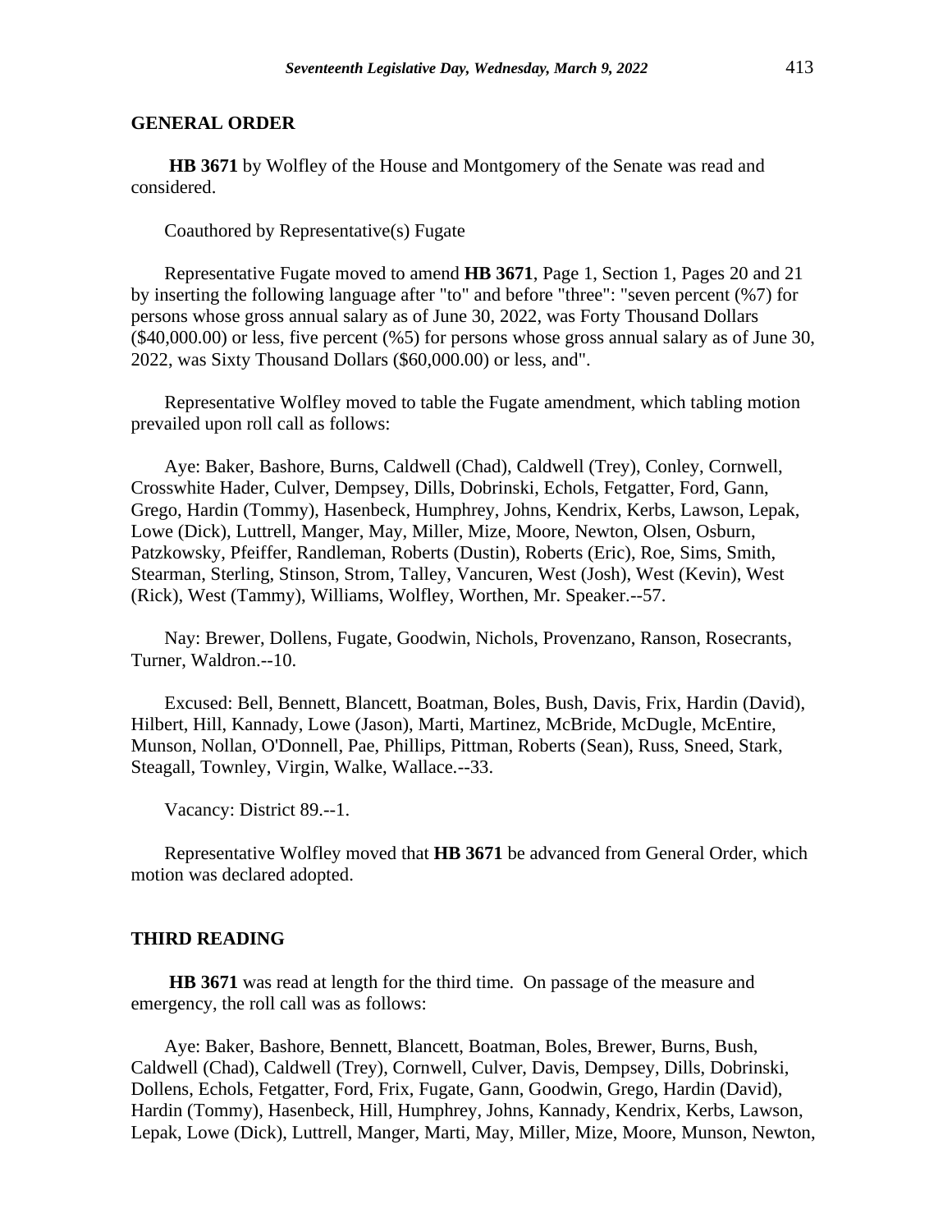**GENERAL ORDER**

**HB 3671** by Wolfley of the House and Montgomery of the Senate was read and considered.

Coauthored by Representative(s) Fugate

Representative Fugate moved to amend **HB 3671**, Page 1, Section 1, Pages 20 and 21 by inserting the following language after "to" and before "three": "seven percent (%7) for persons whose gross annual salary as of June 30, 2022, was Forty Thousand Dollars ($40,000.00) or less, five percent (%5) for persons whose gross annual salary as of June 30, 2022, was Sixty Thousand Dollars ($60,000.00) or less, and".

Representative Wolfley moved to table the Fugate amendment, which tabling motion prevailed upon roll call as follows:

Aye: Baker, Bashore, Burns, Caldwell (Chad), Caldwell (Trey), Conley, Cornwell, Crosswhite Hader, Culver, Dempsey, Dills, Dobrinski, Echols, Fetgatter, Ford, Gann, Grego, Hardin (Tommy), Hasenbeck, Humphrey, Johns, Kendrix, Kerbs, Lawson, Lepak, Lowe (Dick), Luttrell, Manger, May, Miller, Mize, Moore, Newton, Olsen, Osburn, Patzkowsky, Pfeiffer, Randleman, Roberts (Dustin), Roberts (Eric), Roe, Sims, Smith, Stearman, Sterling, Stinson, Strom, Talley, Vancuren, West (Josh), West (Kevin), West (Rick), West (Tammy), Williams, Wolfley, Worthen, Mr. Speaker.--57.

Nay: Brewer, Dollens, Fugate, Goodwin, Nichols, Provenzano, Ranson, Rosecrants, Turner, Waldron.--10.

Excused: Bell, Bennett, Blancett, Boatman, Boles, Bush, Davis, Frix, Hardin (David), Hilbert, Hill, Kannady, Lowe (Jason), Marti, Martinez, McBride, McDugle, McEntire, Munson, Nollan, O'Donnell, Pae, Phillips, Pittman, Roberts (Sean), Russ, Sneed, Stark, Steagall, Townley, Virgin, Walke, Wallace.--33.

Vacancy: District 89.--1.

Representative Wolfley moved that **HB 3671** be advanced from General Order, which motion was declared adopted.

**THIRD READING**

**HB 3671** was read at length for the third time. On passage of the measure and emergency, the roll call was as follows:

Aye: Baker, Bashore, Bennett, Blancett, Boatman, Boles, Brewer, Burns, Bush, Caldwell (Chad), Caldwell (Trey), Cornwell, Culver, Davis, Dempsey, Dills, Dobrinski, Dollens, Echols, Fetgatter, Ford, Frix, Fugate, Gann, Goodwin, Grego, Hardin (David), Hardin (Tommy), Hasenbeck, Hill, Humphrey, Johns, Kannady, Kendrix, Kerbs, Lawson, Lepak, Lowe (Dick), Luttrell, Manger, Marti, May, Miller, Mize, Moore, Munson, Newton,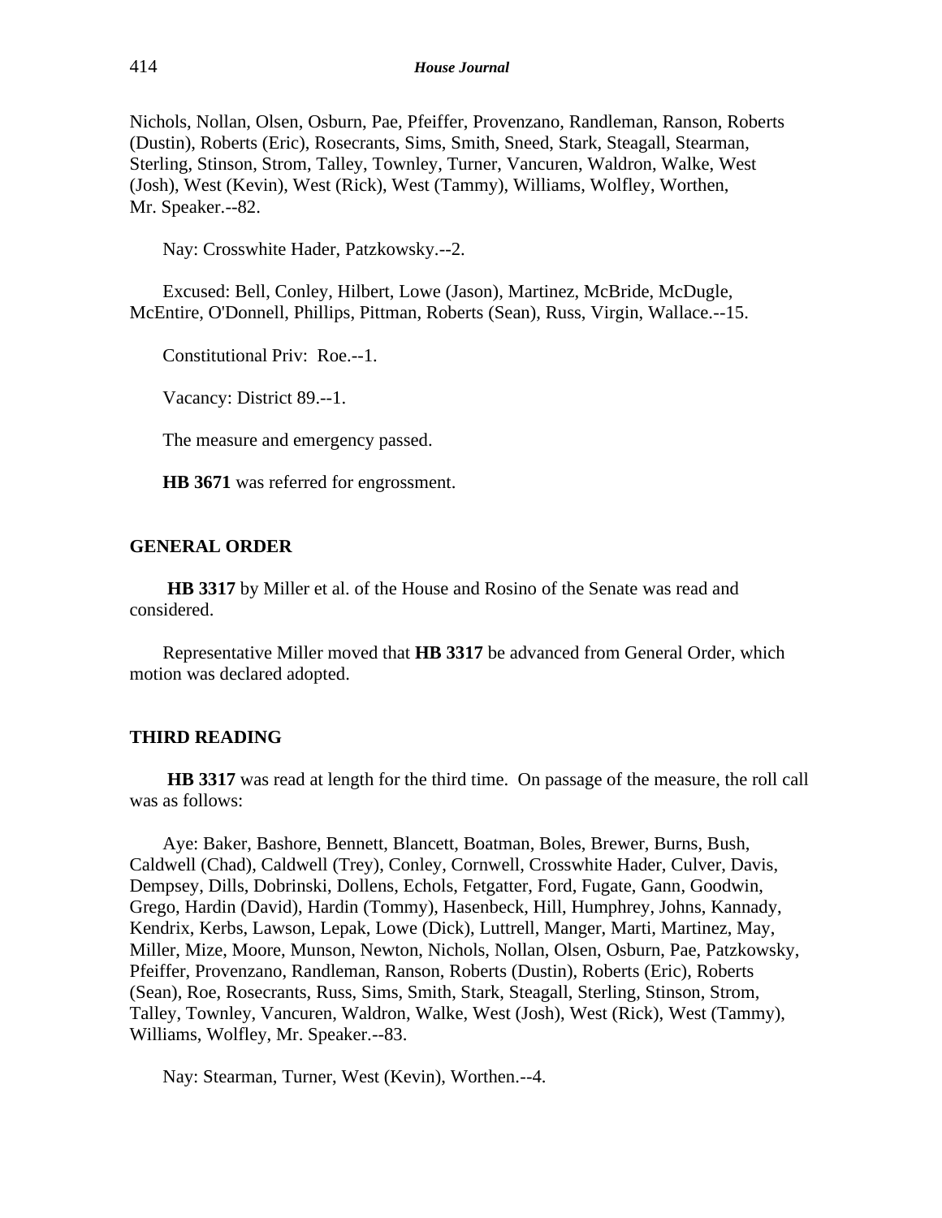Nichols, Nollan, Olsen, Osburn, Pae, Pfeiffer, Provenzano, Randleman, Ranson, Roberts (Dustin), Roberts (Eric), Rosecrants, Sims, Smith, Sneed, Stark, Steagall, Stearman, Sterling, Stinson, Strom, Talley, Townley, Turner, Vancuren, Waldron, Walke, West (Josh), West (Kevin), West (Rick), West (Tammy), Williams, Wolfley, Worthen, Mr. Speaker.--82.

Nay: Crosswhite Hader, Patzkowsky.--2.

Excused: Bell, Conley, Hilbert, Lowe (Jason), Martinez, McBride, McDugle, McEntire, O'Donnell, Phillips, Pittman, Roberts (Sean), Russ, Virgin, Wallace.--15.

Constitutional Priv: Roe.--1.

Vacancy: District 89.--1.

The measure and emergency passed.

**HB 3671** was referred for engrossment.

## GENERAL ORDER

**HB 3317** by Miller et al. of the House and Rosino of the Senate was read and considered.

Representative Miller moved that **HB 3317** be advanced from General Order, which motion was declared adopted.

## THIRD READING

**HB 3317** was read at length for the third time. On passage of the measure, the roll call was as follows:

Aye: Baker, Bashore, Bennett, Blancett, Boatman, Boles, Brewer, Burns, Bush, Caldwell (Chad), Caldwell (Trey), Conley, Cornwell, Crosswhite Hader, Culver, Davis, Dempsey, Dills, Dobrinski, Dollens, Echols, Fetgatter, Ford, Fugate, Gann, Goodwin, Grego, Hardin (David), Hardin (Tommy), Hasenbeck, Hill, Humphrey, Johns, Kannady, Kendrix, Kerbs, Lawson, Lepak, Lowe (Dick), Luttrell, Manger, Marti, Martinez, May, Miller, Mize, Moore, Munson, Newton, Nichols, Nollan, Olsen, Osburn, Pae, Patzkowsky, Pfeiffer, Provenzano, Randleman, Ranson, Roberts (Dustin), Roberts (Eric), Roberts (Sean), Roe, Rosecrants, Russ, Sims, Smith, Stark, Steagall, Sterling, Stinson, Strom, Talley, Townley, Vancuren, Waldron, Walke, West (Josh), West (Rick), West (Tammy), Williams, Wolfley, Mr. Speaker.--83.

Nay: Stearman, Turner, West (Kevin), Worthen.--4.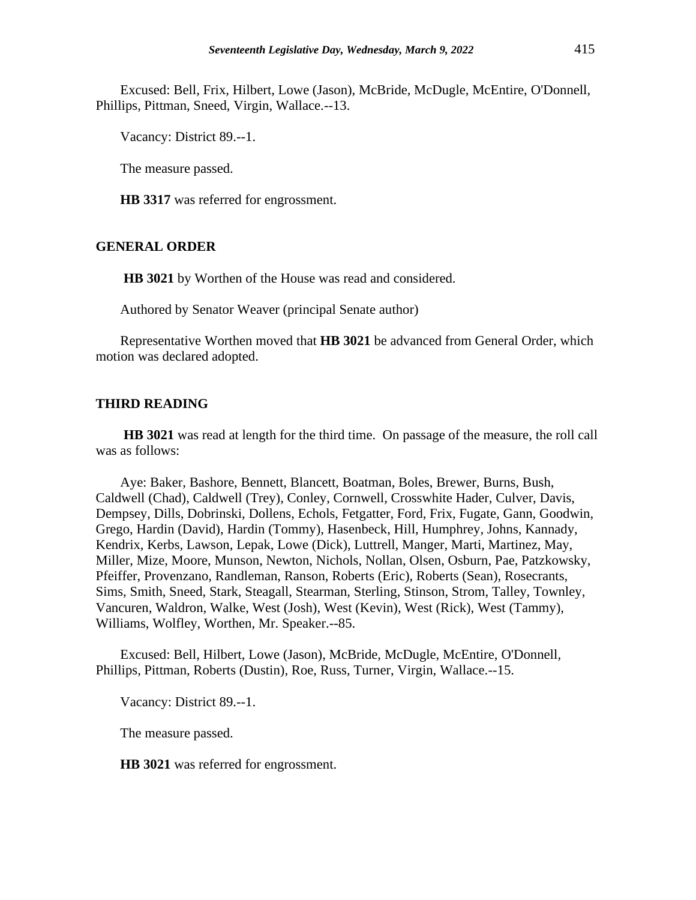Excused: Bell, Frix, Hilbert, Lowe (Jason), McBride, McDugle, McEntire, O'Donnell, Phillips, Pittman, Sneed, Virgin, Wallace.--13.

Vacancy: District 89.--1.

The measure passed.

**HB 3317** was referred for engrossment.

## GENERAL ORDER

**HB 3021** by Worthen of the House was read and considered.

Authored by Senator Weaver (principal Senate author)

Representative Worthen moved that **HB 3021** be advanced from General Order, which motion was declared adopted.

## THIRD READING

**HB 3021** was read at length for the third time. On passage of the measure, the roll call was as follows:

Aye: Baker, Bashore, Bennett, Blancett, Boatman, Boles, Brewer, Burns, Bush, Caldwell (Chad), Caldwell (Trey), Conley, Cornwell, Crosswhite Hader, Culver, Davis, Dempsey, Dills, Dobrinski, Dollens, Echols, Fetgatter, Ford, Frix, Fugate, Gann, Goodwin, Grego, Hardin (David), Hardin (Tommy), Hasenbeck, Hill, Humphrey, Johns, Kannady, Kendrix, Kerbs, Lawson, Lepak, Lowe (Dick), Luttrell, Manger, Marti, Martinez, May, Miller, Mize, Moore, Munson, Newton, Nichols, Nollan, Olsen, Osburn, Pae, Patzkowsky, Pfeiffer, Provenzano, Randleman, Ranson, Roberts (Eric), Roberts (Sean), Rosecrants, Sims, Smith, Sneed, Stark, Steagall, Stearman, Sterling, Stinson, Strom, Talley, Townley, Vancuren, Waldron, Walke, West (Josh), West (Kevin), West (Rick), West (Tammy), Williams, Wolfley, Worthen, Mr. Speaker.--85.

Excused: Bell, Hilbert, Lowe (Jason), McBride, McDugle, McEntire, O'Donnell, Phillips, Pittman, Roberts (Dustin), Roe, Russ, Turner, Virgin, Wallace.--15.

Vacancy: District 89.--1.

The measure passed.

**HB 3021** was referred for engrossment.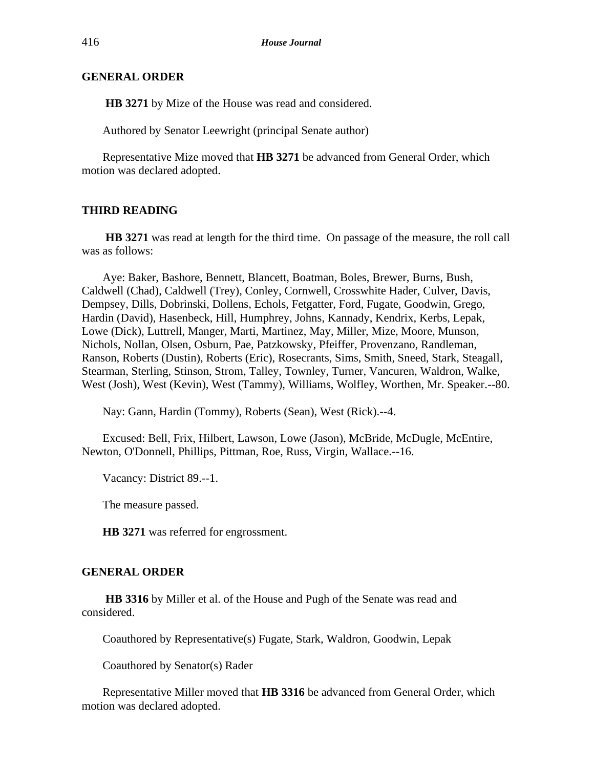**GENERAL ORDER**

**HB 3271** by Mize of the House was read and considered.

Authored by Senator Leewright (principal Senate author)

Representative Mize moved that **HB 3271** be advanced from General Order, which motion was declared adopted.

**THIRD READING**

**HB 3271** was read at length for the third time. On passage of the measure, the roll call was as follows:

Aye: Baker, Bashore, Bennett, Blancett, Boatman, Boles, Brewer, Burns, Bush, Caldwell (Chad), Caldwell (Trey), Conley, Cornwell, Crosswhite Hader, Culver, Davis, Dempsey, Dills, Dobrinski, Dollens, Echols, Fetgatter, Ford, Fugate, Goodwin, Grego, Hardin (David), Hasenbeck, Hill, Humphrey, Johns, Kannady, Kendrix, Kerbs, Lepak, Lowe (Dick), Luttrell, Manger, Marti, Martinez, May, Miller, Mize, Moore, Munson, Nichols, Nollan, Olsen, Osburn, Pae, Patzkowsky, Pfeiffer, Provenzano, Randleman, Ranson, Roberts (Dustin), Roberts (Eric), Rosecrants, Sims, Smith, Sneed, Stark, Steagall, Stearman, Sterling, Stinson, Strom, Talley, Townley, Turner, Vancuren, Waldron, Walke, West (Josh), West (Kevin), West (Tammy), Williams, Wolfley, Worthen, Mr. Speaker.--80.

Nay: Gann, Hardin (Tommy), Roberts (Sean), West (Rick).--4.

Excused: Bell, Frix, Hilbert, Lawson, Lowe (Jason), McBride, McDugle, McEntire, Newton, O'Donnell, Phillips, Pittman, Roe, Russ, Virgin, Wallace.--16.

Vacancy: District 89.--1.

The measure passed.

**HB 3271** was referred for engrossment.

**GENERAL ORDER**

**HB 3316** by Miller et al. of the House and Pugh of the Senate was read and considered.

Coauthored by Representative(s) Fugate, Stark, Waldron, Goodwin, Lepak

Coauthored by Senator(s) Rader

Representative Miller moved that **HB 3316** be advanced from General Order, which motion was declared adopted.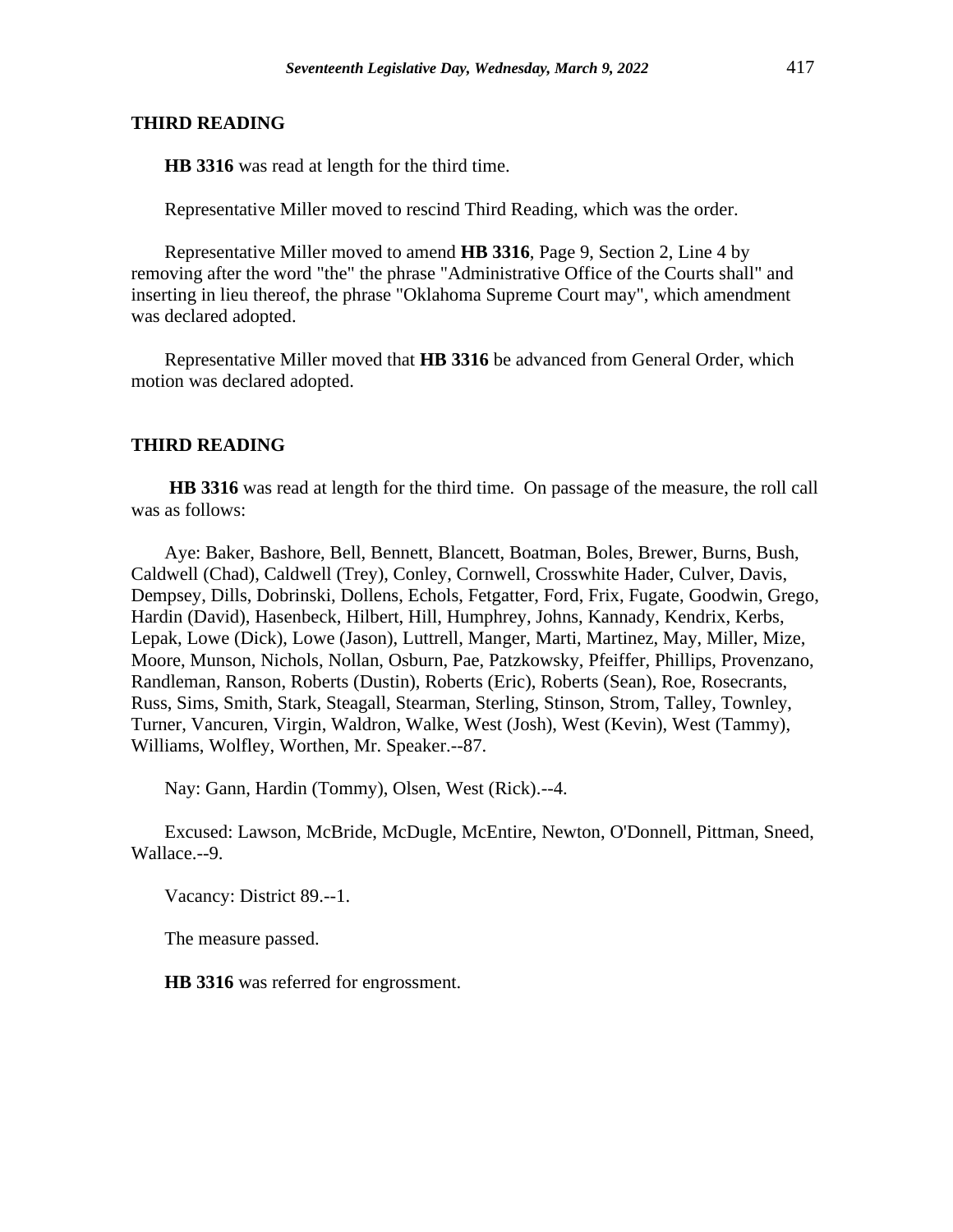### THIRD READING

**HB 3316** was read at length for the third time.

Representative Miller moved to rescind Third Reading, which was the order.

Representative Miller moved to amend **HB 3316**, Page 9, Section 2, Line 4 by removing after the word "the" the phrase "Administrative Office of the Courts shall" and inserting in lieu thereof, the phrase "Oklahoma Supreme Court may", which amendment was declared adopted.

Representative Miller moved that **HB 3316** be advanced from General Order, which motion was declared adopted.

### THIRD READING

**HB 3316** was read at length for the third time. On passage of the measure, the roll call was as follows:

Aye: Baker, Bashore, Bell, Bennett, Blancett, Boatman, Boles, Brewer, Burns, Bush, Caldwell (Chad), Caldwell (Trey), Conley, Cornwell, Crosswhite Hader, Culver, Davis, Dempsey, Dills, Dobrinski, Dollens, Echols, Fetgatter, Ford, Frix, Fugate, Goodwin, Grego, Hardin (David), Hasenbeck, Hilbert, Hill, Humphrey, Johns, Kannady, Kendrix, Kerbs, Lepak, Lowe (Dick), Lowe (Jason), Luttrell, Manger, Marti, Martinez, May, Miller, Mize, Moore, Munson, Nichols, Nollan, Osburn, Pae, Patzkowsky, Pfeiffer, Phillips, Provenzano, Randleman, Ranson, Roberts (Dustin), Roberts (Eric), Roberts (Sean), Roe, Rosecrants, Russ, Sims, Smith, Stark, Steagall, Stearman, Sterling, Stinson, Strom, Talley, Townley, Turner, Vancuren, Virgin, Waldron, Walke, West (Josh), West (Kevin), West (Tammy), Williams, Wolfley, Worthen, Mr. Speaker.--87.

Nay: Gann, Hardin (Tommy), Olsen, West (Rick).--4.

Excused: Lawson, McBride, McDugle, McEntire, Newton, O'Donnell, Pittman, Sneed, Wallace.--9.

Vacancy: District 89.--1.

The measure passed.

**HB 3316** was referred for engrossment.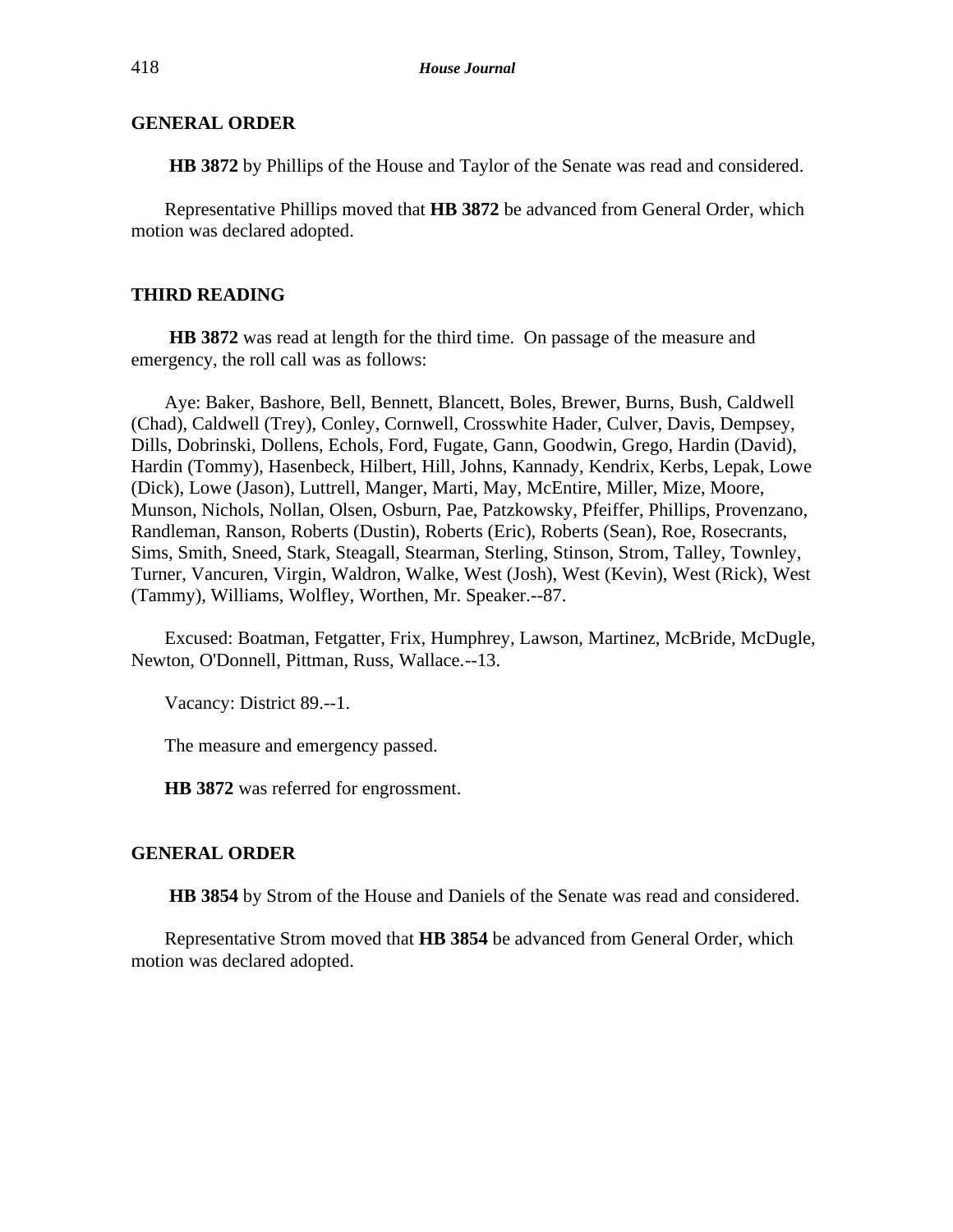## GENERAL ORDER

**HB 3872** by Phillips of the House and Taylor of the Senate was read and considered.

Representative Phillips moved that **HB 3872** be advanced from General Order, which motion was declared adopted.

## THIRD READING

**HB 3872** was read at length for the third time. On passage of the measure and emergency, the roll call was as follows:

Aye: Baker, Bashore, Bell, Bennett, Blancett, Boles, Brewer, Burns, Bush, Caldwell (Chad), Caldwell (Trey), Conley, Cornwell, Crosswhite Hader, Culver, Davis, Dempsey, Dills, Dobrinski, Dollens, Echols, Ford, Fugate, Gann, Goodwin, Grego, Hardin (David), Hardin (Tommy), Hasenbeck, Hilbert, Hill, Johns, Kannady, Kendrix, Kerbs, Lepak, Lowe (Dick), Lowe (Jason), Luttrell, Manger, Marti, May, McEntire, Miller, Mize, Moore, Munson, Nichols, Nollan, Olsen, Osburn, Pae, Patzkowsky, Pfeiffer, Phillips, Provenzano, Randleman, Ranson, Roberts (Dustin), Roberts (Eric), Roberts (Sean), Roe, Rosecrants, Sims, Smith, Sneed, Stark, Steagall, Stearman, Sterling, Stinson, Strom, Talley, Townley, Turner, Vancuren, Virgin, Waldron, Walke, West (Josh), West (Kevin), West (Rick), West (Tammy), Williams, Wolfley, Worthen, Mr. Speaker.--87.

Excused: Boatman, Fetgatter, Frix, Humphrey, Lawson, Martinez, McBride, McDugle, Newton, O'Donnell, Pittman, Russ, Wallace.--13.

Vacancy: District 89.--1.

The measure and emergency passed.

**HB 3872** was referred for engrossment.

## GENERAL ORDER

**HB 3854** by Strom of the House and Daniels of the Senate was read and considered.

Representative Strom moved that **HB 3854** be advanced from General Order, which motion was declared adopted.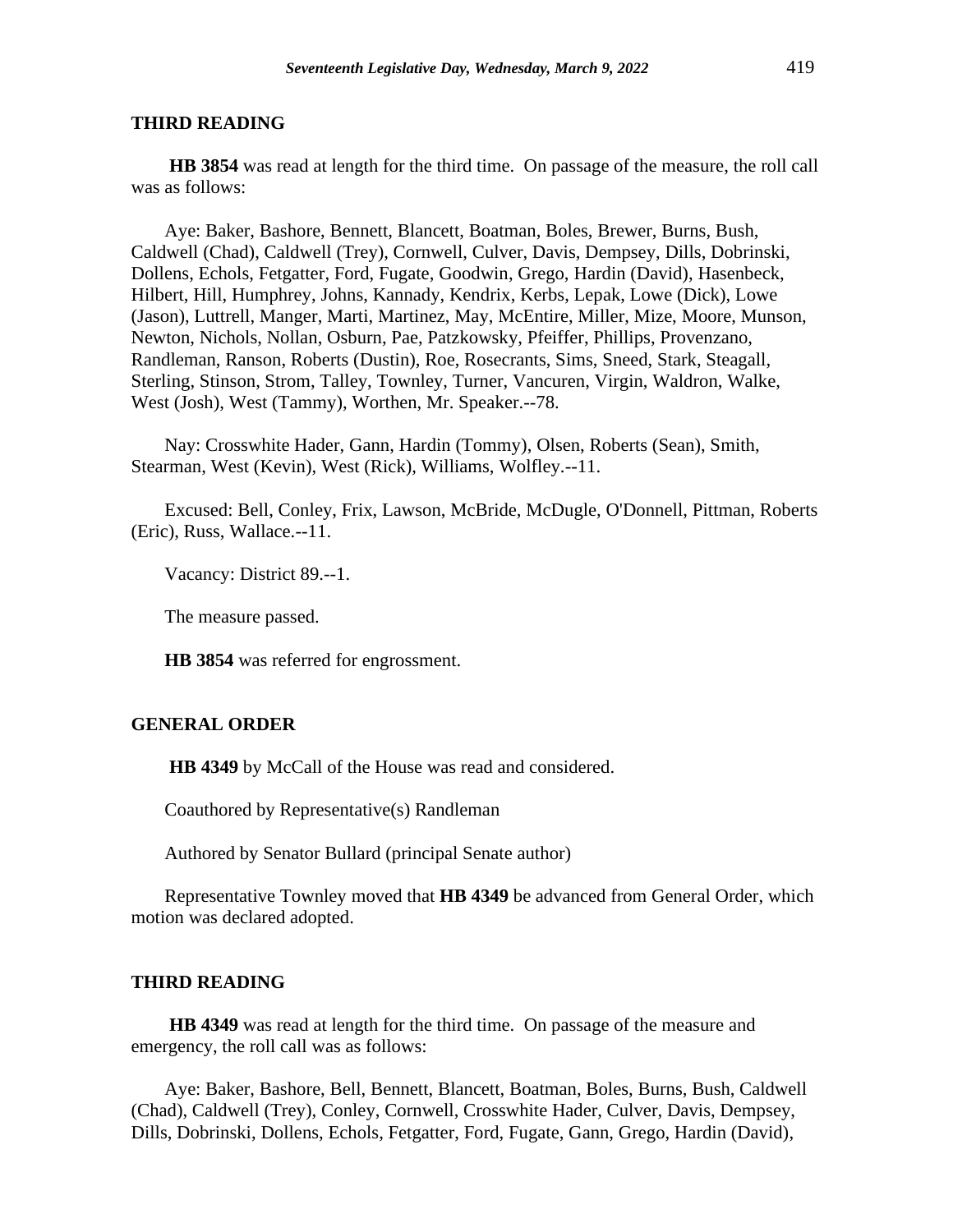## THIRD READING

**HB 3854** was read at length for the third time. On passage of the measure, the roll call was as follows:

Aye: Baker, Bashore, Bennett, Blancett, Boatman, Boles, Brewer, Burns, Bush, Caldwell (Chad), Caldwell (Trey), Cornwell, Culver, Davis, Dempsey, Dills, Dobrinski, Dollens, Echols, Fetgatter, Ford, Fugate, Goodwin, Grego, Hardin (David), Hasenbeck, Hilbert, Hill, Humphrey, Johns, Kannady, Kendrix, Kerbs, Lepak, Lowe (Dick), Lowe (Jason), Luttrell, Manger, Marti, Martinez, May, McEntire, Miller, Mize, Moore, Munson, Newton, Nichols, Nollan, Osburn, Pae, Patzkowsky, Pfeiffer, Phillips, Provenzano, Randleman, Ranson, Roberts (Dustin), Roe, Rosecrants, Sims, Sneed, Stark, Steagall, Sterling, Stinson, Strom, Talley, Townley, Turner, Vancuren, Virgin, Waldron, Walke, West (Josh), West (Tammy), Worthen, Mr. Speaker.--78.

Nay: Crosswhite Hader, Gann, Hardin (Tommy), Olsen, Roberts (Sean), Smith, Stearman, West (Kevin), West (Rick), Williams, Wolfley.--11.

Excused: Bell, Conley, Frix, Lawson, McBride, McDugle, O'Donnell, Pittman, Roberts (Eric), Russ, Wallace.--11.

Vacancy: District 89.--1.

The measure passed.

**HB 3854** was referred for engrossment.

## GENERAL ORDER

**HB 4349** by McCall of the House was read and considered.

Coauthored by Representative(s) Randleman

Authored by Senator Bullard (principal Senate author)

Representative Townley moved that **HB 4349** be advanced from General Order, which motion was declared adopted.

## THIRD READING

**HB 4349** was read at length for the third time. On passage of the measure and emergency, the roll call was as follows:

Aye: Baker, Bashore, Bell, Bennett, Blancett, Boatman, Boles, Burns, Bush, Caldwell (Chad), Caldwell (Trey), Conley, Cornwell, Crosswhite Hader, Culver, Davis, Dempsey, Dills, Dobrinski, Dollens, Echols, Fetgatter, Ford, Fugate, Gann, Grego, Hardin (David),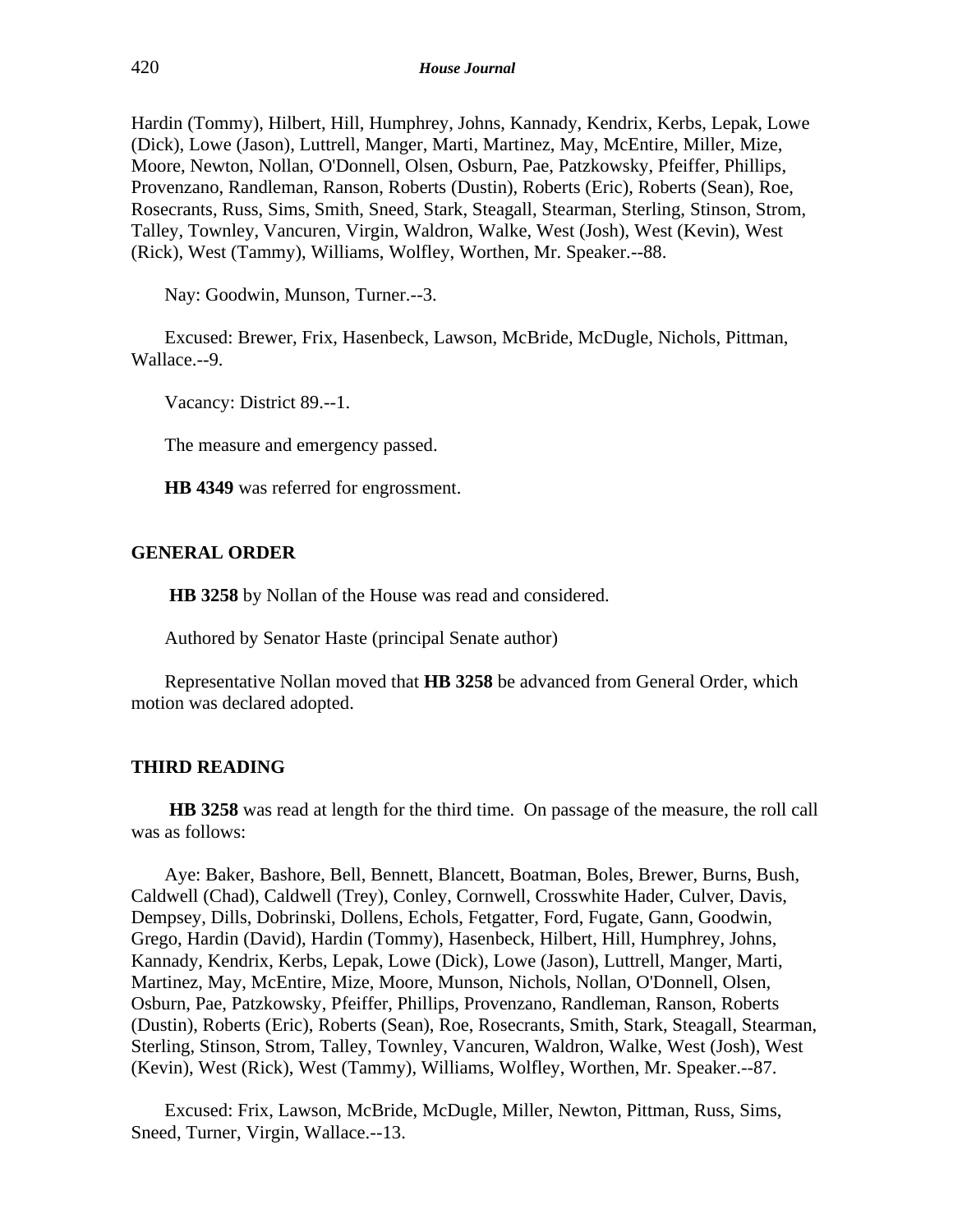Hardin (Tommy), Hilbert, Hill, Humphrey, Johns, Kannady, Kendrix, Kerbs, Lepak, Lowe (Dick), Lowe (Jason), Luttrell, Manger, Marti, Martinez, May, McEntire, Miller, Mize, Moore, Newton, Nollan, O'Donnell, Olsen, Osburn, Pae, Patzkowsky, Pfeiffer, Phillips, Provenzano, Randleman, Ranson, Roberts (Dustin), Roberts (Eric), Roberts (Sean), Roe, Rosecrants, Russ, Sims, Smith, Sneed, Stark, Steagall, Stearman, Sterling, Stinson, Strom, Talley, Townley, Vancuren, Virgin, Waldron, Walke, West (Josh), West (Kevin), West (Rick), West (Tammy), Williams, Wolfley, Worthen, Mr. Speaker.--88.

Nay: Goodwin, Munson, Turner.--3.

Excused: Brewer, Frix, Hasenbeck, Lawson, McBride, McDugle, Nichols, Pittman, Wallace.--9.

Vacancy: District 89.--1.

The measure and emergency passed.

**HB 4349** was referred for engrossment.

**GENERAL ORDER**

**HB 3258** by Nollan of the House was read and considered.

Authored by Senator Haste (principal Senate author)

Representative Nollan moved that **HB 3258** be advanced from General Order, which motion was declared adopted.

**THIRD READING**

**HB 3258** was read at length for the third time. On passage of the measure, the roll call was as follows:

Aye: Baker, Bashore, Bell, Bennett, Blancett, Boatman, Boles, Brewer, Burns, Bush, Caldwell (Chad), Caldwell (Trey), Conley, Cornwell, Crosswhite Hader, Culver, Davis, Dempsey, Dills, Dobrinski, Dollens, Echols, Fetgatter, Ford, Fugate, Gann, Goodwin, Grego, Hardin (David), Hardin (Tommy), Hasenbeck, Hilbert, Hill, Humphrey, Johns, Kannady, Kendrix, Kerbs, Lepak, Lowe (Dick), Lowe (Jason), Luttrell, Manger, Marti, Martinez, May, McEntire, Mize, Moore, Munson, Nichols, Nollan, O'Donnell, Olsen, Osburn, Pae, Patzkowsky, Pfeiffer, Phillips, Provenzano, Randleman, Ranson, Roberts (Dustin), Roberts (Eric), Roberts (Sean), Roe, Rosecrants, Smith, Stark, Steagall, Stearman, Sterling, Stinson, Strom, Talley, Townley, Vancuren, Waldron, Walke, West (Josh), West (Kevin), West (Rick), West (Tammy), Williams, Wolfley, Worthen, Mr. Speaker.--87.

Excused: Frix, Lawson, McBride, McDugle, Miller, Newton, Pittman, Russ, Sims, Sneed, Turner, Virgin, Wallace.--13.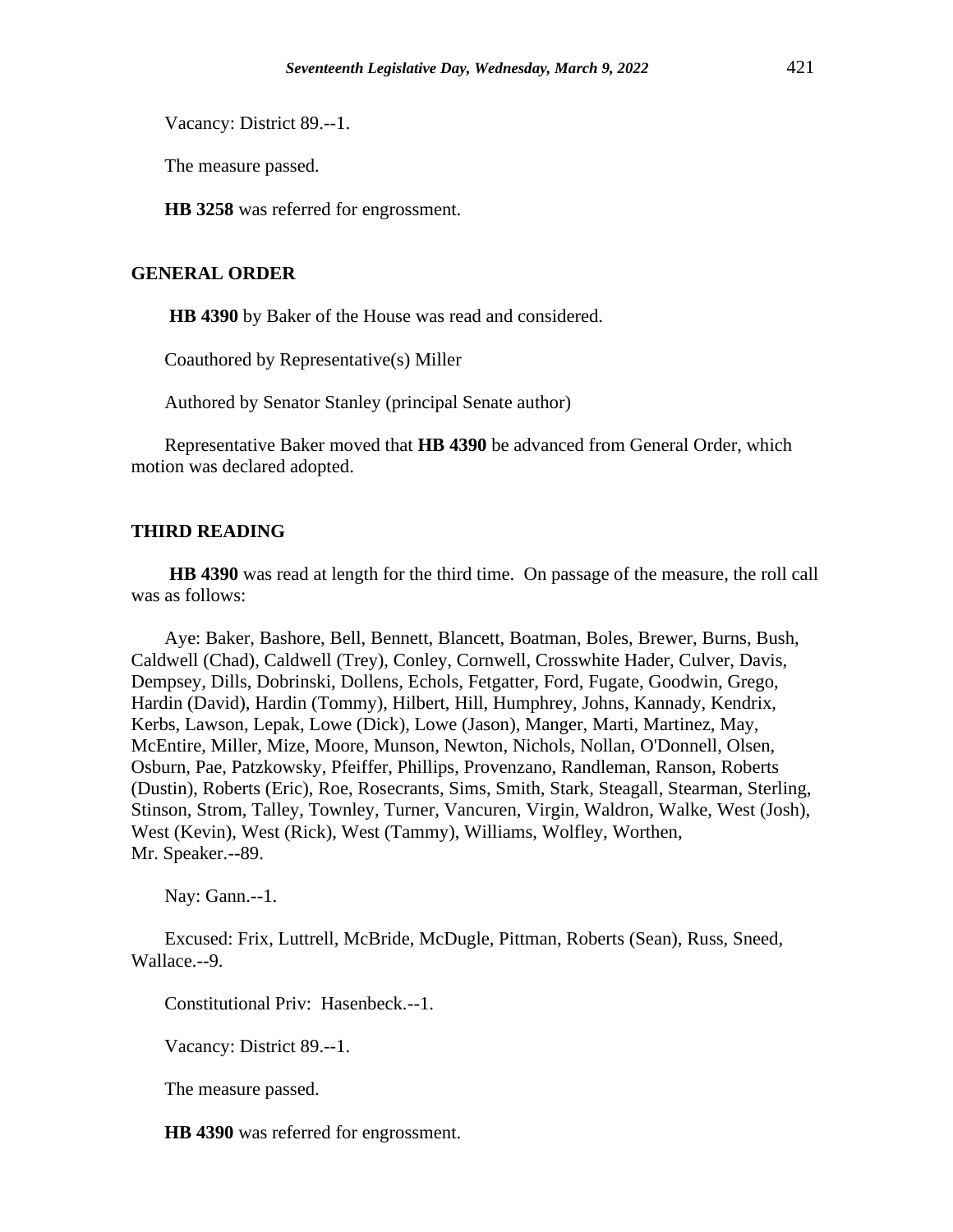Vacancy: District 89.--1.

The measure passed.

**HB 3258** was referred for engrossment.

## GENERAL ORDER

**HB 4390** by Baker of the House was read and considered.

Coauthored by Representative(s) Miller

Authored by Senator Stanley (principal Senate author)

Representative Baker moved that **HB 4390** be advanced from General Order, which motion was declared adopted.

## THIRD READING

**HB 4390** was read at length for the third time. On passage of the measure, the roll call was as follows:

Aye: Baker, Bashore, Bell, Bennett, Blancett, Boatman, Boles, Brewer, Burns, Bush, Caldwell (Chad), Caldwell (Trey), Conley, Cornwell, Crosswhite Hader, Culver, Davis, Dempsey, Dills, Dobrinski, Dollens, Echols, Fetgatter, Ford, Fugate, Goodwin, Grego, Hardin (David), Hardin (Tommy), Hilbert, Hill, Humphrey, Johns, Kannady, Kendrix, Kerbs, Lawson, Lepak, Lowe (Dick), Lowe (Jason), Manger, Marti, Martinez, May, McEntire, Miller, Mize, Moore, Munson, Newton, Nichols, Nollan, O'Donnell, Olsen, Osburn, Pae, Patzkowsky, Pfeiffer, Phillips, Provenzano, Randleman, Ranson, Roberts (Dustin), Roberts (Eric), Roe, Rosecrants, Sims, Smith, Stark, Steagall, Stearman, Sterling, Stinson, Strom, Talley, Townley, Turner, Vancuren, Virgin, Waldron, Walke, West (Josh), West (Kevin), West (Rick), West (Tammy), Williams, Wolfley, Worthen, Mr. Speaker.--89.

Nay: Gann.--1.

Excused: Frix, Luttrell, McBride, McDugle, Pittman, Roberts (Sean), Russ, Sneed, Wallace.--9.

Constitutional Priv: Hasenbeck.--1.

Vacancy: District 89.--1.

The measure passed.

**HB 4390** was referred for engrossment.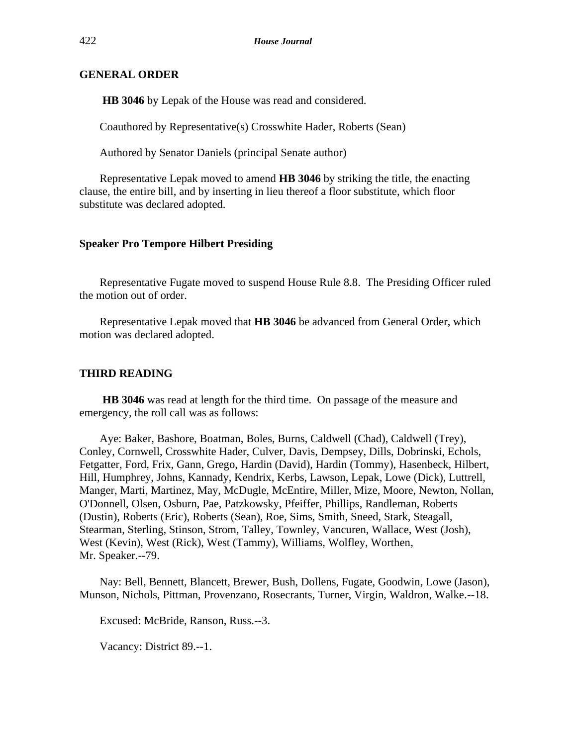## GENERAL ORDER

**HB 3046** by Lepak of the House was read and considered.

Coauthored by Representative(s) Crosswhite Hader, Roberts (Sean)

Authored by Senator Daniels (principal Senate author)

Representative Lepak moved to amend **HB 3046** by striking the title, the enacting clause, the entire bill, and by inserting in lieu thereof a floor substitute, which floor substitute was declared adopted.

## Speaker Pro Tempore Hilbert Presiding

Representative Fugate moved to suspend House Rule 8.8. The Presiding Officer ruled the motion out of order.

Representative Lepak moved that **HB 3046** be advanced from General Order, which motion was declared adopted.

## THIRD READING

**HB 3046** was read at length for the third time. On passage of the measure and emergency, the roll call was as follows:

Aye: Baker, Bashore, Boatman, Boles, Burns, Caldwell (Chad), Caldwell (Trey), Conley, Cornwell, Crosswhite Hader, Culver, Davis, Dempsey, Dills, Dobrinski, Echols, Fetgatter, Ford, Frix, Gann, Grego, Hardin (David), Hardin (Tommy), Hasenbeck, Hilbert, Hill, Humphrey, Johns, Kannady, Kendrix, Kerbs, Lawson, Lepak, Lowe (Dick), Luttrell, Manger, Marti, Martinez, May, McDugle, McEntire, Miller, Mize, Moore, Newton, Nollan, O'Donnell, Olsen, Osburn, Pae, Patzkowsky, Pfeiffer, Phillips, Randleman, Roberts (Dustin), Roberts (Eric), Roberts (Sean), Roe, Sims, Smith, Sneed, Stark, Steagall, Stearman, Sterling, Stinson, Strom, Talley, Townley, Vancuren, Wallace, West (Josh), West (Kevin), West (Rick), West (Tammy), Williams, Wolfley, Worthen, Mr. Speaker.--79.

Nay: Bell, Bennett, Blancett, Brewer, Bush, Dollens, Fugate, Goodwin, Lowe (Jason), Munson, Nichols, Pittman, Provenzano, Rosecrants, Turner, Virgin, Waldron, Walke.--18.

Excused: McBride, Ranson, Russ.--3.

Vacancy: District 89.--1.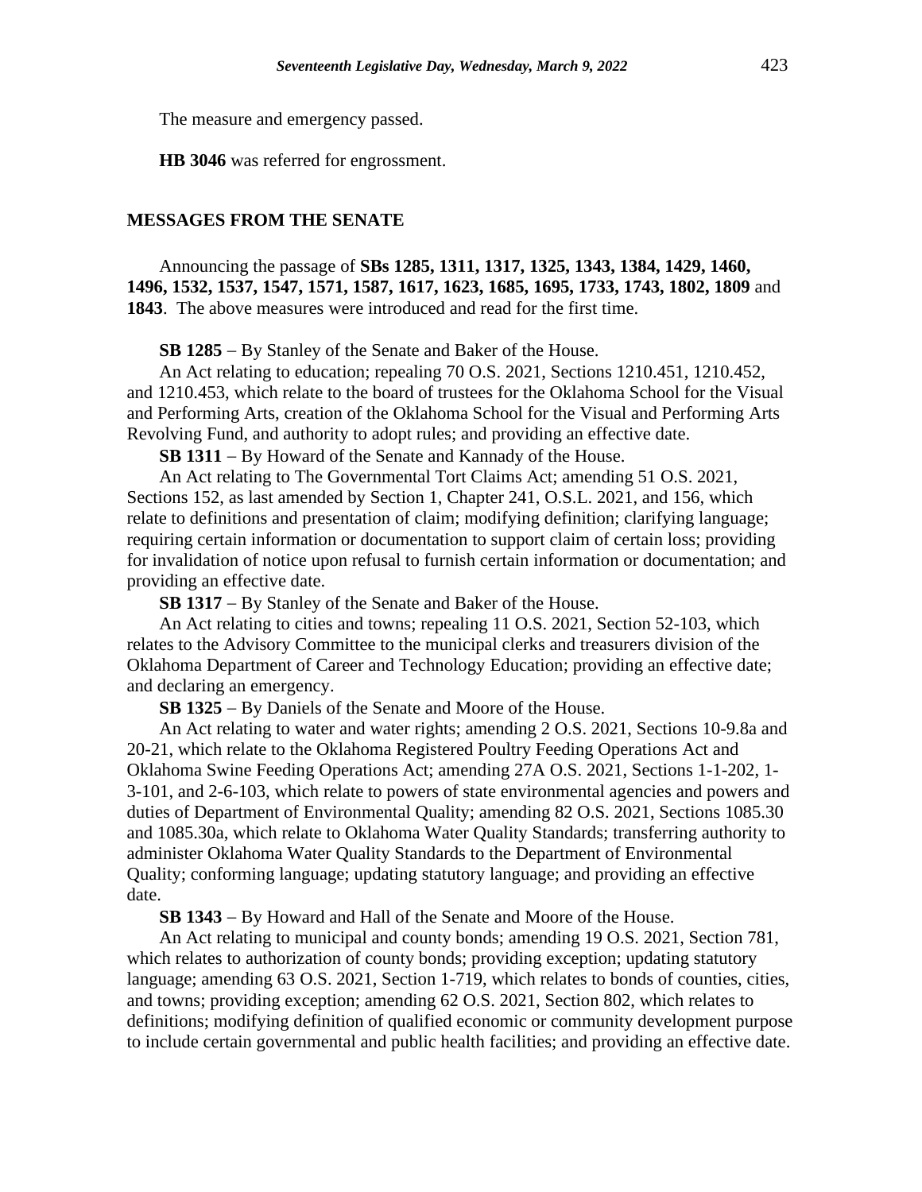The measure and emergency passed.

**HB 3046** was referred for engrossment.

## MESSAGES FROM THE SENATE

Announcing the passage of **SBs 1285, 1311, 1317, 1325, 1343, 1384, 1429, 1460, 1496, 1532, 1537, 1547, 1571, 1587, 1617, 1623, 1685, 1695, 1733, 1743, 1802, 1809** and **1843**. The above measures were introduced and read for the first time.

**SB 1285** − By Stanley of the Senate and Baker of the House.

An Act relating to education; repealing 70 O.S. 2021, Sections 1210.451, 1210.452, and 1210.453, which relate to the board of trustees for the Oklahoma School for the Visual and Performing Arts, creation of the Oklahoma School for the Visual and Performing Arts Revolving Fund, and authority to adopt rules; and providing an effective date.

**SB 1311** − By Howard of the Senate and Kannady of the House.

An Act relating to The Governmental Tort Claims Act; amending 51 O.S. 2021, Sections 152, as last amended by Section 1, Chapter 241, O.S.L. 2021, and 156, which relate to definitions and presentation of claim; modifying definition; clarifying language; requiring certain information or documentation to support claim of certain loss; providing for invalidation of notice upon refusal to furnish certain information or documentation; and providing an effective date.

**SB 1317** − By Stanley of the Senate and Baker of the House.

An Act relating to cities and towns; repealing 11 O.S. 2021, Section 52-103, which relates to the Advisory Committee to the municipal clerks and treasurers division of the Oklahoma Department of Career and Technology Education; providing an effective date; and declaring an emergency.

**SB 1325** − By Daniels of the Senate and Moore of the House.

An Act relating to water and water rights; amending 2 O.S. 2021, Sections 10-9.8a and 20-21, which relate to the Oklahoma Registered Poultry Feeding Operations Act and Oklahoma Swine Feeding Operations Act; amending 27A O.S. 2021, Sections 1-1-202, 1-3-101, and 2-6-103, which relate to powers of state environmental agencies and powers and duties of Department of Environmental Quality; amending 82 O.S. 2021, Sections 1085.30 and 1085.30a, which relate to Oklahoma Water Quality Standards; transferring authority to administer Oklahoma Water Quality Standards to the Department of Environmental Quality; conforming language; updating statutory language; and providing an effective date.

**SB 1343** − By Howard and Hall of the Senate and Moore of the House.

An Act relating to municipal and county bonds; amending 19 O.S. 2021, Section 781, which relates to authorization of county bonds; providing exception; updating statutory language; amending 63 O.S. 2021, Section 1-719, which relates to bonds of counties, cities, and towns; providing exception; amending 62 O.S. 2021, Section 802, which relates to definitions; modifying definition of qualified economic or community development purpose to include certain governmental and public health facilities; and providing an effective date.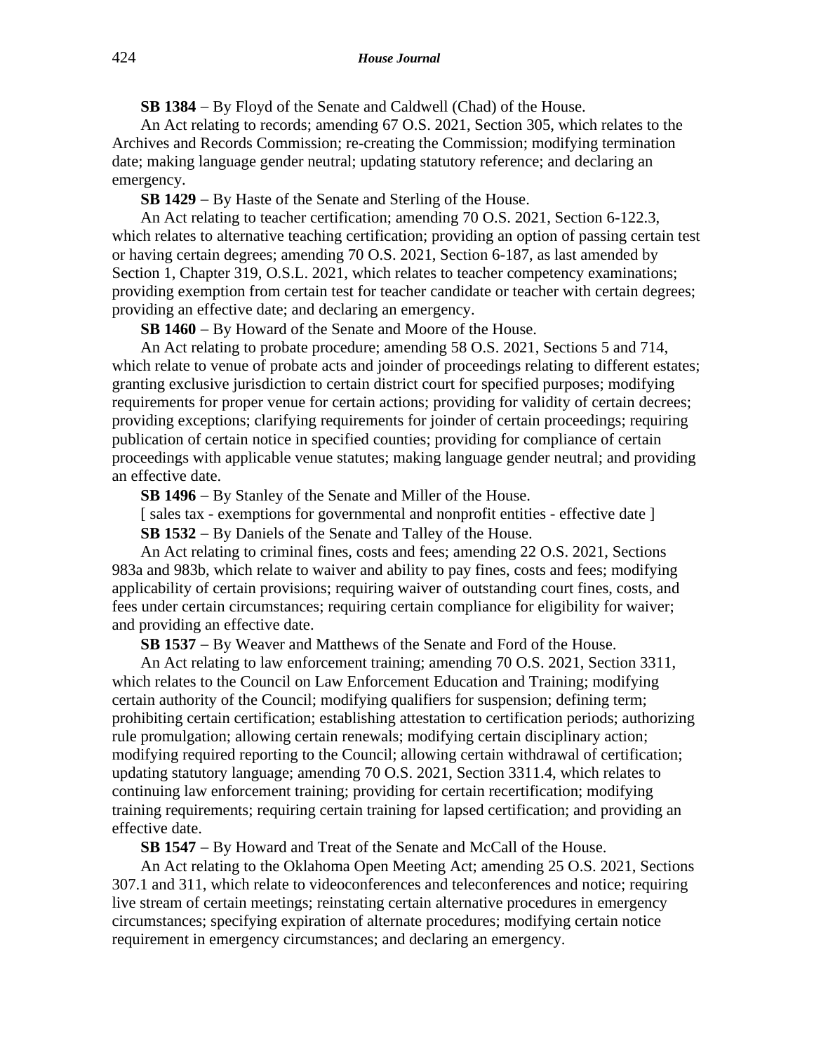**SB 1384** − By Floyd of the Senate and Caldwell (Chad) of the House.

An Act relating to records; amending 67 O.S. 2021, Section 305, which relates to the Archives and Records Commission; re-creating the Commission; modifying termination date; making language gender neutral; updating statutory reference; and declaring an emergency.

**SB 1429** − By Haste of the Senate and Sterling of the House.

An Act relating to teacher certification; amending 70 O.S. 2021, Section 6-122.3, which relates to alternative teaching certification; providing an option of passing certain test or having certain degrees; amending 70 O.S. 2021, Section 6-187, as last amended by Section 1, Chapter 319, O.S.L. 2021, which relates to teacher competency examinations; providing exemption from certain test for teacher candidate or teacher with certain degrees; providing an effective date; and declaring an emergency.

**SB 1460** − By Howard of the Senate and Moore of the House.

An Act relating to probate procedure; amending 58 O.S. 2021, Sections 5 and 714, which relate to venue of probate acts and joinder of proceedings relating to different estates; granting exclusive jurisdiction to certain district court for specified purposes; modifying requirements for proper venue for certain actions; providing for validity of certain decrees; providing exceptions; clarifying requirements for joinder of certain proceedings; requiring publication of certain notice in specified counties; providing for compliance of certain proceedings with applicable venue statutes; making language gender neutral; and providing an effective date.

**SB 1496** − By Stanley of the Senate and Miller of the House.

[ sales tax - exemptions for governmental and nonprofit entities - effective date ]

**SB 1532** − By Daniels of the Senate and Talley of the House.

An Act relating to criminal fines, costs and fees; amending 22 O.S. 2021, Sections 983a and 983b, which relate to waiver and ability to pay fines, costs and fees; modifying applicability of certain provisions; requiring waiver of outstanding court fines, costs, and fees under certain circumstances; requiring certain compliance for eligibility for waiver; and providing an effective date.

**SB 1537** − By Weaver and Matthews of the Senate and Ford of the House.

An Act relating to law enforcement training; amending 70 O.S. 2021, Section 3311, which relates to the Council on Law Enforcement Education and Training; modifying certain authority of the Council; modifying qualifiers for suspension; defining term; prohibiting certain certification; establishing attestation to certification periods; authorizing rule promulgation; allowing certain renewals; modifying certain disciplinary action; modifying required reporting to the Council; allowing certain withdrawal of certification; updating statutory language; amending 70 O.S. 2021, Section 3311.4, which relates to continuing law enforcement training; providing for certain recertification; modifying training requirements; requiring certain training for lapsed certification; and providing an effective date.

**SB 1547** − By Howard and Treat of the Senate and McCall of the House.

An Act relating to the Oklahoma Open Meeting Act; amending 25 O.S. 2021, Sections 307.1 and 311, which relate to videoconferences and teleconferences and notice; requiring live stream of certain meetings; reinstating certain alternative procedures in emergency circumstances; specifying expiration of alternate procedures; modifying certain notice requirement in emergency circumstances; and declaring an emergency.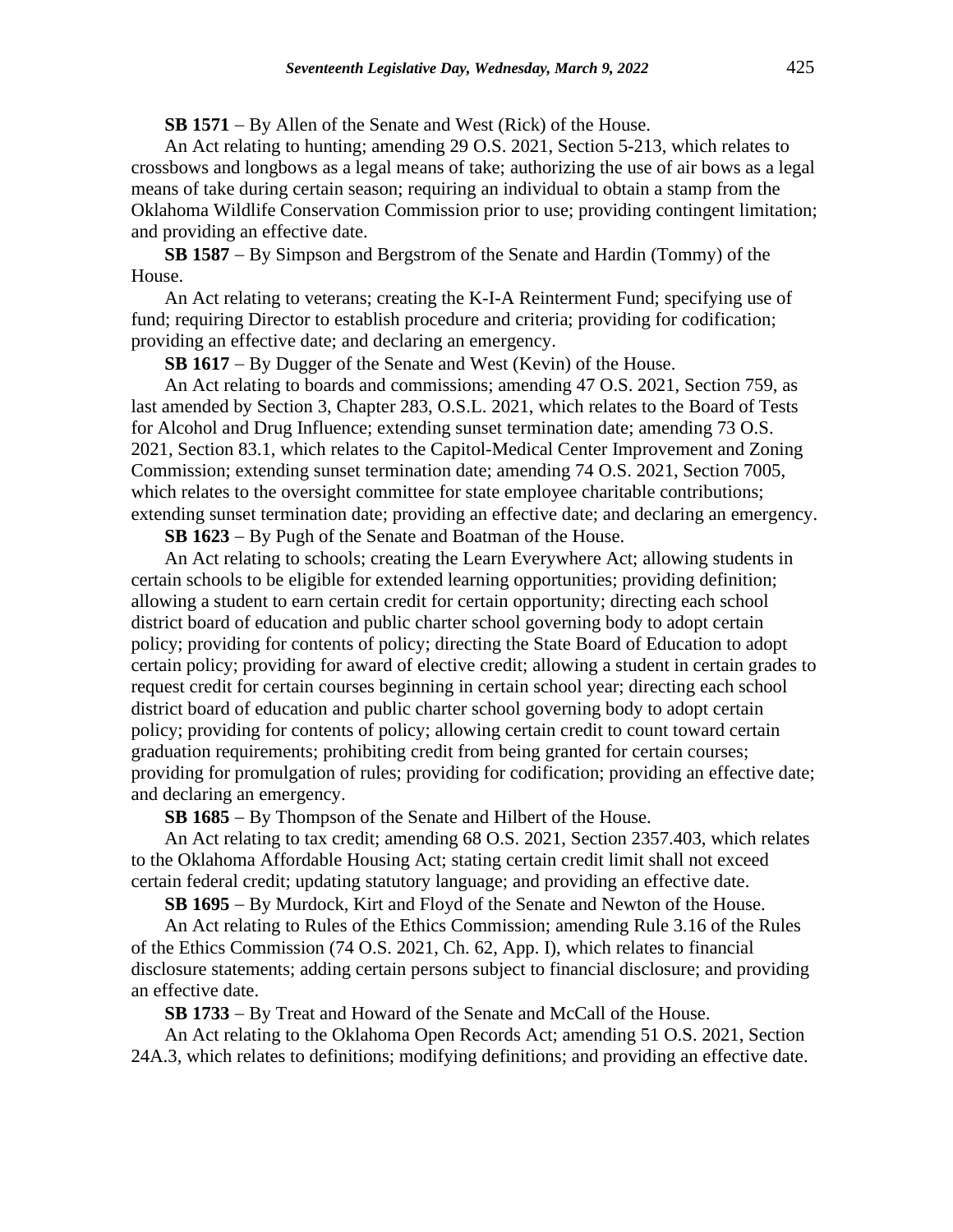**SB 1571** − By Allen of the Senate and West (Rick) of the House.

An Act relating to hunting; amending 29 O.S. 2021, Section 5-213, which relates to crossbows and longbows as a legal means of take; authorizing the use of air bows as a legal means of take during certain season; requiring an individual to obtain a stamp from the Oklahoma Wildlife Conservation Commission prior to use; providing contingent limitation; and providing an effective date.

**SB 1587** − By Simpson and Bergstrom of the Senate and Hardin (Tommy) of the House.

An Act relating to veterans; creating the K-I-A Reinterment Fund; specifying use of fund; requiring Director to establish procedure and criteria; providing for codification; providing an effective date; and declaring an emergency.

**SB 1617** − By Dugger of the Senate and West (Kevin) of the House.

An Act relating to boards and commissions; amending 47 O.S. 2021, Section 759, as last amended by Section 3, Chapter 283, O.S.L. 2021, which relates to the Board of Tests for Alcohol and Drug Influence; extending sunset termination date; amending 73 O.S. 2021, Section 83.1, which relates to the Capitol-Medical Center Improvement and Zoning Commission; extending sunset termination date; amending 74 O.S. 2021, Section 7005, which relates to the oversight committee for state employee charitable contributions; extending sunset termination date; providing an effective date; and declaring an emergency.

**SB 1623** − By Pugh of the Senate and Boatman of the House.

An Act relating to schools; creating the Learn Everywhere Act; allowing students in certain schools to be eligible for extended learning opportunities; providing definition; allowing a student to earn certain credit for certain opportunity; directing each school district board of education and public charter school governing body to adopt certain policy; providing for contents of policy; directing the State Board of Education to adopt certain policy; providing for award of elective credit; allowing a student in certain grades to request credit for certain courses beginning in certain school year; directing each school district board of education and public charter school governing body to adopt certain policy; providing for contents of policy; allowing certain credit to count toward certain graduation requirements; prohibiting credit from being granted for certain courses; providing for promulgation of rules; providing for codification; providing an effective date; and declaring an emergency.

**SB 1685** − By Thompson of the Senate and Hilbert of the House.

An Act relating to tax credit; amending 68 O.S. 2021, Section 2357.403, which relates to the Oklahoma Affordable Housing Act; stating certain credit limit shall not exceed certain federal credit; updating statutory language; and providing an effective date.

**SB 1695** − By Murdock, Kirt and Floyd of the Senate and Newton of the House.

An Act relating to Rules of the Ethics Commission; amending Rule 3.16 of the Rules of the Ethics Commission (74 O.S. 2021, Ch. 62, App. I), which relates to financial disclosure statements; adding certain persons subject to financial disclosure; and providing an effective date.

**SB 1733** − By Treat and Howard of the Senate and McCall of the House.

An Act relating to the Oklahoma Open Records Act; amending 51 O.S. 2021, Section 24A.3, which relates to definitions; modifying definitions; and providing an effective date.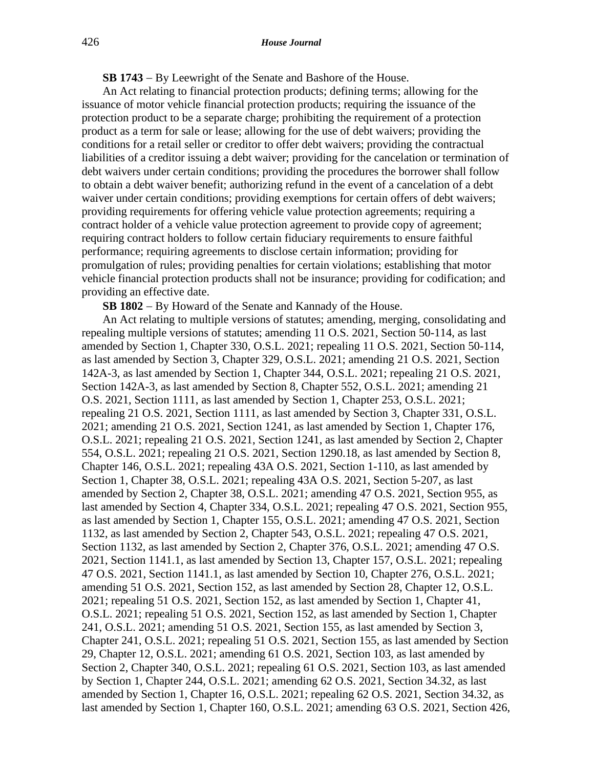**SB 1743** − By Leewright of the Senate and Bashore of the House.

An Act relating to financial protection products; defining terms; allowing for the issuance of motor vehicle financial protection products; requiring the issuance of the protection product to be a separate charge; prohibiting the requirement of a protection product as a term for sale or lease; allowing for the use of debt waivers; providing the conditions for a retail seller or creditor to offer debt waivers; providing the contractual liabilities of a creditor issuing a debt waiver; providing for the cancelation or termination of debt waivers under certain conditions; providing the procedures the borrower shall follow to obtain a debt waiver benefit; authorizing refund in the event of a cancelation of a debt waiver under certain conditions; providing exemptions for certain offers of debt waivers; providing requirements for offering vehicle value protection agreements; requiring a contract holder of a vehicle value protection agreement to provide copy of agreement; requiring contract holders to follow certain fiduciary requirements to ensure faithful performance; requiring agreements to disclose certain information; providing for promulgation of rules; providing penalties for certain violations; establishing that motor vehicle financial protection products shall not be insurance; providing for codification; and providing an effective date.

**SB 1802** − By Howard of the Senate and Kannady of the House.

An Act relating to multiple versions of statutes; amending, merging, consolidating and repealing multiple versions of statutes; amending 11 O.S. 2021, Section 50-114, as last amended by Section 1, Chapter 330, O.S.L. 2021; repealing 11 O.S. 2021, Section 50-114, as last amended by Section 3, Chapter 329, O.S.L. 2021; amending 21 O.S. 2021, Section 142A-3, as last amended by Section 1, Chapter 344, O.S.L. 2021; repealing 21 O.S. 2021, Section 142A-3, as last amended by Section 8, Chapter 552, O.S.L. 2021; amending 21 O.S. 2021, Section 1111, as last amended by Section 1, Chapter 253, O.S.L. 2021; repealing 21 O.S. 2021, Section 1111, as last amended by Section 3, Chapter 331, O.S.L. 2021; amending 21 O.S. 2021, Section 1241, as last amended by Section 1, Chapter 176, O.S.L. 2021; repealing 21 O.S. 2021, Section 1241, as last amended by Section 2, Chapter 554, O.S.L. 2021; repealing 21 O.S. 2021, Section 1290.18, as last amended by Section 8, Chapter 146, O.S.L. 2021; repealing 43A O.S. 2021, Section 1-110, as last amended by Section 1, Chapter 38, O.S.L. 2021; repealing 43A O.S. 2021, Section 5-207, as last amended by Section 2, Chapter 38, O.S.L. 2021; amending 47 O.S. 2021, Section 955, as last amended by Section 4, Chapter 334, O.S.L. 2021; repealing 47 O.S. 2021, Section 955, as last amended by Section 1, Chapter 155, O.S.L. 2021; amending 47 O.S. 2021, Section 1132, as last amended by Section 2, Chapter 543, O.S.L. 2021; repealing 47 O.S. 2021, Section 1132, as last amended by Section 2, Chapter 376, O.S.L. 2021; amending 47 O.S. 2021, Section 1141.1, as last amended by Section 13, Chapter 157, O.S.L. 2021; repealing 47 O.S. 2021, Section 1141.1, as last amended by Section 10, Chapter 276, O.S.L. 2021; amending 51 O.S. 2021, Section 152, as last amended by Section 28, Chapter 12, O.S.L. 2021; repealing 51 O.S. 2021, Section 152, as last amended by Section 1, Chapter 41, O.S.L. 2021; repealing 51 O.S. 2021, Section 152, as last amended by Section 1, Chapter 241, O.S.L. 2021; amending 51 O.S. 2021, Section 155, as last amended by Section 3, Chapter 241, O.S.L. 2021; repealing 51 O.S. 2021, Section 155, as last amended by Section 29, Chapter 12, O.S.L. 2021; amending 61 O.S. 2021, Section 103, as last amended by Section 2, Chapter 340, O.S.L. 2021; repealing 61 O.S. 2021, Section 103, as last amended by Section 1, Chapter 244, O.S.L. 2021; amending 62 O.S. 2021, Section 34.32, as last amended by Section 1, Chapter 16, O.S.L. 2021; repealing 62 O.S. 2021, Section 34.32, as last amended by Section 1, Chapter 160, O.S.L. 2021; amending 63 O.S. 2021, Section 426,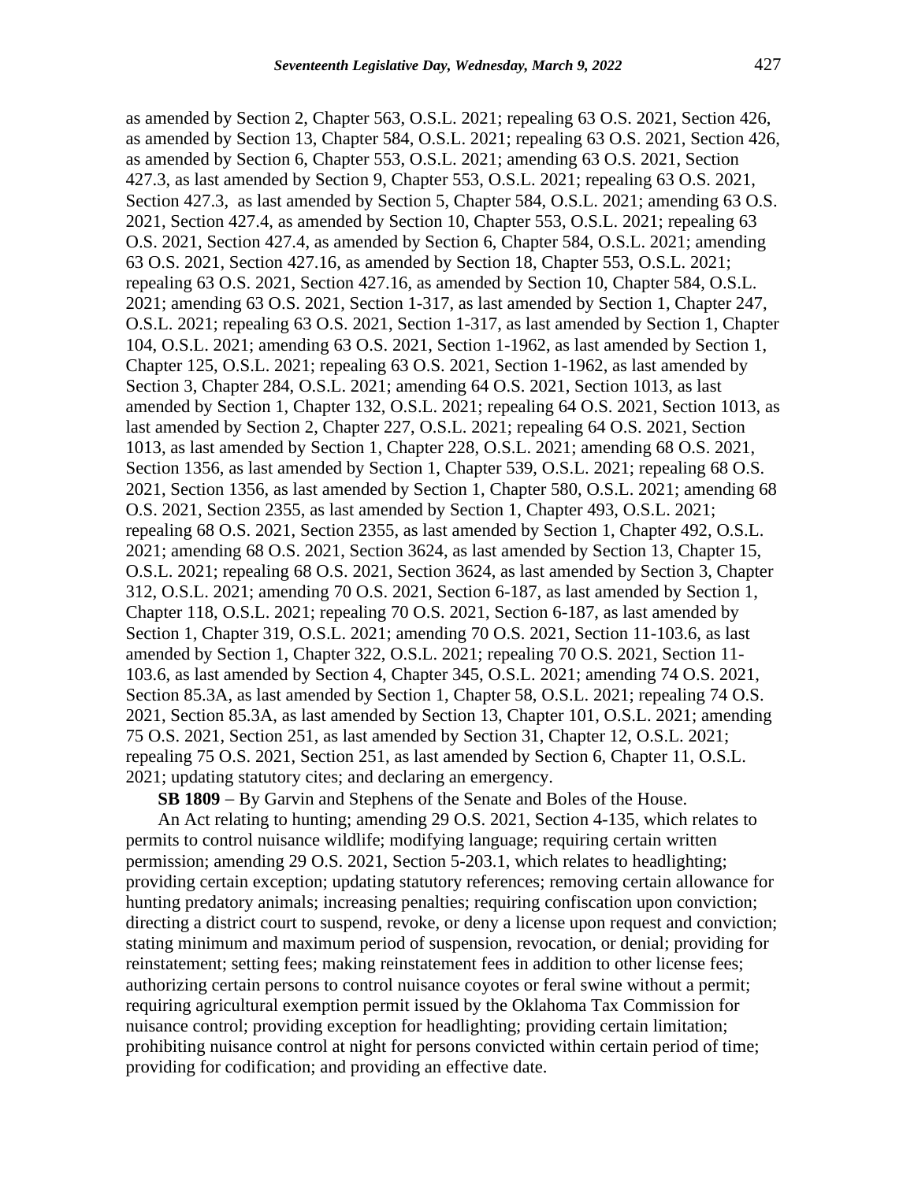as amended by Section 2, Chapter 563, O.S.L. 2021; repealing 63 O.S. 2021, Section 426, as amended by Section 13, Chapter 584, O.S.L. 2021; repealing 63 O.S. 2021, Section 426, as amended by Section 6, Chapter 553, O.S.L. 2021; amending 63 O.S. 2021, Section 427.3, as last amended by Section 9, Chapter 553, O.S.L. 2021; repealing 63 O.S. 2021, Section 427.3, as last amended by Section 5, Chapter 584, O.S.L. 2021; amending 63 O.S. 2021, Section 427.4, as amended by Section 10, Chapter 553, O.S.L. 2021; repealing 63 O.S. 2021, Section 427.4, as amended by Section 6, Chapter 584, O.S.L. 2021; amending 63 O.S. 2021, Section 427.16, as amended by Section 18, Chapter 553, O.S.L. 2021; repealing 63 O.S. 2021, Section 427.16, as amended by Section 10, Chapter 584, O.S.L. 2021; amending 63 O.S. 2021, Section 1-317, as last amended by Section 1, Chapter 247, O.S.L. 2021; repealing 63 O.S. 2021, Section 1-317, as last amended by Section 1, Chapter 104, O.S.L. 2021; amending 63 O.S. 2021, Section 1-1962, as last amended by Section 1, Chapter 125, O.S.L. 2021; repealing 63 O.S. 2021, Section 1-1962, as last amended by Section 3, Chapter 284, O.S.L. 2021; amending 64 O.S. 2021, Section 1013, as last amended by Section 1, Chapter 132, O.S.L. 2021; repealing 64 O.S. 2021, Section 1013, as last amended by Section 2, Chapter 227, O.S.L. 2021; repealing 64 O.S. 2021, Section 1013, as last amended by Section 1, Chapter 228, O.S.L. 2021; amending 68 O.S. 2021, Section 1356, as last amended by Section 1, Chapter 539, O.S.L. 2021; repealing 68 O.S. 2021, Section 1356, as last amended by Section 1, Chapter 580, O.S.L. 2021; amending 68 O.S. 2021, Section 2355, as last amended by Section 1, Chapter 493, O.S.L. 2021; repealing 68 O.S. 2021, Section 2355, as last amended by Section 1, Chapter 492, O.S.L. 2021; amending 68 O.S. 2021, Section 3624, as last amended by Section 13, Chapter 15, O.S.L. 2021; repealing 68 O.S. 2021, Section 3624, as last amended by Section 3, Chapter 312, O.S.L. 2021; amending 70 O.S. 2021, Section 6-187, as last amended by Section 1, Chapter 118, O.S.L. 2021; repealing 70 O.S. 2021, Section 6-187, as last amended by Section 1, Chapter 319, O.S.L. 2021; amending 70 O.S. 2021, Section 11-103.6, as last amended by Section 1, Chapter 322, O.S.L. 2021; repealing 70 O.S. 2021, Section 11-103.6, as last amended by Section 4, Chapter 345, O.S.L. 2021; amending 74 O.S. 2021, Section 85.3A, as last amended by Section 1, Chapter 58, O.S.L. 2021; repealing 74 O.S. 2021, Section 85.3A, as last amended by Section 13, Chapter 101, O.S.L. 2021; amending 75 O.S. 2021, Section 251, as last amended by Section 31, Chapter 12, O.S.L. 2021; repealing 75 O.S. 2021, Section 251, as last amended by Section 6, Chapter 11, O.S.L. 2021; updating statutory cites; and declaring an emergency.

**SB 1809** – By Garvin and Stephens of the Senate and Boles of the House.

An Act relating to hunting; amending 29 O.S. 2021, Section 4-135, which relates to permits to control nuisance wildlife; modifying language; requiring certain written permission; amending 29 O.S. 2021, Section 5-203.1, which relates to headlighting; providing certain exception; updating statutory references; removing certain allowance for hunting predatory animals; increasing penalties; requiring confiscation upon conviction; directing a district court to suspend, revoke, or deny a license upon request and conviction; stating minimum and maximum period of suspension, revocation, or denial; providing for reinstatement; setting fees; making reinstatement fees in addition to other license fees; authorizing certain persons to control nuisance coyotes or feral swine without a permit; requiring agricultural exemption permit issued by the Oklahoma Tax Commission for nuisance control; providing exception for headlighting; providing certain limitation; prohibiting nuisance control at night for persons convicted within certain period of time; providing for codification; and providing an effective date.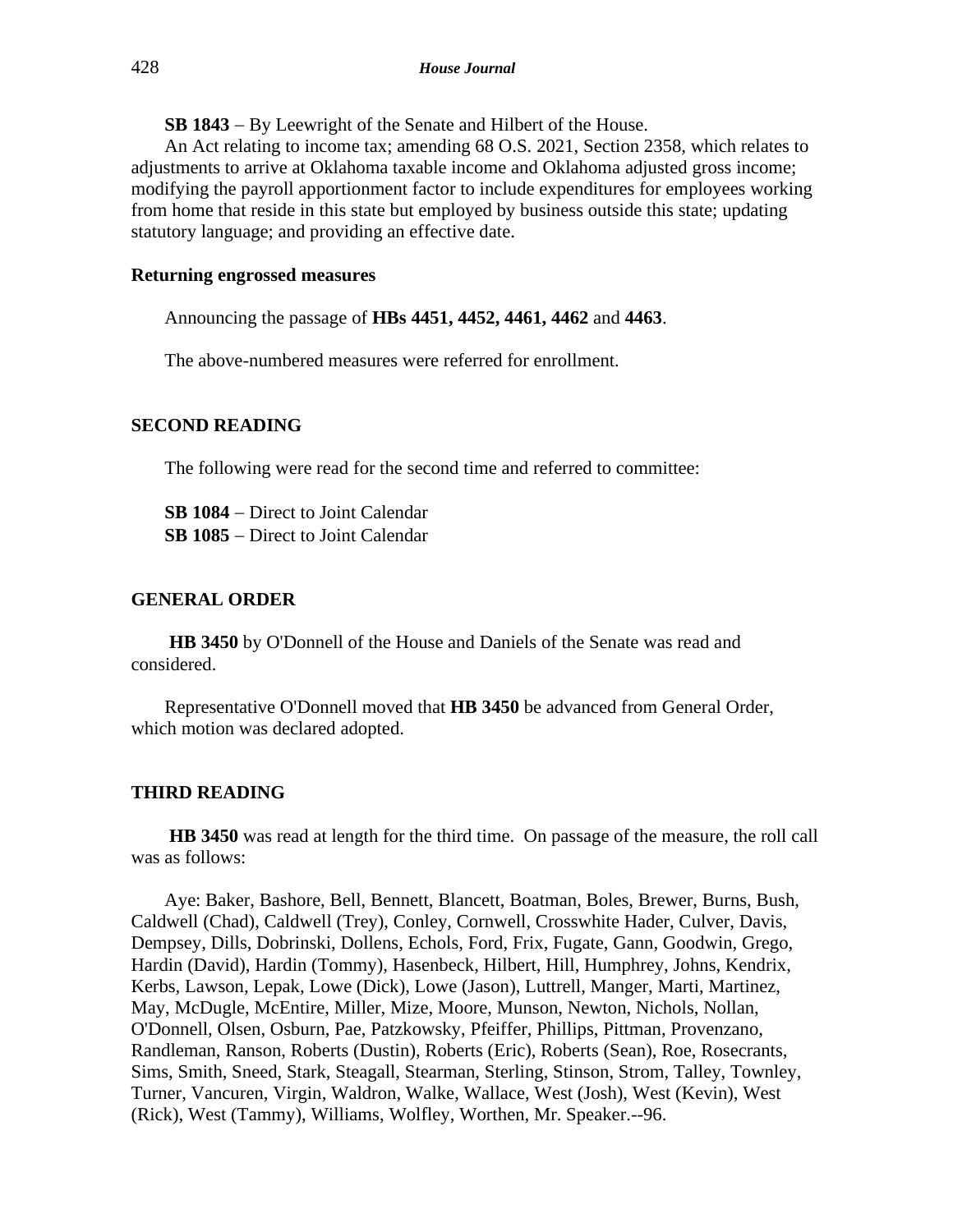**SB 1843** − By Leewright of the Senate and Hilbert of the House.

An Act relating to income tax; amending 68 O.S. 2021, Section 2358, which relates to adjustments to arrive at Oklahoma taxable income and Oklahoma adjusted gross income; modifying the payroll apportionment factor to include expenditures for employees working from home that reside in this state but employed by business outside this state; updating statutory language; and providing an effective date.

**Returning engrossed measures**

Announcing the passage of **HBs 4451, 4452, 4461, 4462** and **4463**.

The above-numbered measures were referred for enrollment.

## SECOND READING

The following were read for the second time and referred to committee:

**SB 1084** − Direct to Joint Calendar
**SB 1085** − Direct to Joint Calendar

## GENERAL ORDER

**HB 3450** by O'Donnell of the House and Daniels of the Senate was read and considered.

Representative O'Donnell moved that **HB 3450** be advanced from General Order, which motion was declared adopted.

## THIRD READING

**HB 3450** was read at length for the third time. On passage of the measure, the roll call was as follows:

Aye: Baker, Bashore, Bell, Bennett, Blancett, Boatman, Boles, Brewer, Burns, Bush, Caldwell (Chad), Caldwell (Trey), Conley, Cornwell, Crosswhite Hader, Culver, Davis, Dempsey, Dills, Dobrinski, Dollens, Echols, Ford, Frix, Fugate, Gann, Goodwin, Grego, Hardin (David), Hardin (Tommy), Hasenbeck, Hilbert, Hill, Humphrey, Johns, Kendrix, Kerbs, Lawson, Lepak, Lowe (Dick), Lowe (Jason), Luttrell, Manger, Marti, Martinez, May, McDugle, McEntire, Miller, Mize, Moore, Munson, Newton, Nichols, Nollan, O'Donnell, Olsen, Osburn, Pae, Patzkowsky, Pfeiffer, Phillips, Pittman, Provenzano, Randleman, Ranson, Roberts (Dustin), Roberts (Eric), Roberts (Sean), Roe, Rosecrants, Sims, Smith, Sneed, Stark, Steagall, Stearman, Sterling, Stinson, Strom, Talley, Townley, Turner, Vancuren, Virgin, Waldron, Walke, Wallace, West (Josh), West (Kevin), West (Rick), West (Tammy), Williams, Wolfley, Worthen, Mr. Speaker.--96.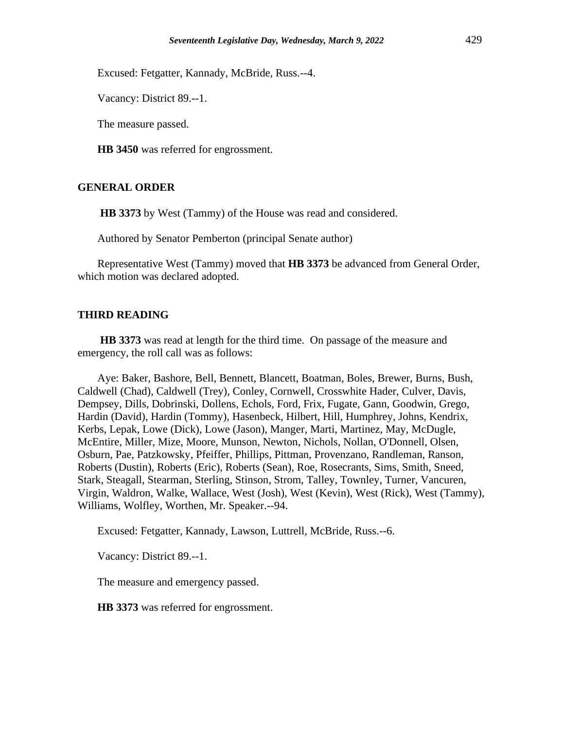Excused: Fetgatter, Kannady, McBride, Russ.--4.

Vacancy: District 89.--1.

The measure passed.

**HB 3450** was referred for engrossment.

## GENERAL ORDER

**HB 3373** by West (Tammy) of the House was read and considered.

Authored by Senator Pemberton (principal Senate author)

Representative West (Tammy) moved that **HB 3373** be advanced from General Order, which motion was declared adopted.

## THIRD READING

**HB 3373** was read at length for the third time. On passage of the measure and emergency, the roll call was as follows:

Aye: Baker, Bashore, Bell, Bennett, Blancett, Boatman, Boles, Brewer, Burns, Bush, Caldwell (Chad), Caldwell (Trey), Conley, Cornwell, Crosswhite Hader, Culver, Davis, Dempsey, Dills, Dobrinski, Dollens, Echols, Ford, Frix, Fugate, Gann, Goodwin, Grego, Hardin (David), Hardin (Tommy), Hasenbeck, Hilbert, Hill, Humphrey, Johns, Kendrix, Kerbs, Lepak, Lowe (Dick), Lowe (Jason), Manger, Marti, Martinez, May, McDugle, McEntire, Miller, Mize, Moore, Munson, Newton, Nichols, Nollan, O'Donnell, Olsen, Osburn, Pae, Patzkowsky, Pfeiffer, Phillips, Pittman, Provenzano, Randleman, Ranson, Roberts (Dustin), Roberts (Eric), Roberts (Sean), Roe, Rosecrants, Sims, Smith, Sneed, Stark, Steagall, Stearman, Sterling, Stinson, Strom, Talley, Townley, Turner, Vancuren, Virgin, Waldron, Walke, Wallace, West (Josh), West (Kevin), West (Rick), West (Tammy), Williams, Wolfley, Worthen, Mr. Speaker.--94.

Excused: Fetgatter, Kannady, Lawson, Luttrell, McBride, Russ.--6.

Vacancy: District 89.--1.

The measure and emergency passed.

**HB 3373** was referred for engrossment.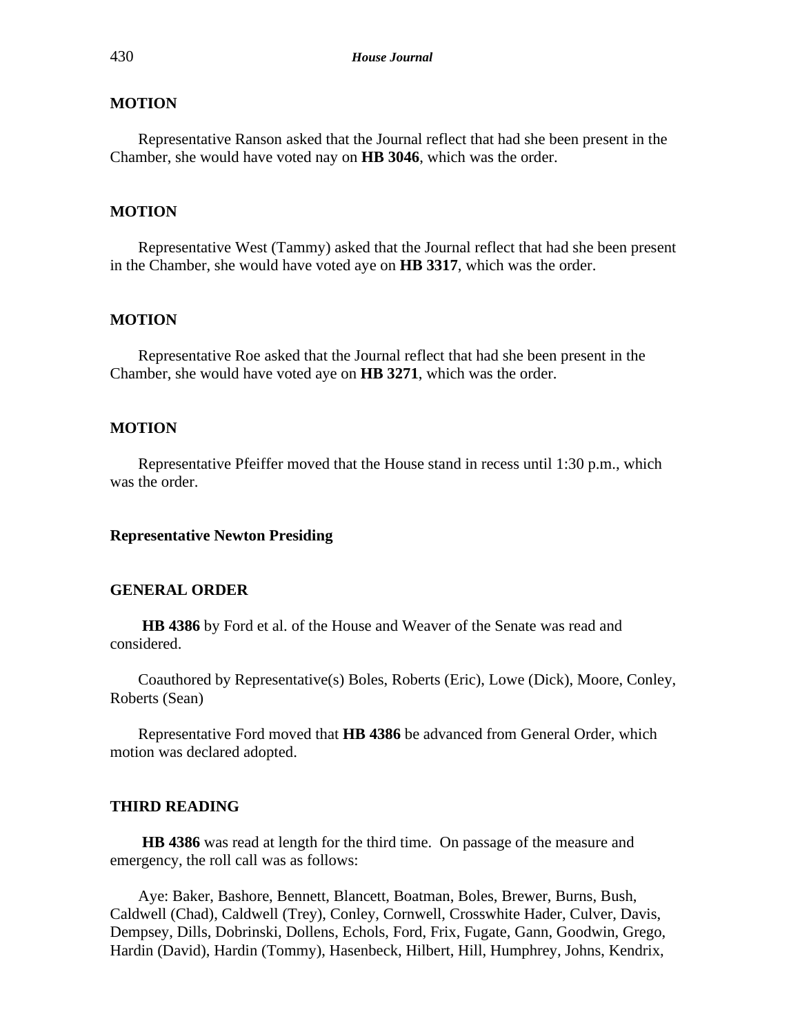**MOTION**

Representative Ranson asked that the Journal reflect that had she been present in the Chamber, she would have voted nay on **HB 3046**, which was the order.

**MOTION**

Representative West (Tammy) asked that the Journal reflect that had she been present in the Chamber, she would have voted aye on **HB 3317**, which was the order.

**MOTION**

Representative Roe asked that the Journal reflect that had she been present in the Chamber, she would have voted aye on **HB 3271**, which was the order.

**MOTION**

Representative Pfeiffer moved that the House stand in recess until 1:30 p.m., which was the order.

**Representative Newton Presiding**

**GENERAL ORDER**

**HB 4386** by Ford et al. of the House and Weaver of the Senate was read and considered.

Coauthored by Representative(s) Boles, Roberts (Eric), Lowe (Dick), Moore, Conley, Roberts (Sean)

Representative Ford moved that **HB 4386** be advanced from General Order, which motion was declared adopted.

**THIRD READING**

**HB 4386** was read at length for the third time. On passage of the measure and emergency, the roll call was as follows:

Aye: Baker, Bashore, Bennett, Blancett, Boatman, Boles, Brewer, Burns, Bush, Caldwell (Chad), Caldwell (Trey), Conley, Cornwell, Crosswhite Hader, Culver, Davis, Dempsey, Dills, Dobrinski, Dollens, Echols, Ford, Frix, Fugate, Gann, Goodwin, Grego, Hardin (David), Hardin (Tommy), Hasenbeck, Hilbert, Hill, Humphrey, Johns, Kendrix,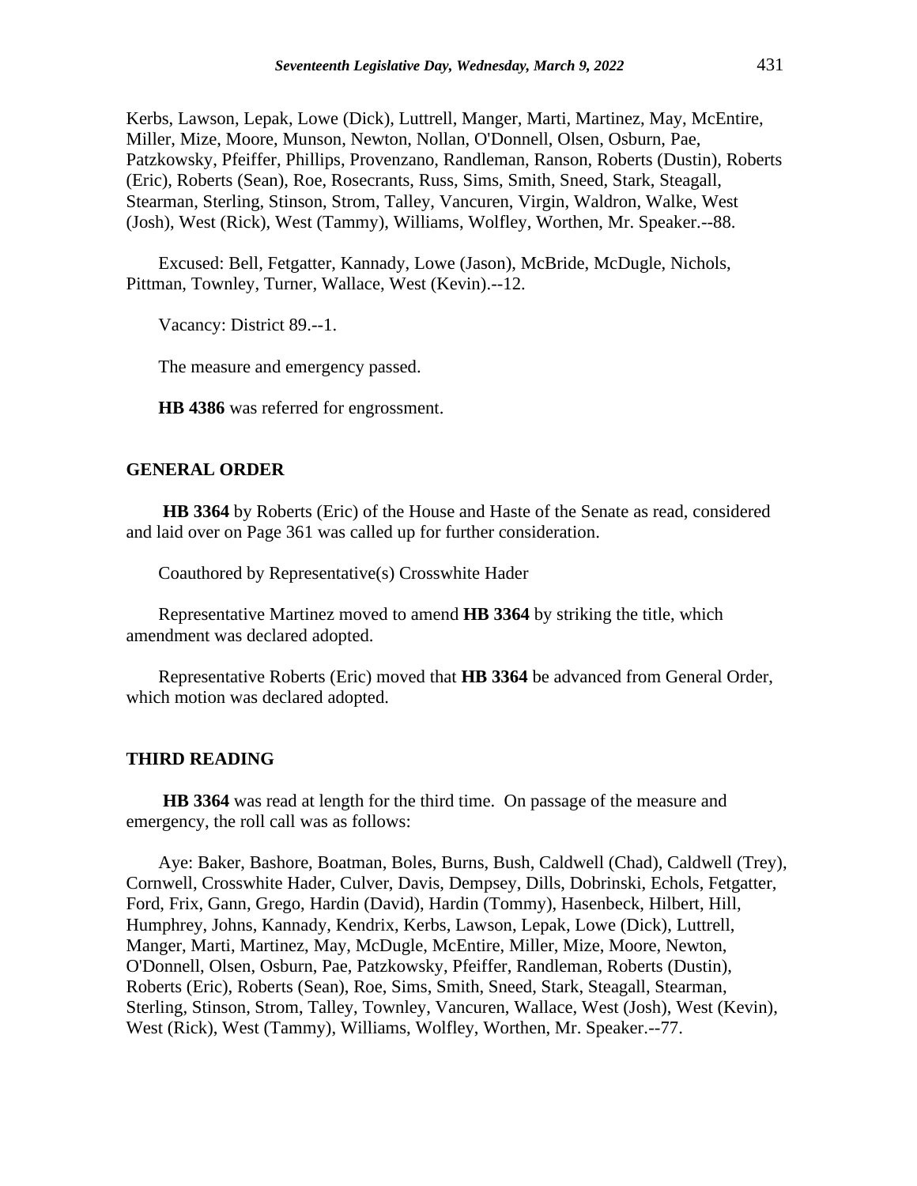Kerbs, Lawson, Lepak, Lowe (Dick), Luttrell, Manger, Marti, Martinez, May, McEntire, Miller, Mize, Moore, Munson, Newton, Nollan, O'Donnell, Olsen, Osburn, Pae, Patzkowsky, Pfeiffer, Phillips, Provenzano, Randleman, Ranson, Roberts (Dustin), Roberts (Eric), Roberts (Sean), Roe, Rosecrants, Russ, Sims, Smith, Sneed, Stark, Steagall, Stearman, Sterling, Stinson, Strom, Talley, Vancuren, Virgin, Waldron, Walke, West (Josh), West (Rick), West (Tammy), Williams, Wolfley, Worthen, Mr. Speaker.--88.

Excused: Bell, Fetgatter, Kannady, Lowe (Jason), McBride, McDugle, Nichols, Pittman, Townley, Turner, Wallace, West (Kevin).--12.

Vacancy: District 89.--1.

The measure and emergency passed.

**HB 4386** was referred for engrossment.

## GENERAL ORDER

**HB 3364** by Roberts (Eric) of the House and Haste of the Senate as read, considered and laid over on Page 361 was called up for further consideration.

Coauthored by Representative(s) Crosswhite Hader

Representative Martinez moved to amend **HB 3364** by striking the title, which amendment was declared adopted.

Representative Roberts (Eric) moved that **HB 3364** be advanced from General Order, which motion was declared adopted.

## THIRD READING

**HB 3364** was read at length for the third time. On passage of the measure and emergency, the roll call was as follows:

Aye: Baker, Bashore, Boatman, Boles, Burns, Bush, Caldwell (Chad), Caldwell (Trey), Cornwell, Crosswhite Hader, Culver, Davis, Dempsey, Dills, Dobrinski, Echols, Fetgatter, Ford, Frix, Gann, Grego, Hardin (David), Hardin (Tommy), Hasenbeck, Hilbert, Hill, Humphrey, Johns, Kannady, Kendrix, Kerbs, Lawson, Lepak, Lowe (Dick), Luttrell, Manger, Marti, Martinez, May, McDugle, McEntire, Miller, Mize, Moore, Newton, O'Donnell, Olsen, Osburn, Pae, Patzkowsky, Pfeiffer, Randleman, Roberts (Dustin), Roberts (Eric), Roberts (Sean), Roe, Sims, Smith, Sneed, Stark, Steagall, Stearman, Sterling, Stinson, Strom, Talley, Townley, Vancuren, Wallace, West (Josh), West (Kevin), West (Rick), West (Tammy), Williams, Wolfley, Worthen, Mr. Speaker.--77.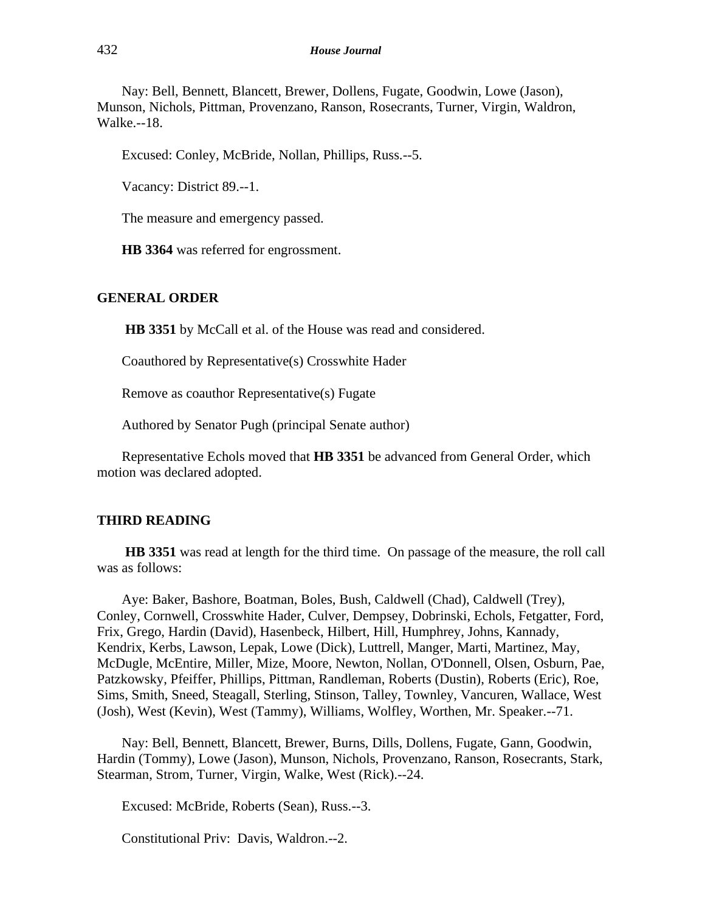Nay: Bell, Bennett, Blancett, Brewer, Dollens, Fugate, Goodwin, Lowe (Jason), Munson, Nichols, Pittman, Provenzano, Ranson, Rosecrants, Turner, Virgin, Waldron, Walke.--18.

Excused: Conley, McBride, Nollan, Phillips, Russ.--5.

Vacancy: District 89.--1.

The measure and emergency passed.

**HB 3364** was referred for engrossment.

## GENERAL ORDER

**HB 3351** by McCall et al. of the House was read and considered.

Coauthored by Representative(s) Crosswhite Hader

Remove as coauthor Representative(s) Fugate

Authored by Senator Pugh (principal Senate author)

Representative Echols moved that **HB 3351** be advanced from General Order, which motion was declared adopted.

## THIRD READING

**HB 3351** was read at length for the third time. On passage of the measure, the roll call was as follows:

Aye: Baker, Bashore, Boatman, Boles, Bush, Caldwell (Chad), Caldwell (Trey), Conley, Cornwell, Crosswhite Hader, Culver, Dempsey, Dobrinski, Echols, Fetgatter, Ford, Frix, Grego, Hardin (David), Hasenbeck, Hilbert, Hill, Humphrey, Johns, Kannady, Kendrix, Kerbs, Lawson, Lepak, Lowe (Dick), Luttrell, Manger, Marti, Martinez, May, McDugle, McEntire, Miller, Mize, Moore, Newton, Nollan, O'Donnell, Olsen, Osburn, Pae, Patzkowsky, Pfeiffer, Phillips, Pittman, Randleman, Roberts (Dustin), Roberts (Eric), Roe, Sims, Smith, Sneed, Steagall, Sterling, Stinson, Talley, Townley, Vancuren, Wallace, West (Josh), West (Kevin), West (Tammy), Williams, Wolfley, Worthen, Mr. Speaker.--71.

Nay: Bell, Bennett, Blancett, Brewer, Burns, Dills, Dollens, Fugate, Gann, Goodwin, Hardin (Tommy), Lowe (Jason), Munson, Nichols, Provenzano, Ranson, Rosecrants, Stark, Stearman, Strom, Turner, Virgin, Walke, West (Rick).--24.

Excused: McBride, Roberts (Sean), Russ.--3.

Constitutional Priv: Davis, Waldron.--2.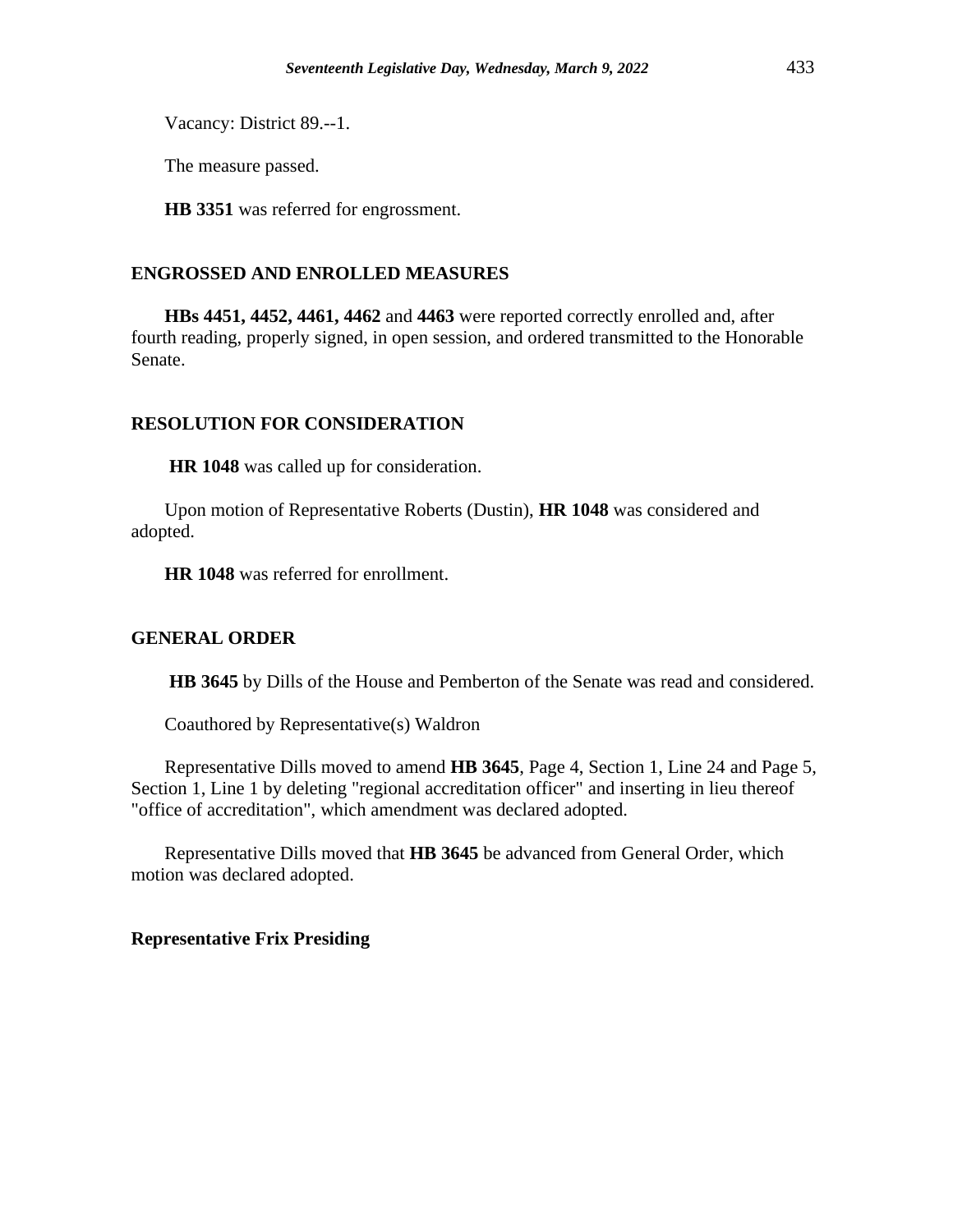Vacancy: District 89.--1.

The measure passed.

**HB 3351** was referred for engrossment.

## ENGROSSED AND ENROLLED MEASURES

**HBs 4451, 4452, 4461, 4462** and **4463** were reported correctly enrolled and, after fourth reading, properly signed, in open session, and ordered transmitted to the Honorable Senate.

## RESOLUTION FOR CONSIDERATION

**HR 1048** was called up for consideration.

Upon motion of Representative Roberts (Dustin), **HR 1048** was considered and adopted.

**HR 1048** was referred for enrollment.

## GENERAL ORDER

**HB 3645** by Dills of the House and Pemberton of the Senate was read and considered.

Coauthored by Representative(s) Waldron

Representative Dills moved to amend **HB 3645**, Page 4, Section 1, Line 24 and Page 5, Section 1, Line 1 by deleting "regional accreditation officer" and inserting in lieu thereof "office of accreditation", which amendment was declared adopted.

Representative Dills moved that **HB 3645** be advanced from General Order, which motion was declared adopted.

**Representative Frix Presiding**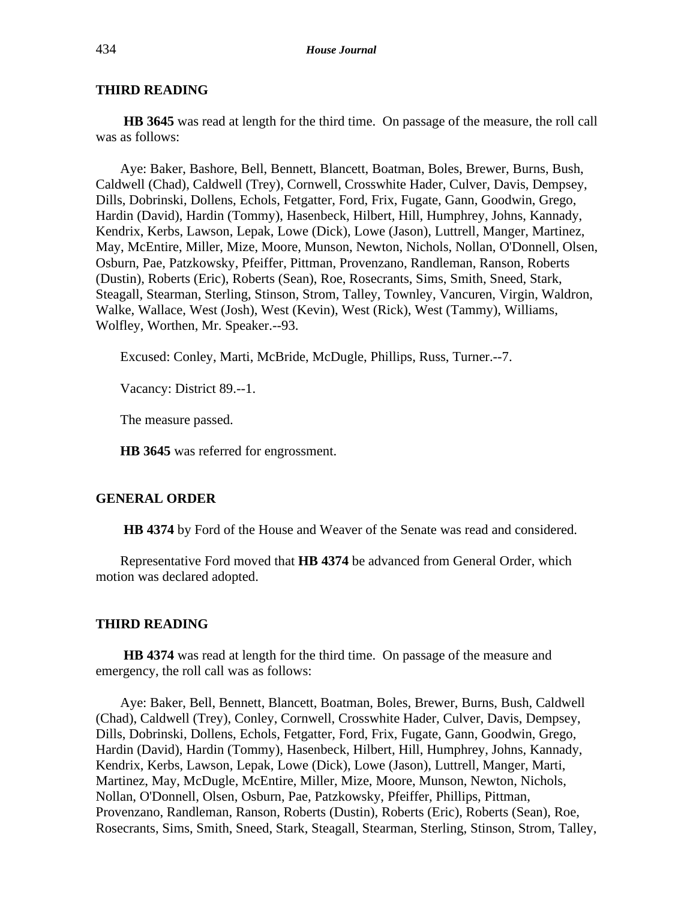## THIRD READING

**HB 3645** was read at length for the third time. On passage of the measure, the roll call was as follows:

Aye: Baker, Bashore, Bell, Bennett, Blancett, Boatman, Boles, Brewer, Burns, Bush, Caldwell (Chad), Caldwell (Trey), Cornwell, Crosswhite Hader, Culver, Davis, Dempsey, Dills, Dobrinski, Dollens, Echols, Fetgatter, Ford, Frix, Fugate, Gann, Goodwin, Grego, Hardin (David), Hardin (Tommy), Hasenbeck, Hilbert, Hill, Humphrey, Johns, Kannady, Kendrix, Kerbs, Lawson, Lepak, Lowe (Dick), Lowe (Jason), Luttrell, Manger, Martinez, May, McEntire, Miller, Mize, Moore, Munson, Newton, Nichols, Nollan, O'Donnell, Olsen, Osburn, Pae, Patzkowsky, Pfeiffer, Pittman, Provenzano, Randleman, Ranson, Roberts (Dustin), Roberts (Eric), Roberts (Sean), Roe, Rosecrants, Sims, Smith, Sneed, Stark, Steagall, Stearman, Sterling, Stinson, Strom, Talley, Townley, Vancuren, Virgin, Waldron, Walke, Wallace, West (Josh), West (Kevin), West (Rick), West (Tammy), Williams, Wolfley, Worthen, Mr. Speaker.--93.

Excused: Conley, Marti, McBride, McDugle, Phillips, Russ, Turner.--7.

Vacancy: District 89.--1.

The measure passed.

**HB 3645** was referred for engrossment.

## GENERAL ORDER

**HB 4374** by Ford of the House and Weaver of the Senate was read and considered.

Representative Ford moved that **HB 4374** be advanced from General Order, which motion was declared adopted.

## THIRD READING

**HB 4374** was read at length for the third time. On passage of the measure and emergency, the roll call was as follows:

Aye: Baker, Bell, Bennett, Blancett, Boatman, Boles, Brewer, Burns, Bush, Caldwell (Chad), Caldwell (Trey), Conley, Cornwell, Crosswhite Hader, Culver, Davis, Dempsey, Dills, Dobrinski, Dollens, Echols, Fetgatter, Ford, Frix, Fugate, Gann, Goodwin, Grego, Hardin (David), Hardin (Tommy), Hasenbeck, Hilbert, Hill, Humphrey, Johns, Kannady, Kendrix, Kerbs, Lawson, Lepak, Lowe (Dick), Lowe (Jason), Luttrell, Manger, Marti, Martinez, May, McDugle, McEntire, Miller, Mize, Moore, Munson, Newton, Nichols, Nollan, O'Donnell, Olsen, Osburn, Pae, Patzkowsky, Pfeiffer, Phillips, Pittman, Provenzano, Randleman, Ranson, Roberts (Dustin), Roberts (Eric), Roberts (Sean), Roe, Rosecrants, Sims, Smith, Sneed, Stark, Steagall, Stearman, Sterling, Stinson, Strom, Talley,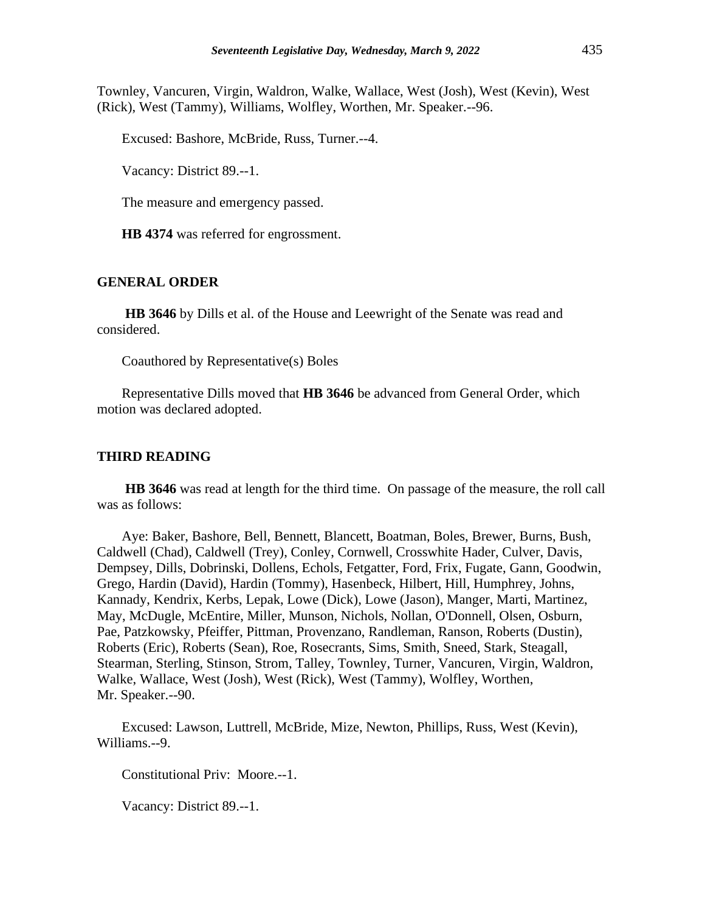Townley, Vancuren, Virgin, Waldron, Walke, Wallace, West (Josh), West (Kevin), West (Rick), West (Tammy), Williams, Wolfley, Worthen, Mr. Speaker.--96.

Excused: Bashore, McBride, Russ, Turner.--4.

Vacancy: District 89.--1.

The measure and emergency passed.

**HB 4374** was referred for engrossment.

## GENERAL ORDER

**HB 3646** by Dills et al. of the House and Leewright of the Senate was read and considered.

Coauthored by Representative(s) Boles

Representative Dills moved that **HB 3646** be advanced from General Order, which motion was declared adopted.

## THIRD READING

**HB 3646** was read at length for the third time. On passage of the measure, the roll call was as follows:

Aye: Baker, Bashore, Bell, Bennett, Blancett, Boatman, Boles, Brewer, Burns, Bush, Caldwell (Chad), Caldwell (Trey), Conley, Cornwell, Crosswhite Hader, Culver, Davis, Dempsey, Dills, Dobrinski, Dollens, Echols, Fetgatter, Ford, Frix, Fugate, Gann, Goodwin, Grego, Hardin (David), Hardin (Tommy), Hasenbeck, Hilbert, Hill, Humphrey, Johns, Kannady, Kendrix, Kerbs, Lepak, Lowe (Dick), Lowe (Jason), Manger, Marti, Martinez, May, McDugle, McEntire, Miller, Munson, Nichols, Nollan, O'Donnell, Olsen, Osburn, Pae, Patzkowsky, Pfeiffer, Pittman, Provenzano, Randleman, Ranson, Roberts (Dustin), Roberts (Eric), Roberts (Sean), Roe, Rosecrants, Sims, Smith, Sneed, Stark, Steagall, Stearman, Sterling, Stinson, Strom, Talley, Townley, Turner, Vancuren, Virgin, Waldron, Walke, Wallace, West (Josh), West (Rick), West (Tammy), Wolfley, Worthen, Mr. Speaker.--90.

Excused: Lawson, Luttrell, McBride, Mize, Newton, Phillips, Russ, West (Kevin), Williams.--9.

Constitutional Priv: Moore.--1.

Vacancy: District 89.--1.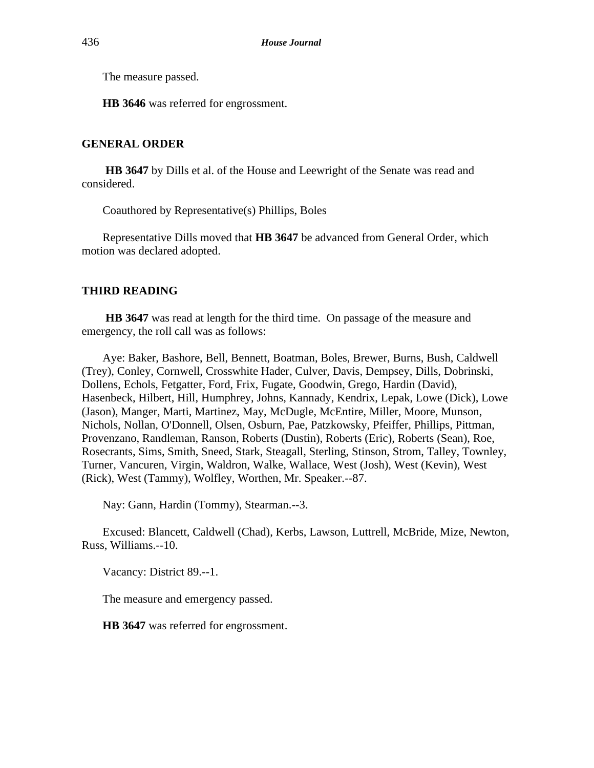The measure passed.

**HB 3646** was referred for engrossment.

## GENERAL ORDER

**HB 3647** by Dills et al. of the House and Leewright of the Senate was read and considered.

Coauthored by Representative(s) Phillips, Boles

Representative Dills moved that **HB 3647** be advanced from General Order, which motion was declared adopted.

## THIRD READING

**HB 3647** was read at length for the third time. On passage of the measure and emergency, the roll call was as follows:

Aye: Baker, Bashore, Bell, Bennett, Boatman, Boles, Brewer, Burns, Bush, Caldwell (Trey), Conley, Cornwell, Crosswhite Hader, Culver, Davis, Dempsey, Dills, Dobrinski, Dollens, Echols, Fetgatter, Ford, Frix, Fugate, Goodwin, Grego, Hardin (David), Hasenbeck, Hilbert, Hill, Humphrey, Johns, Kannady, Kendrix, Lepak, Lowe (Dick), Lowe (Jason), Manger, Marti, Martinez, May, McDugle, McEntire, Miller, Moore, Munson, Nichols, Nollan, O'Donnell, Olsen, Osburn, Pae, Patzkowsky, Pfeiffer, Phillips, Pittman, Provenzano, Randleman, Ranson, Roberts (Dustin), Roberts (Eric), Roberts (Sean), Roe, Rosecrants, Sims, Smith, Sneed, Stark, Steagall, Sterling, Stinson, Strom, Talley, Townley, Turner, Vancuren, Virgin, Waldron, Walke, Wallace, West (Josh), West (Kevin), West (Rick), West (Tammy), Wolfley, Worthen, Mr. Speaker.--87.

Nay: Gann, Hardin (Tommy), Stearman.--3.

Excused: Blancett, Caldwell (Chad), Kerbs, Lawson, Luttrell, McBride, Mize, Newton, Russ, Williams.--10.

Vacancy: District 89.--1.

The measure and emergency passed.

**HB 3647** was referred for engrossment.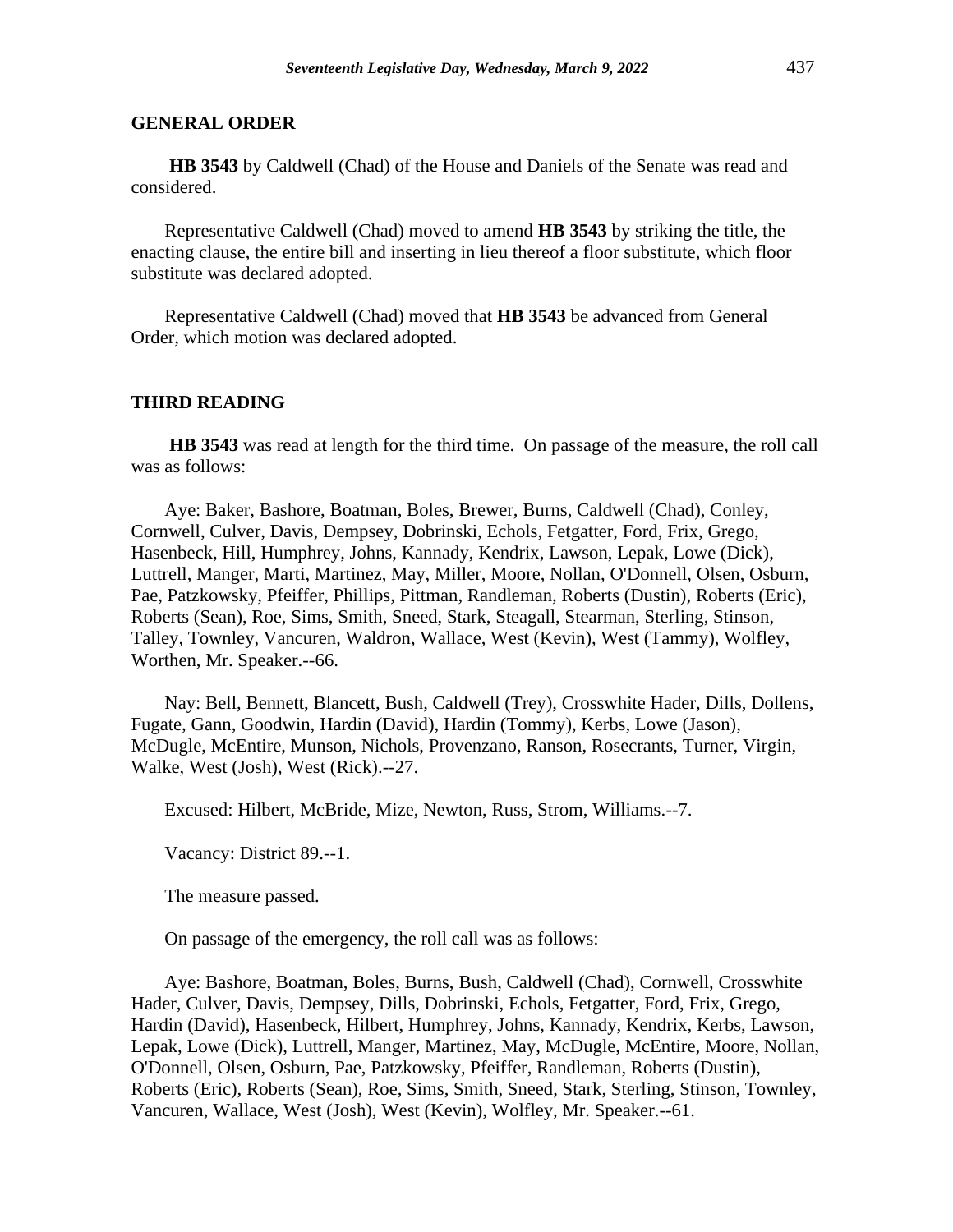## GENERAL ORDER

**HB 3543** by Caldwell (Chad) of the House and Daniels of the Senate was read and considered.

Representative Caldwell (Chad) moved to amend **HB 3543** by striking the title, the enacting clause, the entire bill and inserting in lieu thereof a floor substitute, which floor substitute was declared adopted.

Representative Caldwell (Chad) moved that **HB 3543** be advanced from General Order, which motion was declared adopted.

## THIRD READING

**HB 3543** was read at length for the third time. On passage of the measure, the roll call was as follows:

Aye: Baker, Bashore, Boatman, Boles, Brewer, Burns, Caldwell (Chad), Conley, Cornwell, Culver, Davis, Dempsey, Dobrinski, Echols, Fetgatter, Ford, Frix, Grego, Hasenbeck, Hill, Humphrey, Johns, Kannady, Kendrix, Lawson, Lepak, Lowe (Dick), Luttrell, Manger, Marti, Martinez, May, Miller, Moore, Nollan, O'Donnell, Olsen, Osburn, Pae, Patzkowsky, Pfeiffer, Phillips, Pittman, Randleman, Roberts (Dustin), Roberts (Eric), Roberts (Sean), Roe, Sims, Smith, Sneed, Stark, Steagall, Stearman, Sterling, Stinson, Talley, Townley, Vancuren, Waldron, Wallace, West (Kevin), West (Tammy), Wolfley, Worthen, Mr. Speaker.--66.

Nay: Bell, Bennett, Blancett, Bush, Caldwell (Trey), Crosswhite Hader, Dills, Dollens, Fugate, Gann, Goodwin, Hardin (David), Hardin (Tommy), Kerbs, Lowe (Jason), McDugle, McEntire, Munson, Nichols, Provenzano, Ranson, Rosecrants, Turner, Virgin, Walke, West (Josh), West (Rick).--27.

Excused: Hilbert, McBride, Mize, Newton, Russ, Strom, Williams.--7.

Vacancy: District 89.--1.

The measure passed.

On passage of the emergency, the roll call was as follows:

Aye: Bashore, Boatman, Boles, Burns, Bush, Caldwell (Chad), Cornwell, Crosswhite Hader, Culver, Davis, Dempsey, Dills, Dobrinski, Echols, Fetgatter, Ford, Frix, Grego, Hardin (David), Hasenbeck, Hilbert, Humphrey, Johns, Kannady, Kendrix, Kerbs, Lawson, Lepak, Lowe (Dick), Luttrell, Manger, Martinez, May, McDugle, McEntire, Moore, Nollan, O'Donnell, Olsen, Osburn, Pae, Patzkowsky, Pfeiffer, Randleman, Roberts (Dustin), Roberts (Eric), Roberts (Sean), Roe, Sims, Smith, Sneed, Stark, Sterling, Stinson, Townley, Vancuren, Wallace, West (Josh), West (Kevin), Wolfley, Mr. Speaker.--61.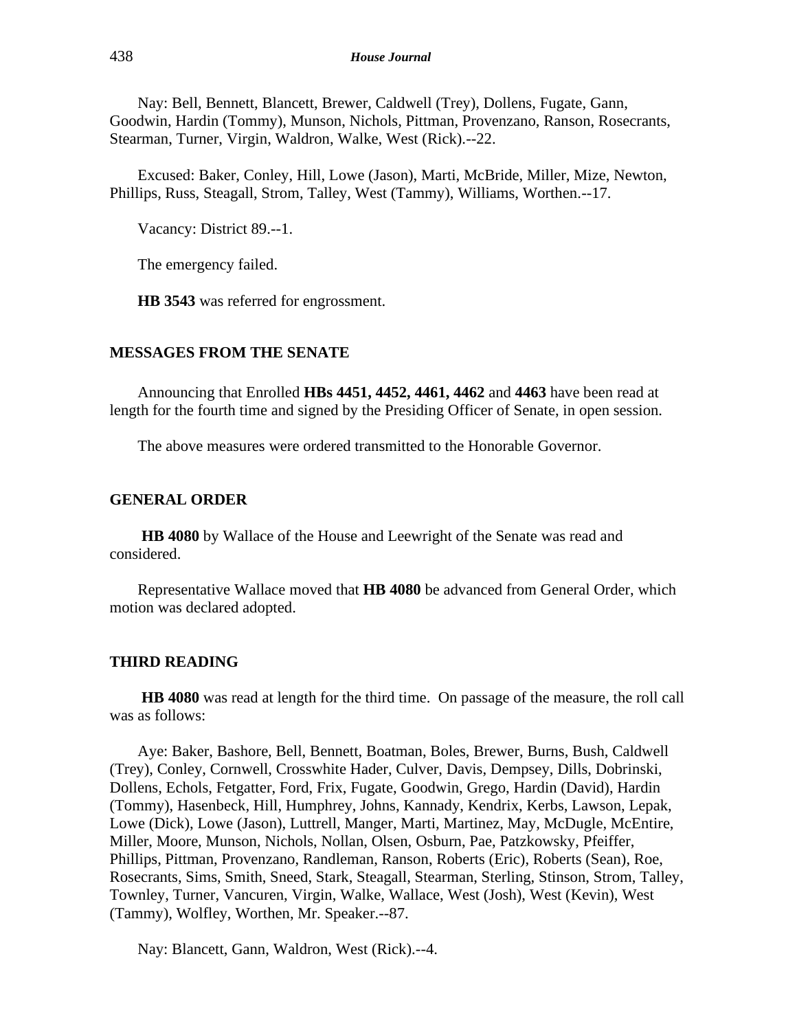Nay: Bell, Bennett, Blancett, Brewer, Caldwell (Trey), Dollens, Fugate, Gann, Goodwin, Hardin (Tommy), Munson, Nichols, Pittman, Provenzano, Ranson, Rosecrants, Stearman, Turner, Virgin, Waldron, Walke, West (Rick).--22.

Excused: Baker, Conley, Hill, Lowe (Jason), Marti, McBride, Miller, Mize, Newton, Phillips, Russ, Steagall, Strom, Talley, West (Tammy), Williams, Worthen.--17.

Vacancy: District 89.--1.

The emergency failed.

**HB 3543** was referred for engrossment.

## MESSAGES FROM THE SENATE

Announcing that Enrolled **HBs 4451, 4452, 4461, 4462** and **4463** have been read at length for the fourth time and signed by the Presiding Officer of Senate, in open session.

The above measures were ordered transmitted to the Honorable Governor.

## GENERAL ORDER

**HB 4080** by Wallace of the House and Leewright of the Senate was read and considered.

Representative Wallace moved that **HB 4080** be advanced from General Order, which motion was declared adopted.

## THIRD READING

**HB 4080** was read at length for the third time. On passage of the measure, the roll call was as follows:

Aye: Baker, Bashore, Bell, Bennett, Boatman, Boles, Brewer, Burns, Bush, Caldwell (Trey), Conley, Cornwell, Crosswhite Hader, Culver, Davis, Dempsey, Dills, Dobrinski, Dollens, Echols, Fetgatter, Ford, Frix, Fugate, Goodwin, Grego, Hardin (David), Hardin (Tommy), Hasenbeck, Hill, Humphrey, Johns, Kannady, Kendrix, Kerbs, Lawson, Lepak, Lowe (Dick), Lowe (Jason), Luttrell, Manger, Marti, Martinez, May, McDugle, McEntire, Miller, Moore, Munson, Nichols, Nollan, Olsen, Osburn, Pae, Patzkowsky, Pfeiffer, Phillips, Pittman, Provenzano, Randleman, Ranson, Roberts (Eric), Roberts (Sean), Roe, Rosecrants, Sims, Smith, Sneed, Stark, Steagall, Stearman, Sterling, Stinson, Strom, Talley, Townley, Turner, Vancuren, Virgin, Walke, Wallace, West (Josh), West (Kevin), West (Tammy), Wolfley, Worthen, Mr. Speaker.--87.

Nay: Blancett, Gann, Waldron, West (Rick).--4.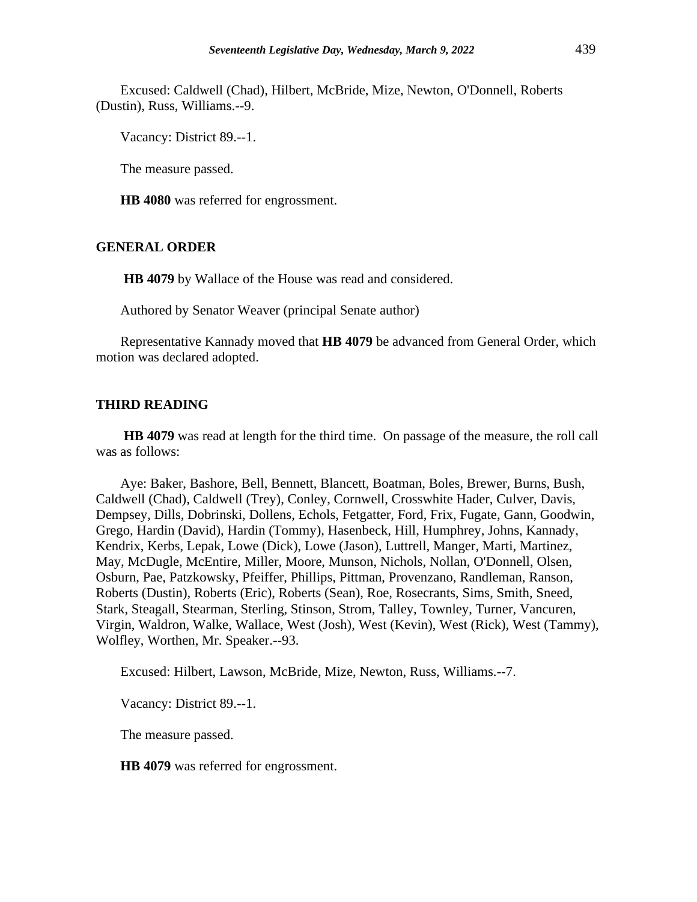Excused: Caldwell (Chad), Hilbert, McBride, Mize, Newton, O'Donnell, Roberts (Dustin), Russ, Williams.--9.

Vacancy: District 89.--1.

The measure passed.

**HB 4080** was referred for engrossment.

## GENERAL ORDER

**HB 4079** by Wallace of the House was read and considered.

Authored by Senator Weaver (principal Senate author)

Representative Kannady moved that **HB 4079** be advanced from General Order, which motion was declared adopted.

## THIRD READING

**HB 4079** was read at length for the third time. On passage of the measure, the roll call was as follows:

Aye: Baker, Bashore, Bell, Bennett, Blancett, Boatman, Boles, Brewer, Burns, Bush, Caldwell (Chad), Caldwell (Trey), Conley, Cornwell, Crosswhite Hader, Culver, Davis, Dempsey, Dills, Dobrinski, Dollens, Echols, Fetgatter, Ford, Frix, Fugate, Gann, Goodwin, Grego, Hardin (David), Hardin (Tommy), Hasenbeck, Hill, Humphrey, Johns, Kannady, Kendrix, Kerbs, Lepak, Lowe (Dick), Lowe (Jason), Luttrell, Manger, Marti, Martinez, May, McDugle, McEntire, Miller, Moore, Munson, Nichols, Nollan, O'Donnell, Olsen, Osburn, Pae, Patzkowsky, Pfeiffer, Phillips, Pittman, Provenzano, Randleman, Ranson, Roberts (Dustin), Roberts (Eric), Roberts (Sean), Roe, Rosecrants, Sims, Smith, Sneed, Stark, Steagall, Stearman, Sterling, Stinson, Strom, Talley, Townley, Turner, Vancuren, Virgin, Waldron, Walke, Wallace, West (Josh), West (Kevin), West (Rick), West (Tammy), Wolfley, Worthen, Mr. Speaker.--93.

Excused: Hilbert, Lawson, McBride, Mize, Newton, Russ, Williams.--7.

Vacancy: District 89.--1.

The measure passed.

**HB 4079** was referred for engrossment.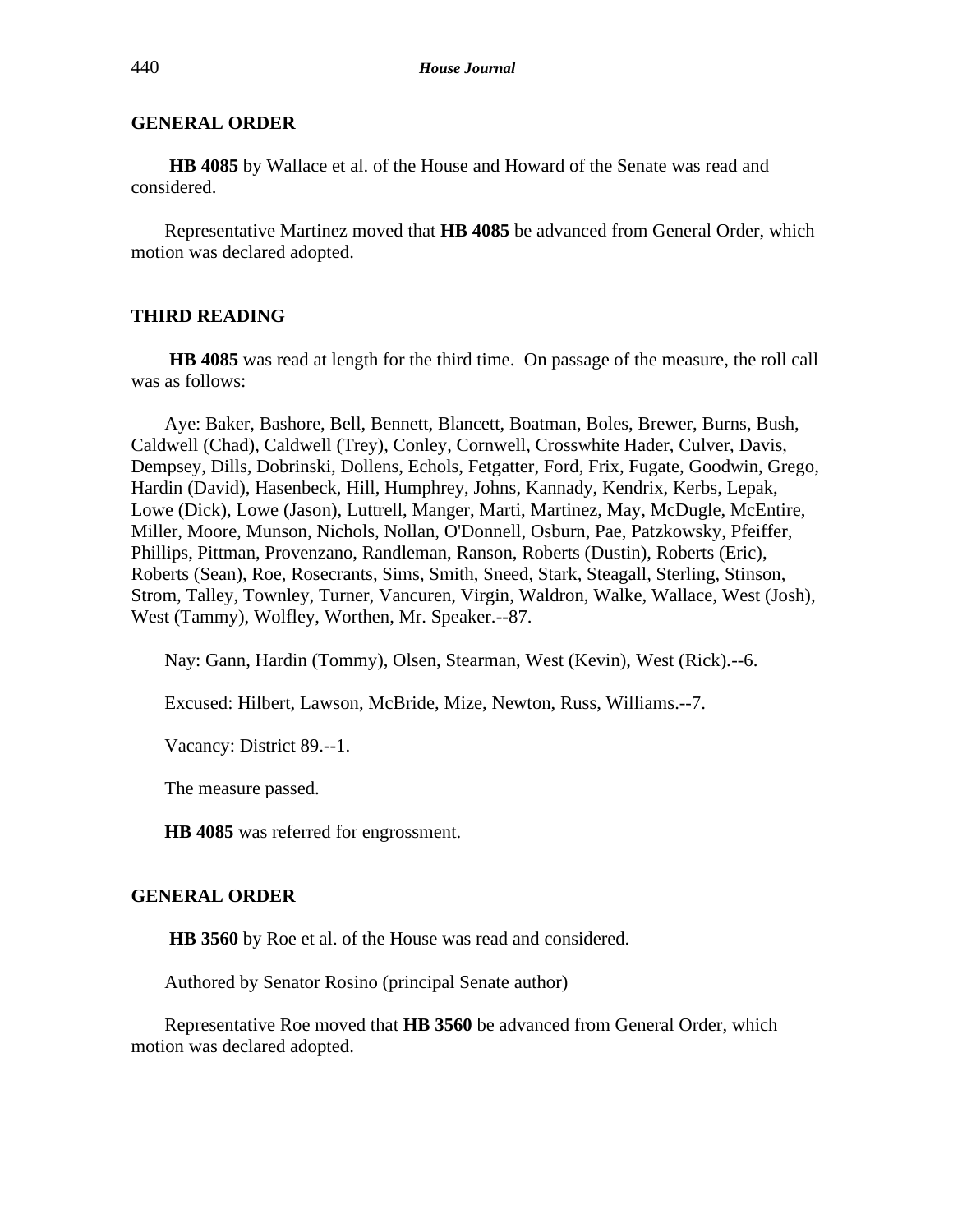## GENERAL ORDER

**HB 4085** by Wallace et al. of the House and Howard of the Senate was read and considered.

Representative Martinez moved that **HB 4085** be advanced from General Order, which motion was declared adopted.

## THIRD READING

**HB 4085** was read at length for the third time. On passage of the measure, the roll call was as follows:

Aye: Baker, Bashore, Bell, Bennett, Blancett, Boatman, Boles, Brewer, Burns, Bush, Caldwell (Chad), Caldwell (Trey), Conley, Cornwell, Crosswhite Hader, Culver, Davis, Dempsey, Dills, Dobrinski, Dollens, Echols, Fetgatter, Ford, Frix, Fugate, Goodwin, Grego, Hardin (David), Hasenbeck, Hill, Humphrey, Johns, Kannady, Kendrix, Kerbs, Lepak, Lowe (Dick), Lowe (Jason), Luttrell, Manger, Marti, Martinez, May, McDugle, McEntire, Miller, Moore, Munson, Nichols, Nollan, O'Donnell, Osburn, Pae, Patzkowsky, Pfeiffer, Phillips, Pittman, Provenzano, Randleman, Ranson, Roberts (Dustin), Roberts (Eric), Roberts (Sean), Roe, Rosecrants, Sims, Smith, Sneed, Stark, Steagall, Sterling, Stinson, Strom, Talley, Townley, Turner, Vancuren, Virgin, Waldron, Walke, Wallace, West (Josh), West (Tammy), Wolfley, Worthen, Mr. Speaker.--87.

Nay: Gann, Hardin (Tommy), Olsen, Stearman, West (Kevin), West (Rick).--6.

Excused: Hilbert, Lawson, McBride, Mize, Newton, Russ, Williams.--7.

Vacancy: District 89.--1.

The measure passed.

**HB 4085** was referred for engrossment.

## GENERAL ORDER

**HB 3560** by Roe et al. of the House was read and considered.

Authored by Senator Rosino (principal Senate author)

Representative Roe moved that **HB 3560** be advanced from General Order, which motion was declared adopted.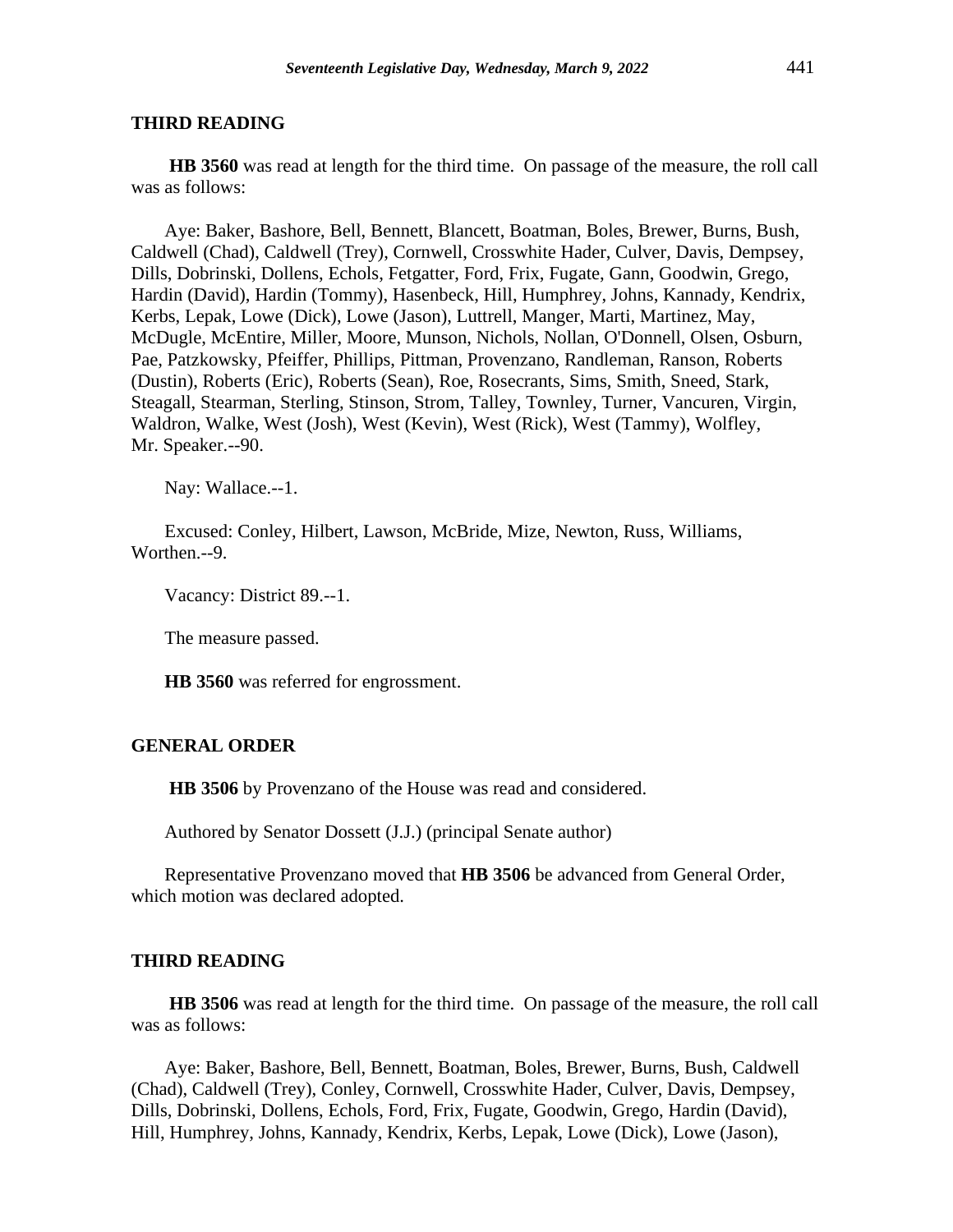## THIRD READING

**HB 3560** was read at length for the third time. On passage of the measure, the roll call was as follows:

Aye: Baker, Bashore, Bell, Bennett, Blancett, Boatman, Boles, Brewer, Burns, Bush, Caldwell (Chad), Caldwell (Trey), Cornwell, Crosswhite Hader, Culver, Davis, Dempsey, Dills, Dobrinski, Dollens, Echols, Fetgatter, Ford, Frix, Fugate, Gann, Goodwin, Grego, Hardin (David), Hardin (Tommy), Hasenbeck, Hill, Humphrey, Johns, Kannady, Kendrix, Kerbs, Lepak, Lowe (Dick), Lowe (Jason), Luttrell, Manger, Marti, Martinez, May, McDugle, McEntire, Miller, Moore, Munson, Nichols, Nollan, O'Donnell, Olsen, Osburn, Pae, Patzkowsky, Pfeiffer, Phillips, Pittman, Provenzano, Randleman, Ranson, Roberts (Dustin), Roberts (Eric), Roberts (Sean), Roe, Rosecrants, Sims, Smith, Sneed, Stark, Steagall, Stearman, Sterling, Stinson, Strom, Talley, Townley, Turner, Vancuren, Virgin, Waldron, Walke, West (Josh), West (Kevin), West (Rick), West (Tammy), Wolfley, Mr. Speaker.--90.

Nay: Wallace.--1.

Excused: Conley, Hilbert, Lawson, McBride, Mize, Newton, Russ, Williams, Worthen.--9.

Vacancy: District 89.--1.

The measure passed.

**HB 3560** was referred for engrossment.

## GENERAL ORDER

**HB 3506** by Provenzano of the House was read and considered.

Authored by Senator Dossett (J.J.) (principal Senate author)

Representative Provenzano moved that **HB 3506** be advanced from General Order, which motion was declared adopted.

## THIRD READING

**HB 3506** was read at length for the third time. On passage of the measure, the roll call was as follows:

Aye: Baker, Bashore, Bell, Bennett, Boatman, Boles, Brewer, Burns, Bush, Caldwell (Chad), Caldwell (Trey), Conley, Cornwell, Crosswhite Hader, Culver, Davis, Dempsey, Dills, Dobrinski, Dollens, Echols, Ford, Frix, Fugate, Goodwin, Grego, Hardin (David), Hill, Humphrey, Johns, Kannady, Kendrix, Kerbs, Lepak, Lowe (Dick), Lowe (Jason),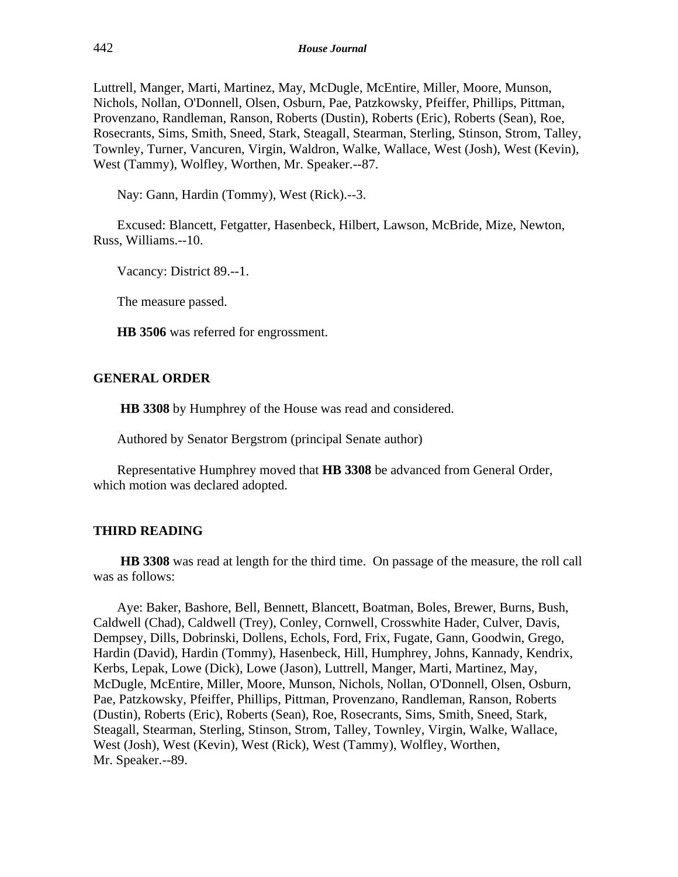Luttrell, Manger, Marti, Martinez, May, McDugle, McEntire, Miller, Moore, Munson, Nichols, Nollan, O'Donnell, Olsen, Osburn, Pae, Patzkowsky, Pfeiffer, Phillips, Pittman, Provenzano, Randleman, Ranson, Roberts (Dustin), Roberts (Eric), Roberts (Sean), Roe, Rosecrants, Sims, Smith, Sneed, Stark, Steagall, Stearman, Sterling, Stinson, Strom, Talley, Townley, Turner, Vancuren, Virgin, Waldron, Walke, Wallace, West (Josh), West (Kevin), West (Tammy), Wolfley, Worthen, Mr. Speaker.--87.

Nay: Gann, Hardin (Tommy), West (Rick).--3.

Excused: Blancett, Fetgatter, Hasenbeck, Hilbert, Lawson, McBride, Mize, Newton, Russ, Williams.--10.

Vacancy: District 89.--1.

The measure passed.

**HB 3506** was referred for engrossment.

## GENERAL ORDER

**HB 3308** by Humphrey of the House was read and considered.

Authored by Senator Bergstrom (principal Senate author)

Representative Humphrey moved that **HB 3308** be advanced from General Order, which motion was declared adopted.

## THIRD READING

**HB 3308** was read at length for the third time. On passage of the measure, the roll call was as follows:

Aye: Baker, Bashore, Bell, Bennett, Blancett, Boatman, Boles, Brewer, Burns, Bush, Caldwell (Chad), Caldwell (Trey), Conley, Cornwell, Crosswhite Hader, Culver, Davis, Dempsey, Dills, Dobrinski, Dollens, Echols, Ford, Frix, Fugate, Gann, Goodwin, Grego, Hardin (David), Hardin (Tommy), Hasenbeck, Hill, Humphrey, Johns, Kannady, Kendrix, Kerbs, Lepak, Lowe (Dick), Lowe (Jason), Luttrell, Manger, Marti, Martinez, May, McDugle, McEntire, Miller, Moore, Munson, Nichols, Nollan, O'Donnell, Olsen, Osburn, Pae, Patzkowsky, Pfeiffer, Phillips, Pittman, Provenzano, Randleman, Ranson, Roberts (Dustin), Roberts (Eric), Roberts (Sean), Roe, Rosecrants, Sims, Smith, Sneed, Stark, Steagall, Stearman, Sterling, Stinson, Strom, Talley, Townley, Virgin, Walke, Wallace, West (Josh), West (Kevin), West (Rick), West (Tammy), Wolfley, Worthen, Mr. Speaker.--89.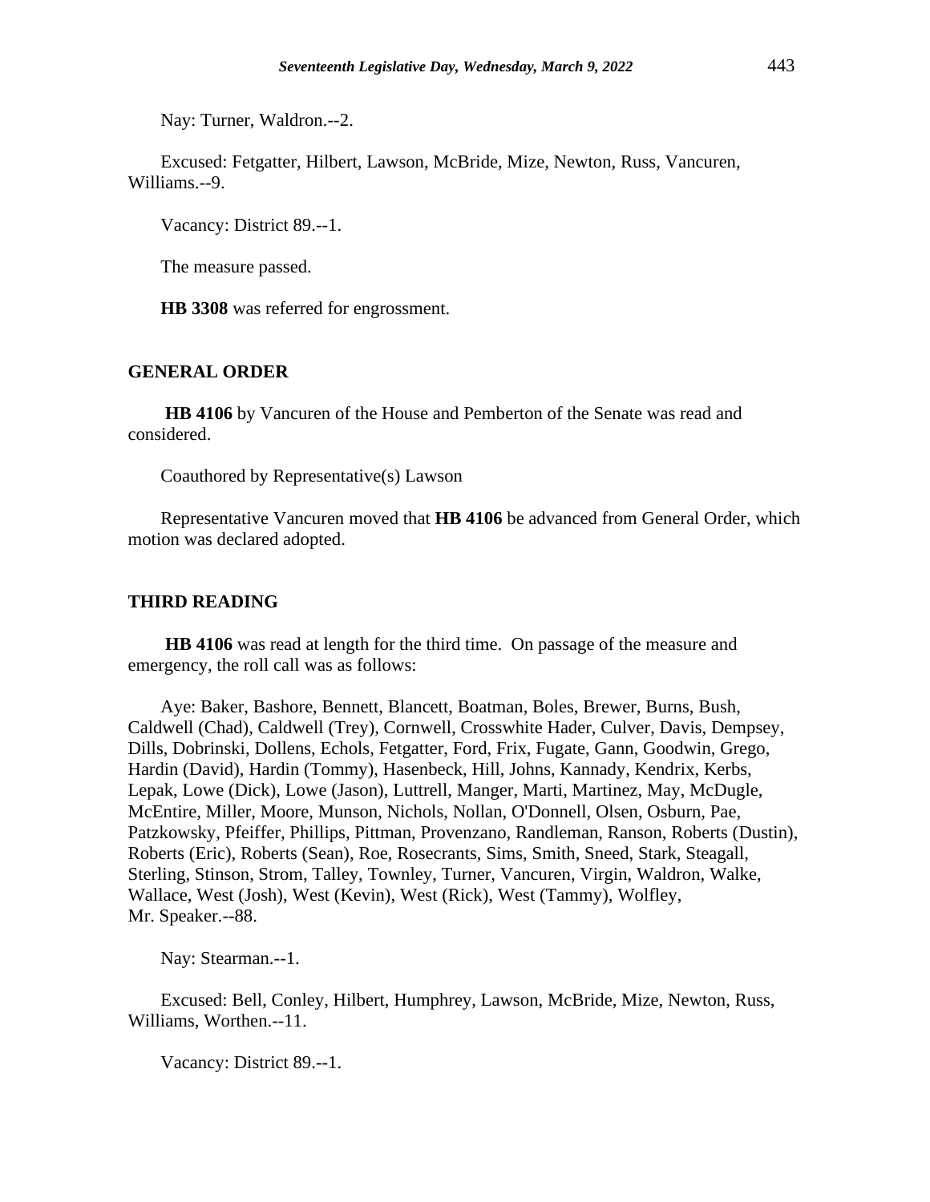Nay: Turner, Waldron.--2.

Excused: Fetgatter, Hilbert, Lawson, McBride, Mize, Newton, Russ, Vancuren, Williams.--9.

Vacancy: District 89.--1.

The measure passed.

**HB 3308** was referred for engrossment.

## GENERAL ORDER

**HB 4106** by Vancuren of the House and Pemberton of the Senate was read and considered.

Coauthored by Representative(s) Lawson

Representative Vancuren moved that **HB 4106** be advanced from General Order, which motion was declared adopted.

## THIRD READING

**HB 4106** was read at length for the third time. On passage of the measure and emergency, the roll call was as follows:

Aye: Baker, Bashore, Bennett, Blancett, Boatman, Boles, Brewer, Burns, Bush, Caldwell (Chad), Caldwell (Trey), Cornwell, Crosswhite Hader, Culver, Davis, Dempsey, Dills, Dobrinski, Dollens, Echols, Fetgatter, Ford, Frix, Fugate, Gann, Goodwin, Grego, Hardin (David), Hardin (Tommy), Hasenbeck, Hill, Johns, Kannady, Kendrix, Kerbs, Lepak, Lowe (Dick), Lowe (Jason), Luttrell, Manger, Marti, Martinez, May, McDugle, McEntire, Miller, Moore, Munson, Nichols, Nollan, O'Donnell, Olsen, Osburn, Pae, Patzkowsky, Pfeiffer, Phillips, Pittman, Provenzano, Randleman, Ranson, Roberts (Dustin), Roberts (Eric), Roberts (Sean), Roe, Rosecrants, Sims, Smith, Sneed, Stark, Steagall, Sterling, Stinson, Strom, Talley, Townley, Turner, Vancuren, Virgin, Waldron, Walke, Wallace, West (Josh), West (Kevin), West (Rick), West (Tammy), Wolfley, Mr. Speaker.--88.

Nay: Stearman.--1.

Excused: Bell, Conley, Hilbert, Humphrey, Lawson, McBride, Mize, Newton, Russ, Williams, Worthen.--11.

Vacancy: District 89.--1.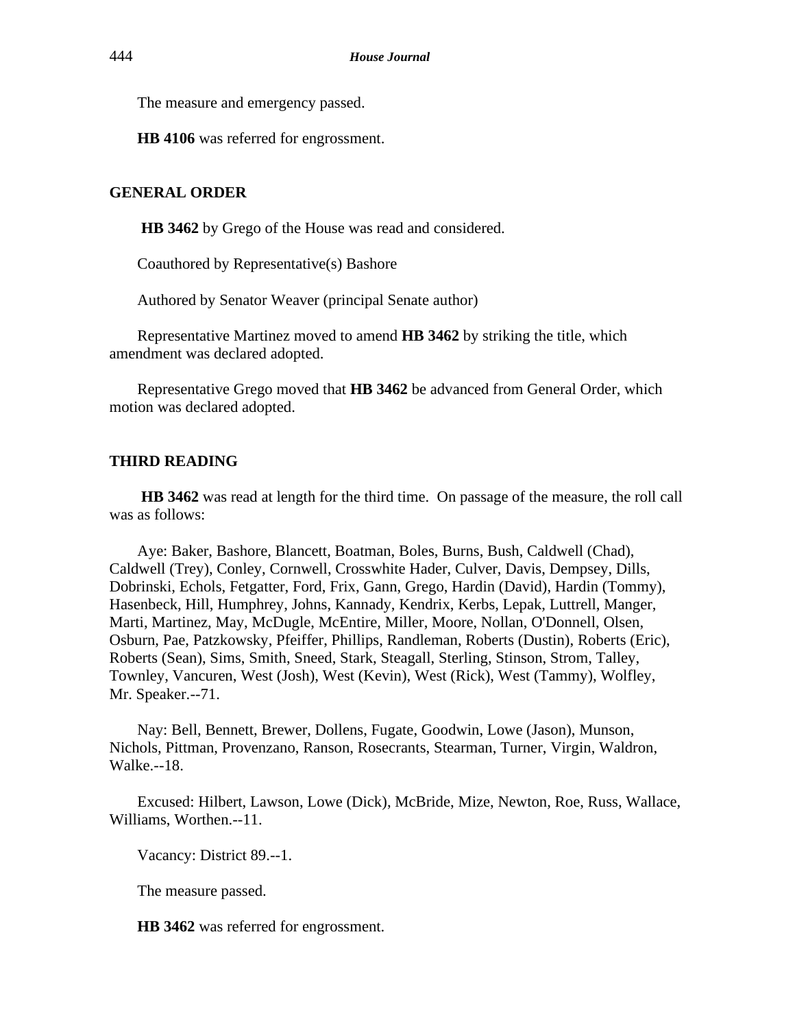The measure and emergency passed.

**HB 4106** was referred for engrossment.

## GENERAL ORDER

**HB 3462** by Grego of the House was read and considered.

Coauthored by Representative(s) Bashore

Authored by Senator Weaver (principal Senate author)

Representative Martinez moved to amend **HB 3462** by striking the title, which amendment was declared adopted.

Representative Grego moved that **HB 3462** be advanced from General Order, which motion was declared adopted.

## THIRD READING

**HB 3462** was read at length for the third time. On passage of the measure, the roll call was as follows:

Aye: Baker, Bashore, Blancett, Boatman, Boles, Burns, Bush, Caldwell (Chad), Caldwell (Trey), Conley, Cornwell, Crosswhite Hader, Culver, Davis, Dempsey, Dills, Dobrinski, Echols, Fetgatter, Ford, Frix, Gann, Grego, Hardin (David), Hardin (Tommy), Hasenbeck, Hill, Humphrey, Johns, Kannady, Kendrix, Kerbs, Lepak, Luttrell, Manger, Marti, Martinez, May, McDugle, McEntire, Miller, Moore, Nollan, O'Donnell, Olsen, Osburn, Pae, Patzkowsky, Pfeiffer, Phillips, Randleman, Roberts (Dustin), Roberts (Eric), Roberts (Sean), Sims, Smith, Sneed, Stark, Steagall, Sterling, Stinson, Strom, Talley, Townley, Vancuren, West (Josh), West (Kevin), West (Rick), West (Tammy), Wolfley, Mr. Speaker.--71.

Nay: Bell, Bennett, Brewer, Dollens, Fugate, Goodwin, Lowe (Jason), Munson, Nichols, Pittman, Provenzano, Ranson, Rosecrants, Stearman, Turner, Virgin, Waldron, Walke.--18.

Excused: Hilbert, Lawson, Lowe (Dick), McBride, Mize, Newton, Roe, Russ, Wallace, Williams, Worthen.--11.

Vacancy: District 89.--1.

The measure passed.

**HB 3462** was referred for engrossment.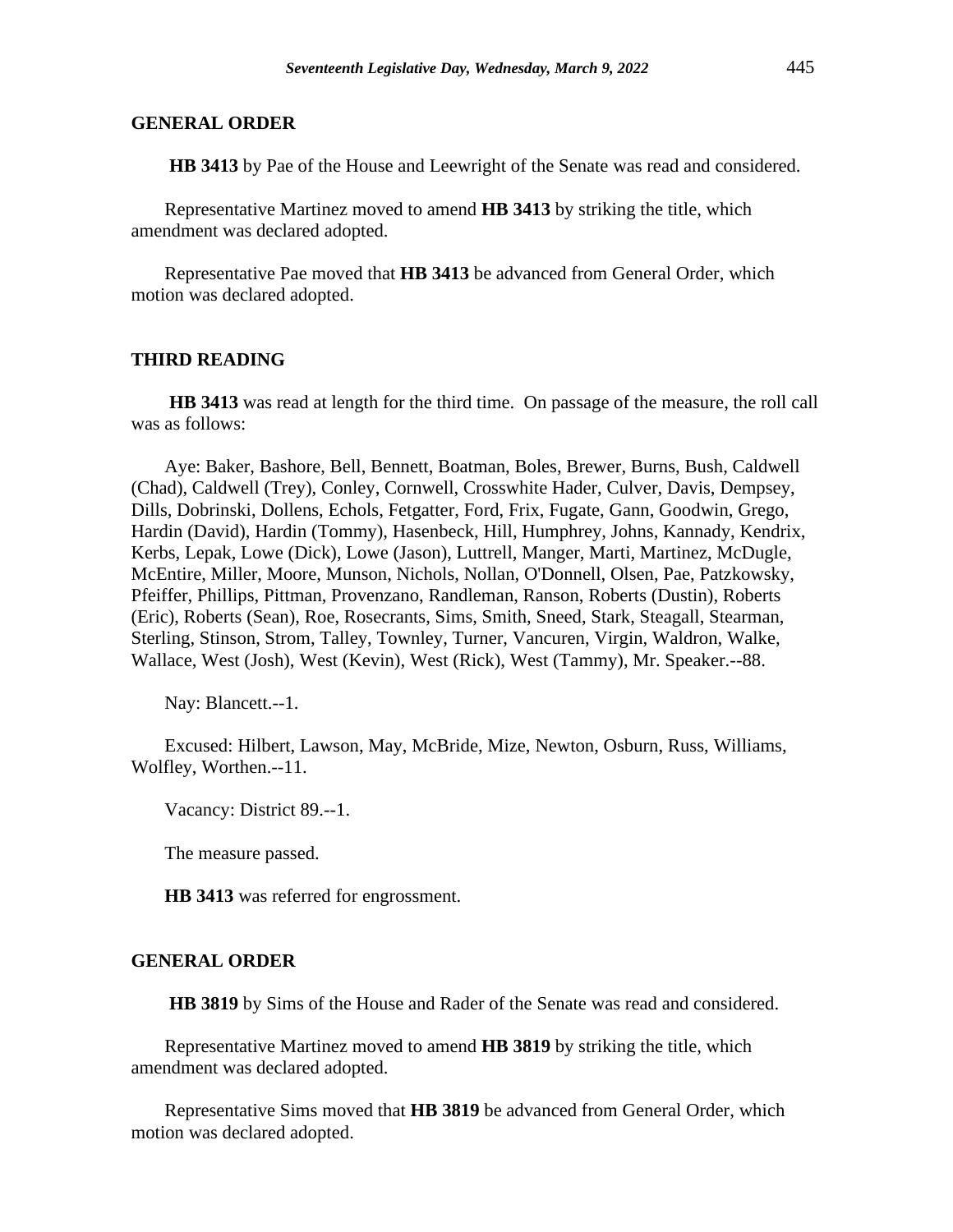## GENERAL ORDER

**HB 3413** by Pae of the House and Leewright of the Senate was read and considered.

Representative Martinez moved to amend **HB 3413** by striking the title, which amendment was declared adopted.

Representative Pae moved that **HB 3413** be advanced from General Order, which motion was declared adopted.

## THIRD READING

**HB 3413** was read at length for the third time. On passage of the measure, the roll call was as follows:

Aye: Baker, Bashore, Bell, Bennett, Boatman, Boles, Brewer, Burns, Bush, Caldwell (Chad), Caldwell (Trey), Conley, Cornwell, Crosswhite Hader, Culver, Davis, Dempsey, Dills, Dobrinski, Dollens, Echols, Fetgatter, Ford, Frix, Fugate, Gann, Goodwin, Grego, Hardin (David), Hardin (Tommy), Hasenbeck, Hill, Humphrey, Johns, Kannady, Kendrix, Kerbs, Lepak, Lowe (Dick), Lowe (Jason), Luttrell, Manger, Marti, Martinez, McDugle, McEntire, Miller, Moore, Munson, Nichols, Nollan, O'Donnell, Olsen, Pae, Patzkowsky, Pfeiffer, Phillips, Pittman, Provenzano, Randleman, Ranson, Roberts (Dustin), Roberts (Eric), Roberts (Sean), Roe, Rosecrants, Sims, Smith, Sneed, Stark, Steagall, Stearman, Sterling, Stinson, Strom, Talley, Townley, Turner, Vancuren, Virgin, Waldron, Walke, Wallace, West (Josh), West (Kevin), West (Rick), West (Tammy), Mr. Speaker.--88.

Nay: Blancett.--1.

Excused: Hilbert, Lawson, May, McBride, Mize, Newton, Osburn, Russ, Williams, Wolfley, Worthen.--11.

Vacancy: District 89.--1.

The measure passed.

**HB 3413** was referred for engrossment.

## GENERAL ORDER

**HB 3819** by Sims of the House and Rader of the Senate was read and considered.

Representative Martinez moved to amend **HB 3819** by striking the title, which amendment was declared adopted.

Representative Sims moved that **HB 3819** be advanced from General Order, which motion was declared adopted.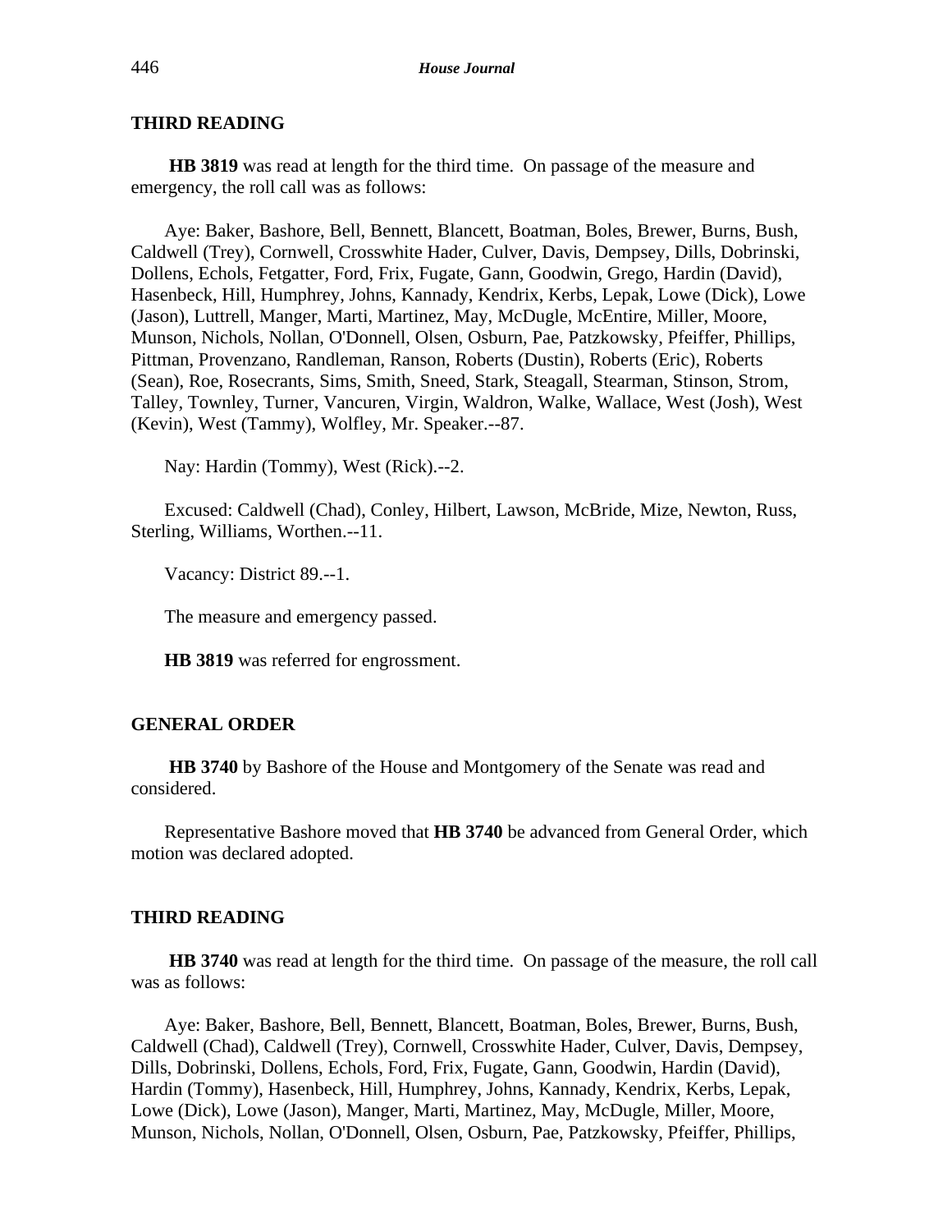## THIRD READING

**HB 3819** was read at length for the third time. On passage of the measure and emergency, the roll call was as follows:

Aye: Baker, Bashore, Bell, Bennett, Blancett, Boatman, Boles, Brewer, Burns, Bush, Caldwell (Trey), Cornwell, Crosswhite Hader, Culver, Davis, Dempsey, Dills, Dobrinski, Dollens, Echols, Fetgatter, Ford, Frix, Fugate, Gann, Goodwin, Grego, Hardin (David), Hasenbeck, Hill, Humphrey, Johns, Kannady, Kendrix, Kerbs, Lepak, Lowe (Dick), Lowe (Jason), Luttrell, Manger, Marti, Martinez, May, McDugle, McEntire, Miller, Moore, Munson, Nichols, Nollan, O'Donnell, Olsen, Osburn, Pae, Patzkowsky, Pfeiffer, Phillips, Pittman, Provenzano, Randleman, Ranson, Roberts (Dustin), Roberts (Eric), Roberts (Sean), Roe, Rosecrants, Sims, Smith, Sneed, Stark, Steagall, Stearman, Stinson, Strom, Talley, Townley, Turner, Vancuren, Virgin, Waldron, Walke, Wallace, West (Josh), West (Kevin), West (Tammy), Wolfley, Mr. Speaker.--87.

Nay: Hardin (Tommy), West (Rick).--2.

Excused: Caldwell (Chad), Conley, Hilbert, Lawson, McBride, Mize, Newton, Russ, Sterling, Williams, Worthen.--11.

Vacancy: District 89.--1.

The measure and emergency passed.

**HB 3819** was referred for engrossment.

## GENERAL ORDER

**HB 3740** by Bashore of the House and Montgomery of the Senate was read and considered.

Representative Bashore moved that **HB 3740** be advanced from General Order, which motion was declared adopted.

## THIRD READING

**HB 3740** was read at length for the third time. On passage of the measure, the roll call was as follows:

Aye: Baker, Bashore, Bell, Bennett, Blancett, Boatman, Boles, Brewer, Burns, Bush, Caldwell (Chad), Caldwell (Trey), Cornwell, Crosswhite Hader, Culver, Davis, Dempsey, Dills, Dobrinski, Dollens, Echols, Ford, Frix, Fugate, Gann, Goodwin, Hardin (David), Hardin (Tommy), Hasenbeck, Hill, Humphrey, Johns, Kannady, Kendrix, Kerbs, Lepak, Lowe (Dick), Lowe (Jason), Manger, Marti, Martinez, May, McDugle, Miller, Moore, Munson, Nichols, Nollan, O'Donnell, Olsen, Osburn, Pae, Patzkowsky, Pfeiffer, Phillips,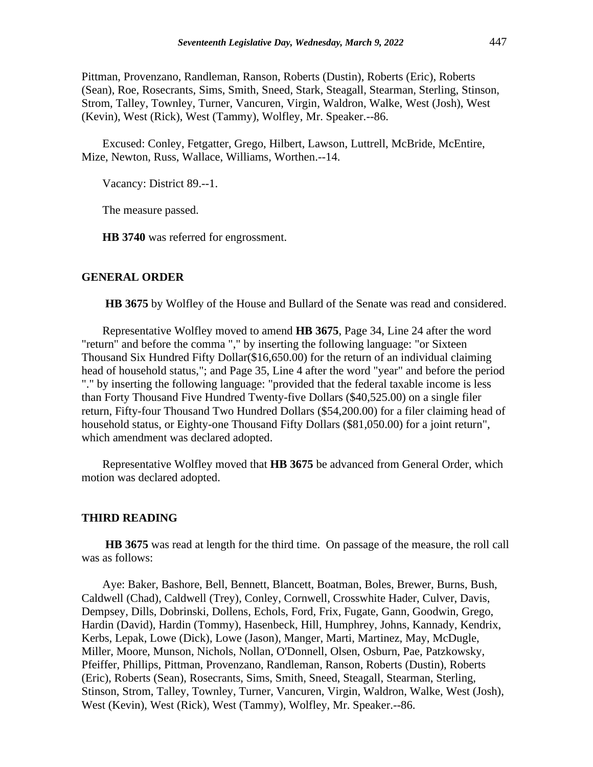Pittman, Provenzano, Randleman, Ranson, Roberts (Dustin), Roberts (Eric), Roberts (Sean), Roe, Rosecrants, Sims, Smith, Sneed, Stark, Steagall, Stearman, Sterling, Stinson, Strom, Talley, Townley, Turner, Vancuren, Virgin, Waldron, Walke, West (Josh), West (Kevin), West (Rick), West (Tammy), Wolfley, Mr. Speaker.--86.

Excused: Conley, Fetgatter, Grego, Hilbert, Lawson, Luttrell, McBride, McEntire, Mize, Newton, Russ, Wallace, Williams, Worthen.--14.

Vacancy: District 89.--1.

The measure passed.

**HB 3740** was referred for engrossment.

## GENERAL ORDER

**HB 3675** by Wolfley of the House and Bullard of the Senate was read and considered.

Representative Wolfley moved to amend **HB 3675**, Page 34, Line 24 after the word "return" and before the comma "," by inserting the following language: "or Sixteen Thousand Six Hundred Fifty Dollar($16,650.00) for the return of an individual claiming head of household status,"; and Page 35, Line 4 after the word "year" and before the period "." by inserting the following language: "provided that the federal taxable income is less than Forty Thousand Five Hundred Twenty-five Dollars ($40,525.00) on a single filer return, Fifty-four Thousand Two Hundred Dollars ($54,200.00) for a filer claiming head of household status, or Eighty-one Thousand Fifty Dollars ($81,050.00) for a joint return", which amendment was declared adopted.

Representative Wolfley moved that **HB 3675** be advanced from General Order, which motion was declared adopted.

## THIRD READING

**HB 3675** was read at length for the third time. On passage of the measure, the roll call was as follows:

Aye: Baker, Bashore, Bell, Bennett, Blancett, Boatman, Boles, Brewer, Burns, Bush, Caldwell (Chad), Caldwell (Trey), Conley, Cornwell, Crosswhite Hader, Culver, Davis, Dempsey, Dills, Dobrinski, Dollens, Echols, Ford, Frix, Fugate, Gann, Goodwin, Grego, Hardin (David), Hardin (Tommy), Hasenbeck, Hill, Humphrey, Johns, Kannady, Kendrix, Kerbs, Lepak, Lowe (Dick), Lowe (Jason), Manger, Marti, Martinez, May, McDugle, Miller, Moore, Munson, Nichols, Nollan, O'Donnell, Olsen, Osburn, Pae, Patzkowsky, Pfeiffer, Phillips, Pittman, Provenzano, Randleman, Ranson, Roberts (Dustin), Roberts (Eric), Roberts (Sean), Rosecrants, Sims, Smith, Sneed, Steagall, Stearman, Sterling, Stinson, Strom, Talley, Townley, Turner, Vancuren, Virgin, Waldron, Walke, West (Josh), West (Kevin), West (Rick), West (Tammy), Wolfley, Mr. Speaker.--86.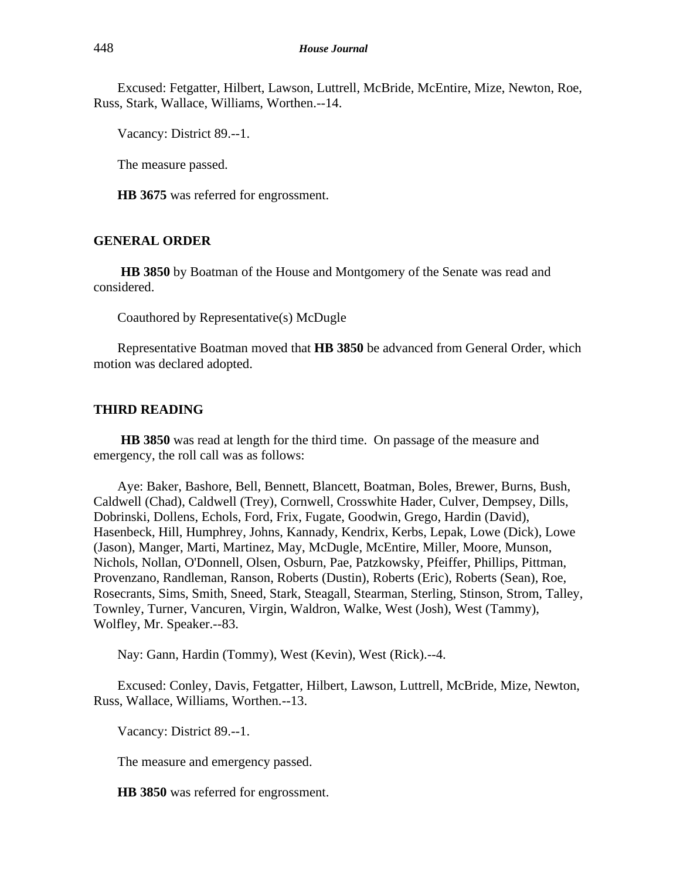Excused: Fetgatter, Hilbert, Lawson, Luttrell, McBride, McEntire, Mize, Newton, Roe, Russ, Stark, Wallace, Williams, Worthen.--14.

Vacancy: District 89.--1.

The measure passed.

**HB 3675** was referred for engrossment.

## GENERAL ORDER

**HB 3850** by Boatman of the House and Montgomery of the Senate was read and considered.

Coauthored by Representative(s) McDugle

Representative Boatman moved that **HB 3850** be advanced from General Order, which motion was declared adopted.

## THIRD READING

**HB 3850** was read at length for the third time. On passage of the measure and emergency, the roll call was as follows:

Aye: Baker, Bashore, Bell, Bennett, Blancett, Boatman, Boles, Brewer, Burns, Bush, Caldwell (Chad), Caldwell (Trey), Cornwell, Crosswhite Hader, Culver, Dempsey, Dills, Dobrinski, Dollens, Echols, Ford, Frix, Fugate, Goodwin, Grego, Hardin (David), Hasenbeck, Hill, Humphrey, Johns, Kannady, Kendrix, Kerbs, Lepak, Lowe (Dick), Lowe (Jason), Manger, Marti, Martinez, May, McDugle, McEntire, Miller, Moore, Munson, Nichols, Nollan, O'Donnell, Olsen, Osburn, Pae, Patzkowsky, Pfeiffer, Phillips, Pittman, Provenzano, Randleman, Ranson, Roberts (Dustin), Roberts (Eric), Roberts (Sean), Roe, Rosecrants, Sims, Smith, Sneed, Stark, Steagall, Stearman, Sterling, Stinson, Strom, Talley, Townley, Turner, Vancuren, Virgin, Waldron, Walke, West (Josh), West (Tammy), Wolfley, Mr. Speaker.--83.

Nay: Gann, Hardin (Tommy), West (Kevin), West (Rick).--4.

Excused: Conley, Davis, Fetgatter, Hilbert, Lawson, Luttrell, McBride, Mize, Newton, Russ, Wallace, Williams, Worthen.--13.

Vacancy: District 89.--1.

The measure and emergency passed.

**HB 3850** was referred for engrossment.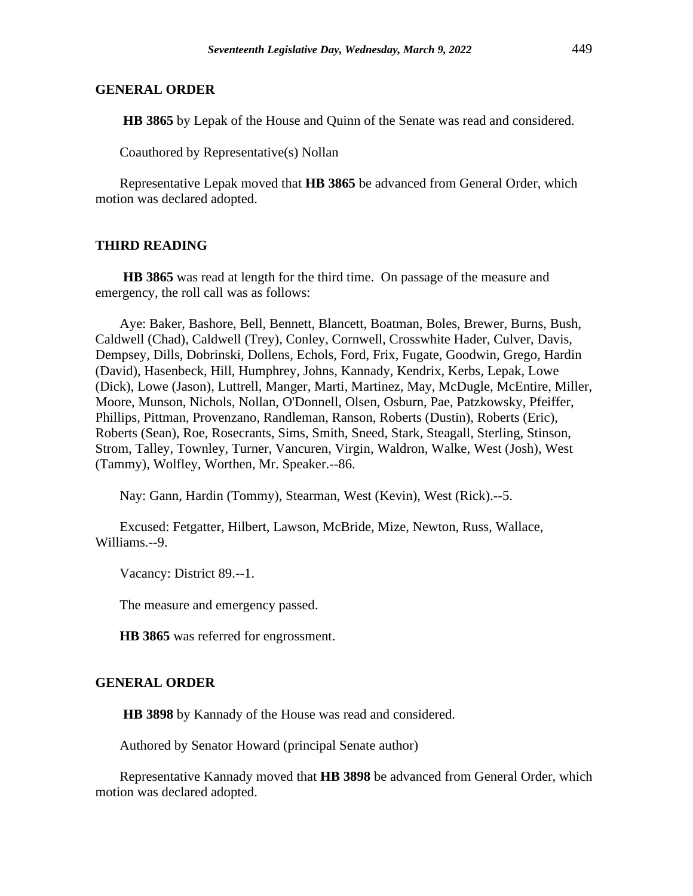## GENERAL ORDER

**HB 3865** by Lepak of the House and Quinn of the Senate was read and considered.

Coauthored by Representative(s) Nollan

Representative Lepak moved that **HB 3865** be advanced from General Order, which motion was declared adopted.

## THIRD READING

**HB 3865** was read at length for the third time. On passage of the measure and emergency, the roll call was as follows:

Aye: Baker, Bashore, Bell, Bennett, Blancett, Boatman, Boles, Brewer, Burns, Bush, Caldwell (Chad), Caldwell (Trey), Conley, Cornwell, Crosswhite Hader, Culver, Davis, Dempsey, Dills, Dobrinski, Dollens, Echols, Ford, Frix, Fugate, Goodwin, Grego, Hardin (David), Hasenbeck, Hill, Humphrey, Johns, Kannady, Kendrix, Kerbs, Lepak, Lowe (Dick), Lowe (Jason), Luttrell, Manger, Marti, Martinez, May, McDugle, McEntire, Miller, Moore, Munson, Nichols, Nollan, O'Donnell, Olsen, Osburn, Pae, Patzkowsky, Pfeiffer, Phillips, Pittman, Provenzano, Randleman, Ranson, Roberts (Dustin), Roberts (Eric), Roberts (Sean), Roe, Rosecrants, Sims, Smith, Sneed, Stark, Steagall, Sterling, Stinson, Strom, Talley, Townley, Turner, Vancuren, Virgin, Waldron, Walke, West (Josh), West (Tammy), Wolfley, Worthen, Mr. Speaker.--86.

Nay: Gann, Hardin (Tommy), Stearman, West (Kevin), West (Rick).--5.

Excused: Fetgatter, Hilbert, Lawson, McBride, Mize, Newton, Russ, Wallace, Williams.--9.

Vacancy: District 89.--1.

The measure and emergency passed.

**HB 3865** was referred for engrossment.

## GENERAL ORDER

**HB 3898** by Kannady of the House was read and considered.

Authored by Senator Howard (principal Senate author)

Representative Kannady moved that **HB 3898** be advanced from General Order, which motion was declared adopted.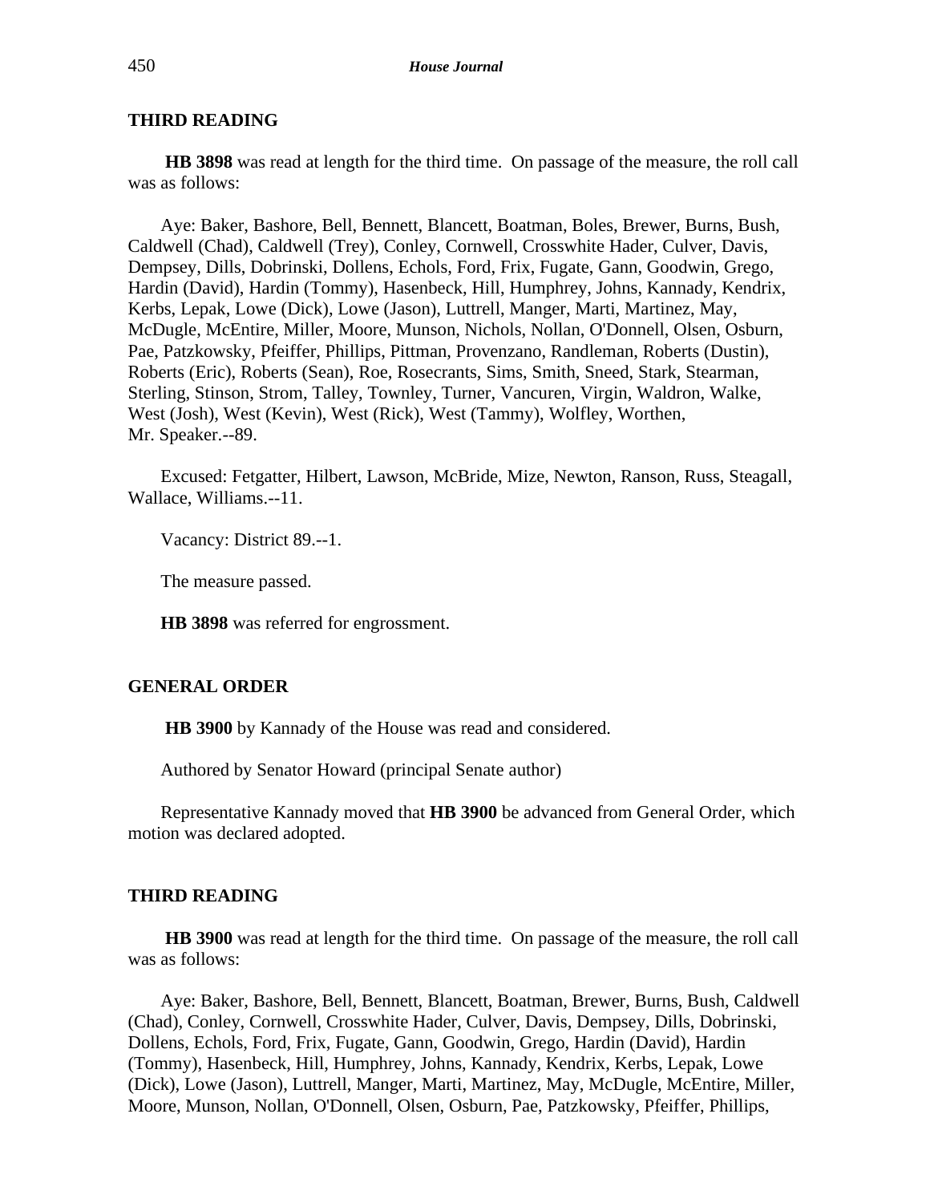## THIRD READING

**HB 3898** was read at length for the third time. On passage of the measure, the roll call was as follows:

Aye: Baker, Bashore, Bell, Bennett, Blancett, Boatman, Boles, Brewer, Burns, Bush, Caldwell (Chad), Caldwell (Trey), Conley, Cornwell, Crosswhite Hader, Culver, Davis, Dempsey, Dills, Dobrinski, Dollens, Echols, Ford, Frix, Fugate, Gann, Goodwin, Grego, Hardin (David), Hardin (Tommy), Hasenbeck, Hill, Humphrey, Johns, Kannady, Kendrix, Kerbs, Lepak, Lowe (Dick), Lowe (Jason), Luttrell, Manger, Marti, Martinez, May, McDugle, McEntire, Miller, Moore, Munson, Nichols, Nollan, O'Donnell, Olsen, Osburn, Pae, Patzkowsky, Pfeiffer, Phillips, Pittman, Provenzano, Randleman, Roberts (Dustin), Roberts (Eric), Roberts (Sean), Roe, Rosecrants, Sims, Smith, Sneed, Stark, Stearman, Sterling, Stinson, Strom, Talley, Townley, Turner, Vancuren, Virgin, Waldron, Walke, West (Josh), West (Kevin), West (Rick), West (Tammy), Wolfley, Worthen, Mr. Speaker.--89.

Excused: Fetgatter, Hilbert, Lawson, McBride, Mize, Newton, Ranson, Russ, Steagall, Wallace, Williams.--11.

Vacancy: District 89.--1.

The measure passed.

**HB 3898** was referred for engrossment.

## GENERAL ORDER

**HB 3900** by Kannady of the House was read and considered.

Authored by Senator Howard (principal Senate author)

Representative Kannady moved that **HB 3900** be advanced from General Order, which motion was declared adopted.

## THIRD READING

**HB 3900** was read at length for the third time. On passage of the measure, the roll call was as follows:

Aye: Baker, Bashore, Bell, Bennett, Blancett, Boatman, Brewer, Burns, Bush, Caldwell (Chad), Conley, Cornwell, Crosswhite Hader, Culver, Davis, Dempsey, Dills, Dobrinski, Dollens, Echols, Ford, Frix, Fugate, Gann, Goodwin, Grego, Hardin (David), Hardin (Tommy), Hasenbeck, Hill, Humphrey, Johns, Kannady, Kendrix, Kerbs, Lepak, Lowe (Dick), Lowe (Jason), Luttrell, Manger, Marti, Martinez, May, McDugle, McEntire, Miller, Moore, Munson, Nollan, O'Donnell, Olsen, Osburn, Pae, Patzkowsky, Pfeiffer, Phillips,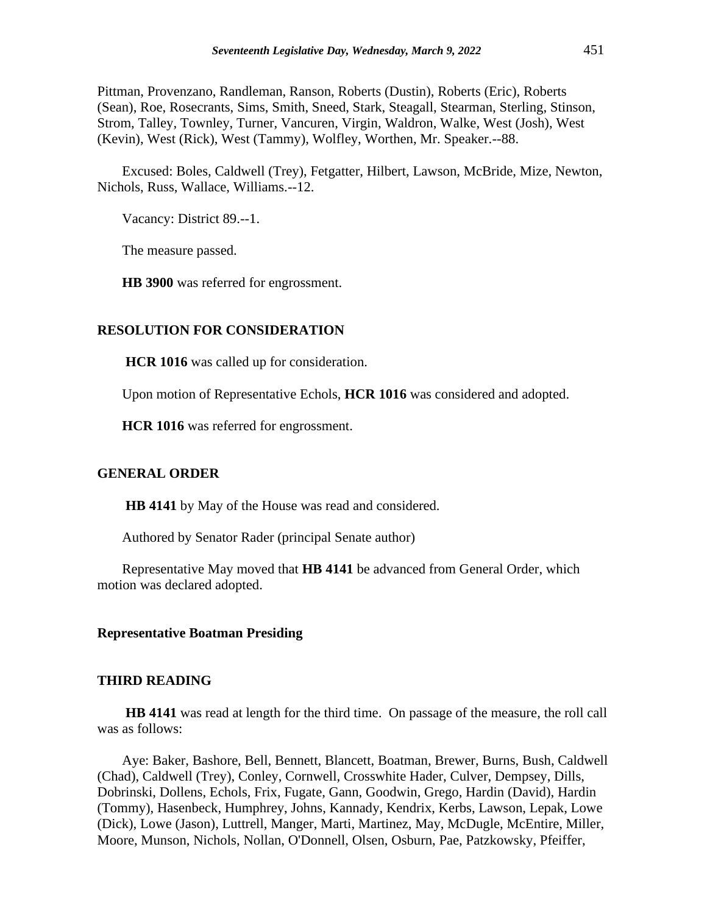Pittman, Provenzano, Randleman, Ranson, Roberts (Dustin), Roberts (Eric), Roberts (Sean), Roe, Rosecrants, Sims, Smith, Sneed, Stark, Steagall, Stearman, Sterling, Stinson, Strom, Talley, Townley, Turner, Vancuren, Virgin, Waldron, Walke, West (Josh), West (Kevin), West (Rick), West (Tammy), Wolfley, Worthen, Mr. Speaker.--88.

Excused: Boles, Caldwell (Trey), Fetgatter, Hilbert, Lawson, McBride, Mize, Newton, Nichols, Russ, Wallace, Williams.--12.

Vacancy: District 89.--1.

The measure passed.

**HB 3900** was referred for engrossment.

## RESOLUTION FOR CONSIDERATION

**HCR 1016** was called up for consideration.

Upon motion of Representative Echols, **HCR 1016** was considered and adopted.

**HCR 1016** was referred for engrossment.

## GENERAL ORDER

**HB 4141** by May of the House was read and considered.

Authored by Senator Rader (principal Senate author)

Representative May moved that **HB 4141** be advanced from General Order, which motion was declared adopted.

## Representative Boatman Presiding

## THIRD READING

**HB 4141** was read at length for the third time. On passage of the measure, the roll call was as follows:

Aye: Baker, Bashore, Bell, Bennett, Blancett, Boatman, Brewer, Burns, Bush, Caldwell (Chad), Caldwell (Trey), Conley, Cornwell, Crosswhite Hader, Culver, Dempsey, Dills, Dobrinski, Dollens, Echols, Frix, Fugate, Gann, Goodwin, Grego, Hardin (David), Hardin (Tommy), Hasenbeck, Humphrey, Johns, Kannady, Kendrix, Kerbs, Lawson, Lepak, Lowe (Dick), Lowe (Jason), Luttrell, Manger, Marti, Martinez, May, McDugle, McEntire, Miller, Moore, Munson, Nichols, Nollan, O'Donnell, Olsen, Osburn, Pae, Patzkowsky, Pfeiffer,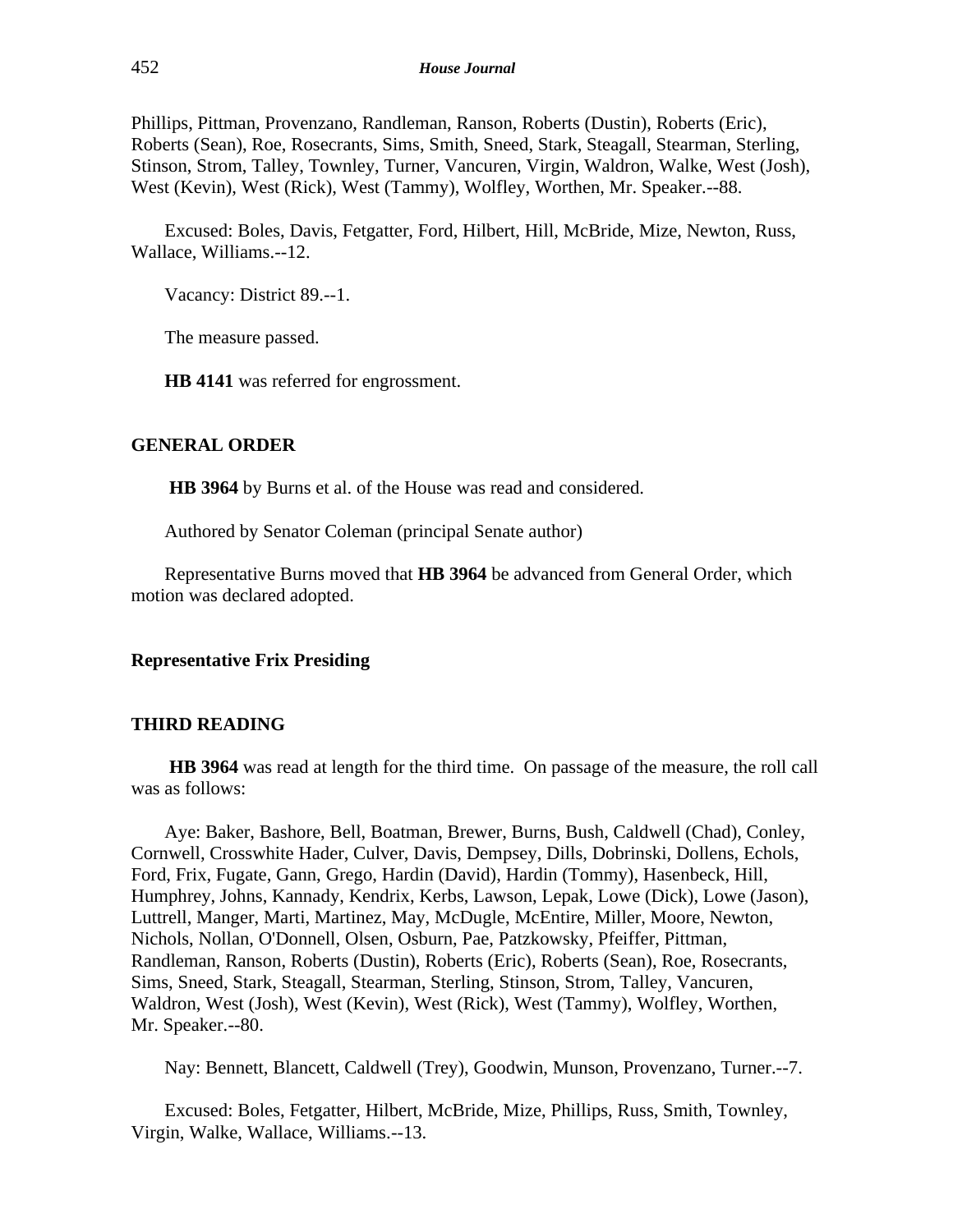Phillips, Pittman, Provenzano, Randleman, Ranson, Roberts (Dustin), Roberts (Eric), Roberts (Sean), Roe, Rosecrants, Sims, Smith, Sneed, Stark, Steagall, Stearman, Sterling, Stinson, Strom, Talley, Townley, Turner, Vancuren, Virgin, Waldron, Walke, West (Josh), West (Kevin), West (Rick), West (Tammy), Wolfley, Worthen, Mr. Speaker.--88.

Excused: Boles, Davis, Fetgatter, Ford, Hilbert, Hill, McBride, Mize, Newton, Russ, Wallace, Williams.--12.

Vacancy: District 89.--1.

The measure passed.

**HB 4141** was referred for engrossment.

## GENERAL ORDER

**HB 3964** by Burns et al. of the House was read and considered.

Authored by Senator Coleman (principal Senate author)

Representative Burns moved that **HB 3964** be advanced from General Order, which motion was declared adopted.

## Representative Frix Presiding

## THIRD READING

**HB 3964** was read at length for the third time. On passage of the measure, the roll call was as follows:

Aye: Baker, Bashore, Bell, Boatman, Brewer, Burns, Bush, Caldwell (Chad), Conley, Cornwell, Crosswhite Hader, Culver, Davis, Dempsey, Dills, Dobrinski, Dollens, Echols, Ford, Frix, Fugate, Gann, Grego, Hardin (David), Hardin (Tommy), Hasenbeck, Hill, Humphrey, Johns, Kannady, Kendrix, Kerbs, Lawson, Lepak, Lowe (Dick), Lowe (Jason), Luttrell, Manger, Marti, Martinez, May, McDugle, McEntire, Miller, Moore, Newton, Nichols, Nollan, O'Donnell, Olsen, Osburn, Pae, Patzkowsky, Pfeiffer, Pittman, Randleman, Ranson, Roberts (Dustin), Roberts (Eric), Roberts (Sean), Roe, Rosecrants, Sims, Sneed, Stark, Steagall, Stearman, Sterling, Stinson, Strom, Talley, Vancuren, Waldron, West (Josh), West (Kevin), West (Rick), West (Tammy), Wolfley, Worthen, Mr. Speaker.--80.

Nay: Bennett, Blancett, Caldwell (Trey), Goodwin, Munson, Provenzano, Turner.--7.

Excused: Boles, Fetgatter, Hilbert, McBride, Mize, Phillips, Russ, Smith, Townley, Virgin, Walke, Wallace, Williams.--13.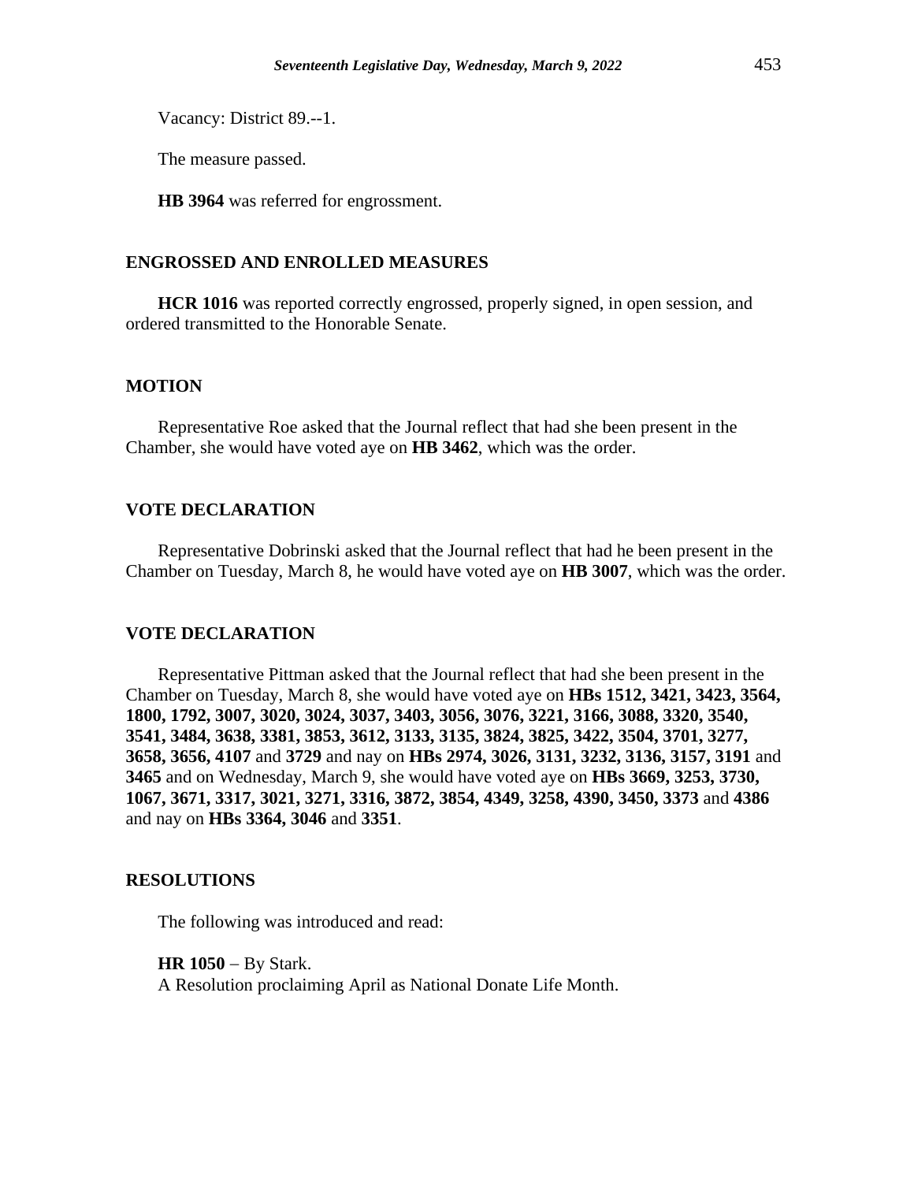Vacancy: District 89.--1.

The measure passed.

**HB 3964** was referred for engrossment.

## ENGROSSED AND ENROLLED MEASURES

**HCR 1016** was reported correctly engrossed, properly signed, in open session, and ordered transmitted to the Honorable Senate.

## MOTION

Representative Roe asked that the Journal reflect that had she been present in the Chamber, she would have voted aye on **HB 3462**, which was the order.

## VOTE DECLARATION

Representative Dobrinski asked that the Journal reflect that had he been present in the Chamber on Tuesday, March 8, he would have voted aye on **HB 3007**, which was the order.

## VOTE DECLARATION

Representative Pittman asked that the Journal reflect that had she been present in the Chamber on Tuesday, March 8, she would have voted aye on **HBs 1512, 3421, 3423, 3564, 1800, 1792, 3007, 3020, 3024, 3037, 3403, 3056, 3076, 3221, 3166, 3088, 3320, 3540, 3541, 3484, 3638, 3381, 3853, 3612, 3133, 3135, 3824, 3825, 3422, 3504, 3701, 3277, 3658, 3656, 4107** and **3729** and nay on **HBs 2974, 3026, 3131, 3232, 3136, 3157, 3191** and **3465** and on Wednesday, March 9, she would have voted aye on **HBs 3669, 3253, 3730, 1067, 3671, 3317, 3021, 3271, 3316, 3872, 3854, 4349, 3258, 4390, 3450, 3373** and **4386** and nay on **HBs 3364, 3046** and **3351**.

## RESOLUTIONS

The following was introduced and read:

**HR 1050** – By Stark.
A Resolution proclaiming April as National Donate Life Month.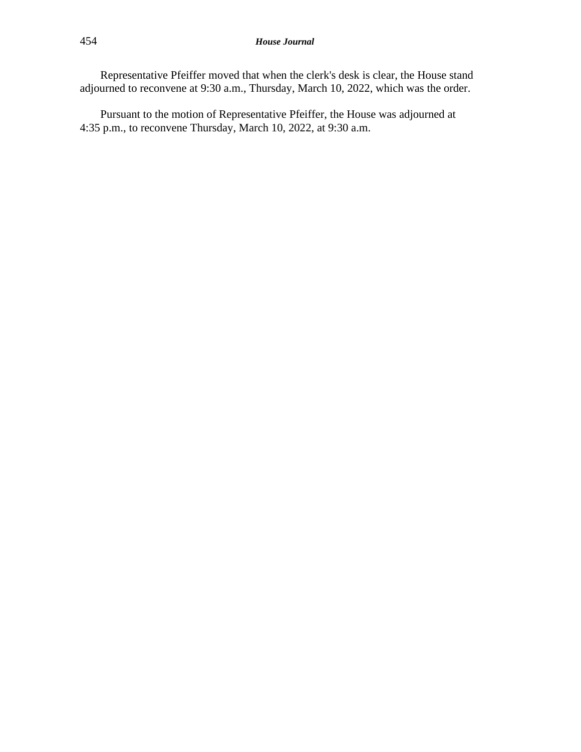Representative Pfeiffer moved that when the clerk's desk is clear, the House stand adjourned to reconvene at 9:30 a.m., Thursday, March 10, 2022, which was the order.

Pursuant to the motion of Representative Pfeiffer, the House was adjourned at 4:35 p.m., to reconvene Thursday, March 10, 2022, at 9:30 a.m.